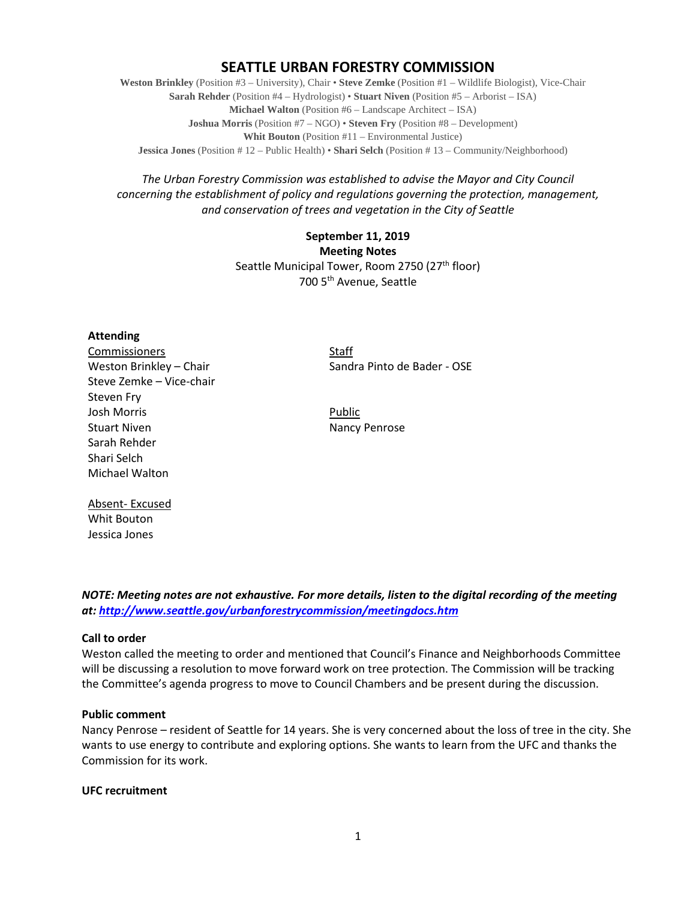# SEATTLE URBAN FORESTRY COMMISSION

**Weston Brinkley** (Position #3 – University), Chair • **Steve Zemke** (Position #1 – Wildlife Biologist), Vice-Chair
**Sarah Rehder** (Position #4 – Hydrologist) • **Stuart Niven** (Position #5 – Arborist – ISA)
**Michael Walton** (Position #6 – Landscape Architect – ISA)
**Joshua Morris** (Position #7 – NGO) • **Steven Fry** (Position #8 – Development)
**Whit Bouton** (Position #11 – Environmental Justice)
**Jessica Jones** (Position # 12 – Public Health) • **Shari Selch** (Position # 13 – Community/Neighborhood)

*The Urban Forestry Commission was established to advise the Mayor and City Council concerning the establishment of policy and regulations governing the protection, management, and conservation of trees and vegetation in the City of Seattle*

**September 11, 2019**
**Meeting Notes**
Seattle Municipal Tower, Room 2750 (27th floor)
700 5th Avenue, Seattle

**Attending**

Commissioners
Weston Brinkley – Chair
Steve Zemke – Vice-chair
Steven Fry
Josh Morris
Stuart Niven
Sarah Rehder
Shari Selch
Michael Walton

Staff
Sandra Pinto de Bader - OSE

Public
Nancy Penrose

Absent- Excused
Whit Bouton
Jessica Jones

***NOTE: Meeting notes are not exhaustive. For more details, listen to the digital recording of the meeting at: http://www.seattle.gov/urbanforestrycommission/meetingdocs.htm***

**Call to order**
Weston called the meeting to order and mentioned that Council's Finance and Neighborhoods Committee will be discussing a resolution to move forward work on tree protection. The Commission will be tracking the Committee's agenda progress to move to Council Chambers and be present during the discussion.

**Public comment**
Nancy Penrose – resident of Seattle for 14 years. She is very concerned about the loss of tree in the city. She wants to use energy to contribute and exploring options. She wants to learn from the UFC and thanks the Commission for its work.

**UFC recruitment**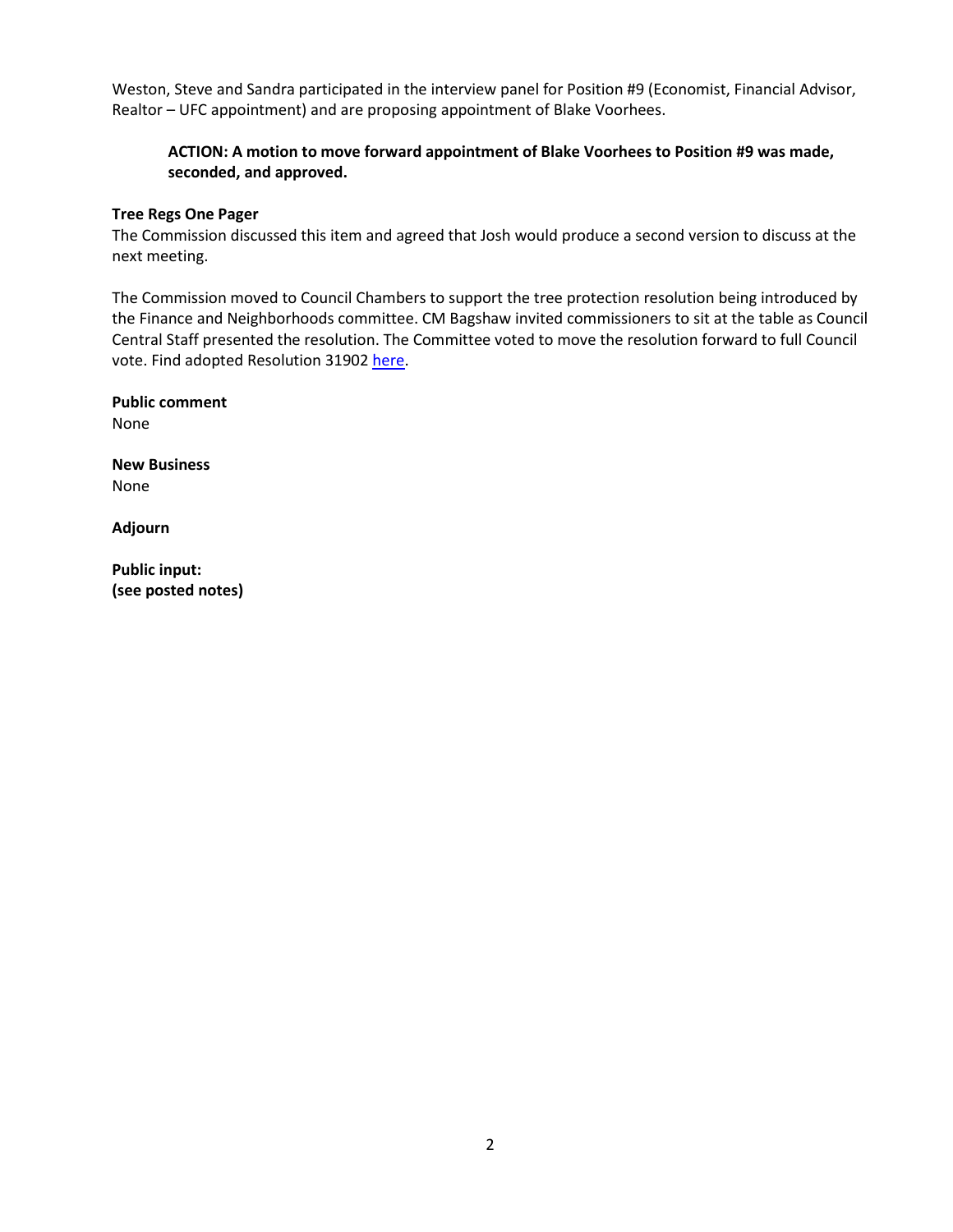Weston, Steve and Sandra participated in the interview panel for Position #9 (Economist, Financial Advisor, Realtor – UFC appointment) and are proposing appointment of Blake Voorhees.

> **ACTION: A motion to move forward appointment of Blake Voorhees to Position #9 was made, seconded, and approved.**

**Tree Regs One Pager**

The Commission discussed this item and agreed that Josh would produce a second version to discuss at the next meeting.

The Commission moved to Council Chambers to support the tree protection resolution being introduced by the Finance and Neighborhoods committee. CM Bagshaw invited commissioners to sit at the table as Council Central Staff presented the resolution. The Committee voted to move the resolution forward to full Council vote. Find adopted Resolution 31902 here.

**Public comment**

None

**New Business**

None

**Adjourn**

**Public input:**
**(see posted notes)**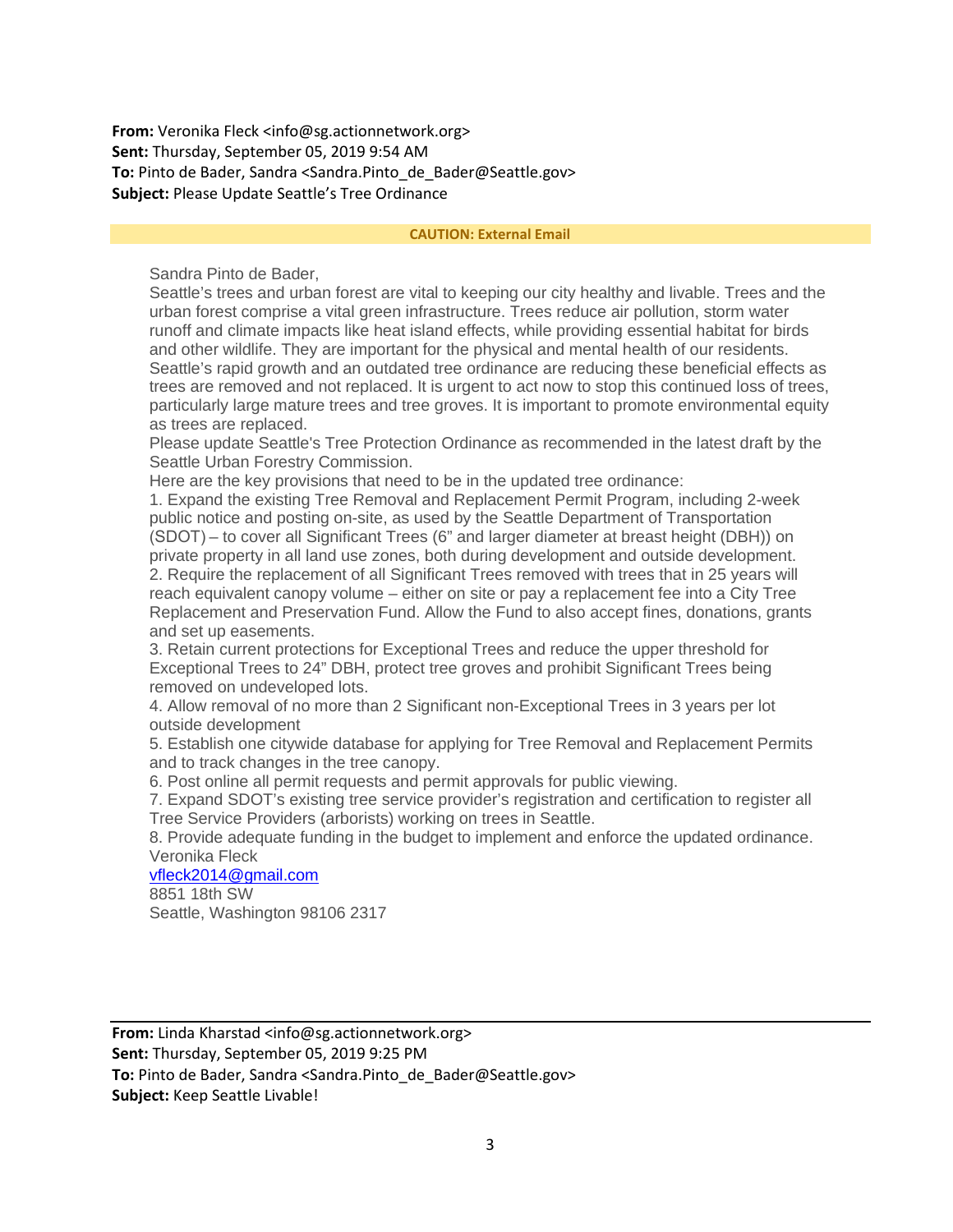**From:** Veronika Fleck <info@sg.actionnetwork.org>
**Sent:** Thursday, September 05, 2019 9:54 AM
**To:** Pinto de Bader, Sandra <Sandra.Pinto_de_Bader@Seattle.gov>
**Subject:** Please Update Seattle's Tree Ordinance

**CAUTION: External Email**

Sandra Pinto de Bader,

Seattle's trees and urban forest are vital to keeping our city healthy and livable. Trees and the urban forest comprise a vital green infrastructure. Trees reduce air pollution, storm water runoff and climate impacts like heat island effects, while providing essential habitat for birds and other wildlife. They are important for the physical and mental health of our residents.

Seattle's rapid growth and an outdated tree ordinance are reducing these beneficial effects as trees are removed and not replaced. It is urgent to act now to stop this continued loss of trees, particularly large mature trees and tree groves. It is important to promote environmental equity as trees are replaced.

Please update Seattle's Tree Protection Ordinance as recommended in the latest draft by the Seattle Urban Forestry Commission.

Here are the key provisions that need to be in the updated tree ordinance:

1. Expand the existing Tree Removal and Replacement Permit Program, including 2-week public notice and posting on-site, as used by the Seattle Department of Transportation (SDOT) – to cover all Significant Trees (6" and larger diameter at breast height (DBH)) on private property in all land use zones, both during development and outside development.
2. Require the replacement of all Significant Trees removed with trees that in 25 years will reach equivalent canopy volume – either on site or pay a replacement fee into a City Tree Replacement and Preservation Fund. Allow the Fund to also accept fines, donations, grants and set up easements.
3. Retain current protections for Exceptional Trees and reduce the upper threshold for Exceptional Trees to 24" DBH, protect tree groves and prohibit Significant Trees being removed on undeveloped lots.
4. Allow removal of no more than 2 Significant non-Exceptional Trees in 3 years per lot outside development
5. Establish one citywide database for applying for Tree Removal and Replacement Permits and to track changes in the tree canopy.
6. Post online all permit requests and permit approvals for public viewing.
7. Expand SDOT's existing tree service provider's registration and certification to register all Tree Service Providers (arborists) working on trees in Seattle.
8. Provide adequate funding in the budget to implement and enforce the updated ordinance.

Veronika Fleck
vfleck2014@gmail.com
8851 18th SW
Seattle, Washington 98106 2317

---

**From:** Linda Kharstad <info@sg.actionnetwork.org>
**Sent:** Thursday, September 05, 2019 9:25 PM
**To:** Pinto de Bader, Sandra <Sandra.Pinto_de_Bader@Seattle.gov>
**Subject:** Keep Seattle Livable!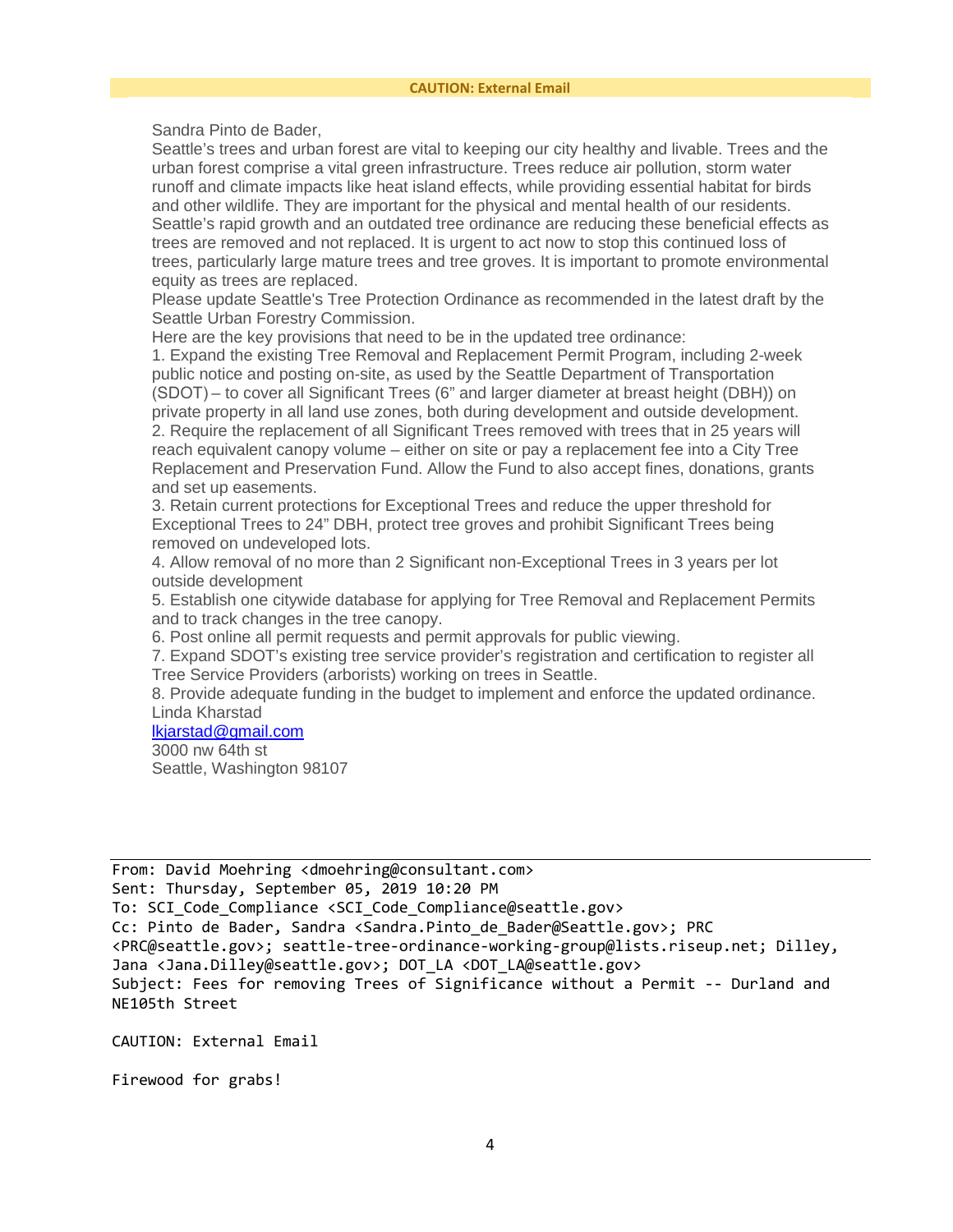**CAUTION: External Email**

Sandra Pinto de Bader,

Seattle's trees and urban forest are vital to keeping our city healthy and livable. Trees and the urban forest comprise a vital green infrastructure. Trees reduce air pollution, storm water runoff and climate impacts like heat island effects, while providing essential habitat for birds and other wildlife. They are important for the physical and mental health of our residents.
Seattle's rapid growth and an outdated tree ordinance are reducing these beneficial effects as trees are removed and not replaced. It is urgent to act now to stop this continued loss of trees, particularly large mature trees and tree groves. It is important to promote environmental equity as trees are replaced.
Please update Seattle's Tree Protection Ordinance as recommended in the latest draft by the Seattle Urban Forestry Commission.
Here are the key provisions that need to be in the updated tree ordinance:
1. Expand the existing Tree Removal and Replacement Permit Program, including 2-week public notice and posting on-site, as used by the Seattle Department of Transportation (SDOT) – to cover all Significant Trees (6" and larger diameter at breast height (DBH)) on private property in all land use zones, both during development and outside development.
2. Require the replacement of all Significant Trees removed with trees that in 25 years will reach equivalent canopy volume – either on site or pay a replacement fee into a City Tree Replacement and Preservation Fund. Allow the Fund to also accept fines, donations, grants and set up easements.
3. Retain current protections for Exceptional Trees and reduce the upper threshold for Exceptional Trees to 24" DBH, protect tree groves and prohibit Significant Trees being removed on undeveloped lots.
4. Allow removal of no more than 2 Significant non-Exceptional Trees in 3 years per lot outside development
5. Establish one citywide database for applying for Tree Removal and Replacement Permits and to track changes in the tree canopy.
6. Post online all permit requests and permit approvals for public viewing.
7. Expand SDOT's existing tree service provider's registration and certification to register all Tree Service Providers (arborists) working on trees in Seattle.
8. Provide adequate funding in the budget to implement and enforce the updated ordinance.
Linda Kharstad
lkjarstad@gmail.com
3000 nw 64th st
Seattle, Washington 98107

---

```
From: David Moehring <dmoehring@consultant.com>
Sent: Thursday, September 05, 2019 10:20 PM
To: SCI_Code_Compliance <SCI_Code_Compliance@seattle.gov>
Cc: Pinto de Bader, Sandra <Sandra.Pinto_de_Bader@Seattle.gov>; PRC
<PRC@seattle.gov>; seattle-tree-ordinance-working-group@lists.riseup.net; Dilley,
Jana <Jana.Dilley@seattle.gov>; DOT_LA <DOT_LA@seattle.gov>
Subject: Fees for removing Trees of Significance without a Permit -- Durland and
NE105th Street

CAUTION: External Email

Firewood for grabs!
```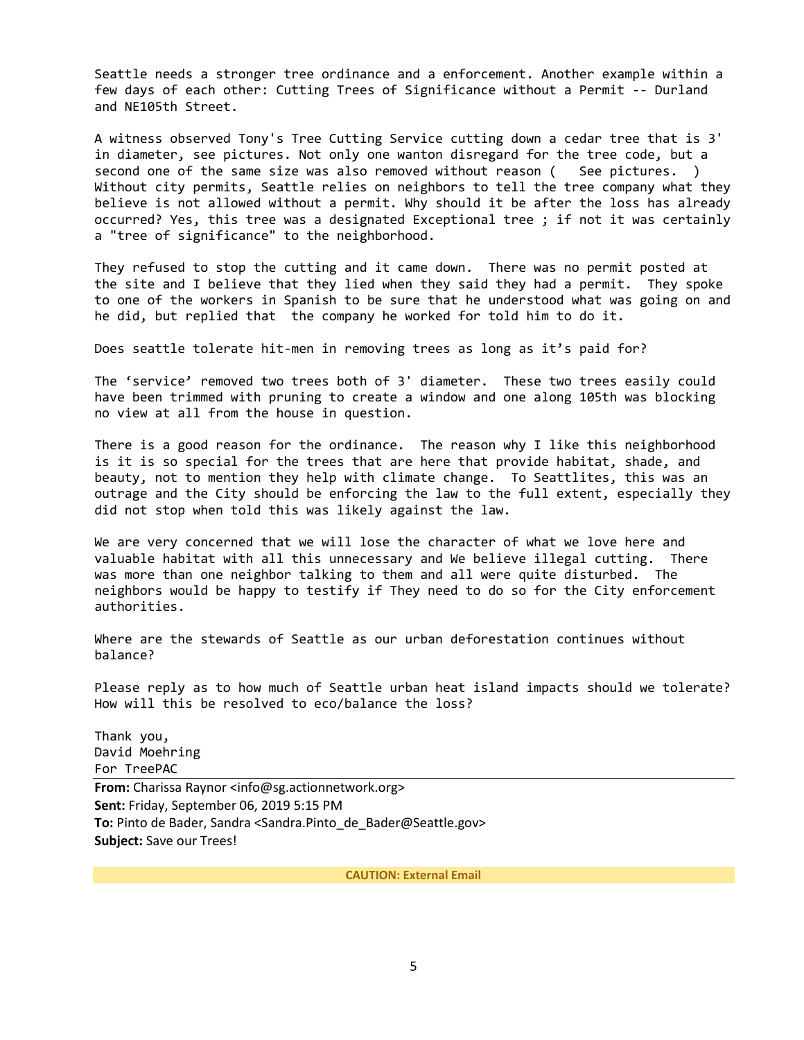Seattle needs a stronger tree ordinance and a enforcement. Another example within a few days of each other: Cutting Trees of Significance without a Permit -- Durland and NE105th Street.

A witness observed Tony's Tree Cutting Service cutting down a cedar tree that is 3' in diameter, see pictures. Not only one wanton disregard for the tree code, but a second one of the same size was also removed without reason (   See pictures.  ) Without city permits, Seattle relies on neighbors to tell the tree company what they believe is not allowed without a permit. Why should it be after the loss has already occurred? Yes, this tree was a designated Exceptional tree ; if not it was certainly a "tree of significance" to the neighborhood.

They refused to stop the cutting and it came down.  There was no permit posted at the site and I believe that they lied when they said they had a permit.  They spoke to one of the workers in Spanish to be sure that he understood what was going on and he did, but replied that  the company he worked for told him to do it.

Does seattle tolerate hit-men in removing trees as long as it's paid for?

The 'service' removed two trees both of 3' diameter.  These two trees easily could have been trimmed with pruning to create a window and one along 105th was blocking no view at all from the house in question.

There is a good reason for the ordinance.  The reason why I like this neighborhood is it is so special for the trees that are here that provide habitat, shade, and beauty, not to mention they help with climate change.  To Seattlites, this was an outrage and the City should be enforcing the law to the full extent, especially they did not stop when told this was likely against the law.

We are very concerned that we will lose the character of what we love here and valuable habitat with all this unnecessary and We believe illegal cutting.  There was more than one neighbor talking to them and all were quite disturbed.  The neighbors would be happy to testify if They need to do so for the City enforcement authorities.

Where are the stewards of Seattle as our urban deforestation continues without balance?

Please reply as to how much of Seattle urban heat island impacts should we tolerate? How will this be resolved to eco/balance the loss?

Thank you,
David Moehring
For TreePAC

---

**From:** Charissa Raynor <info@sg.actionnetwork.org>
**Sent:** Friday, September 06, 2019 5:15 PM
**To:** Pinto de Bader, Sandra <Sandra.Pinto_de_Bader@Seattle.gov>
**Subject:** Save our Trees!

**CAUTION: External Email**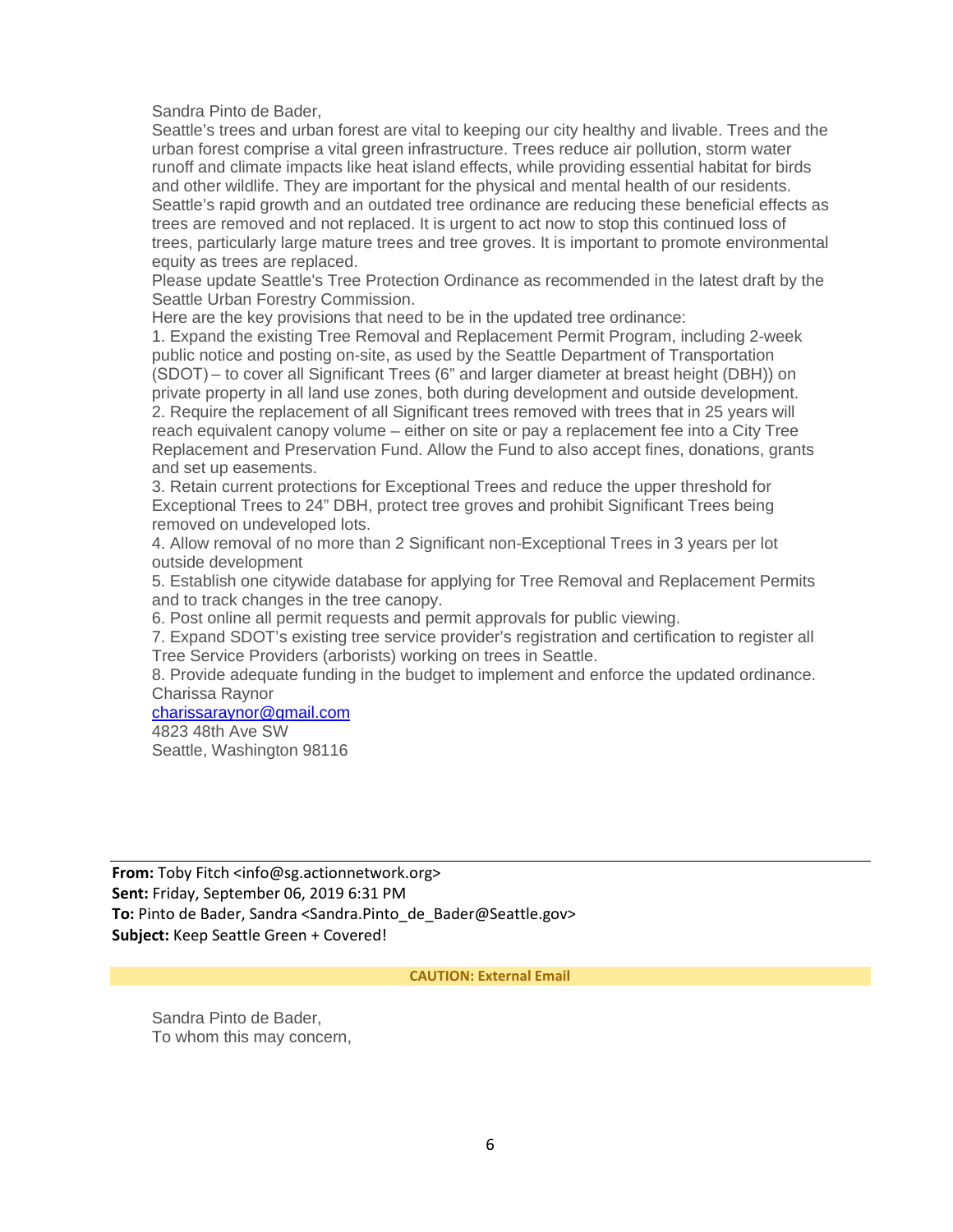Sandra Pinto de Bader,

Seattle's trees and urban forest are vital to keeping our city healthy and livable. Trees and the urban forest comprise a vital green infrastructure. Trees reduce air pollution, storm water runoff and climate impacts like heat island effects, while providing essential habitat for birds and other wildlife. They are important for the physical and mental health of our residents. Seattle's rapid growth and an outdated tree ordinance are reducing these beneficial effects as trees are removed and not replaced. It is urgent to act now to stop this continued loss of trees, particularly large mature trees and tree groves. It is important to promote environmental equity as trees are replaced.

Please update Seattle's Tree Protection Ordinance as recommended in the latest draft by the Seattle Urban Forestry Commission.

Here are the key provisions that need to be in the updated tree ordinance:

1. Expand the existing Tree Removal and Replacement Permit Program, including 2-week public notice and posting on-site, as used by the Seattle Department of Transportation (SDOT) – to cover all Significant Trees (6" and larger diameter at breast height (DBH)) on private property in all land use zones, both during development and outside development.
2. Require the replacement of all Significant trees removed with trees that in 25 years will reach equivalent canopy volume – either on site or pay a replacement fee into a City Tree Replacement and Preservation Fund. Allow the Fund to also accept fines, donations, grants and set up easements.
3. Retain current protections for Exceptional Trees and reduce the upper threshold for Exceptional Trees to 24" DBH, protect tree groves and prohibit Significant Trees being removed on undeveloped lots.
4. Allow removal of no more than 2 Significant non-Exceptional Trees in 3 years per lot outside development
5. Establish one citywide database for applying for Tree Removal and Replacement Permits and to track changes in the tree canopy.
6. Post online all permit requests and permit approvals for public viewing.
7. Expand SDOT's existing tree service provider's registration and certification to register all Tree Service Providers (arborists) working on trees in Seattle.
8. Provide adequate funding in the budget to implement and enforce the updated ordinance.

Charissa Raynor
charissaraynor@gmail.com
4823 48th Ave SW
Seattle, Washington 98116

---

**From:** Toby Fitch <info@sg.actionnetwork.org>
**Sent:** Friday, September 06, 2019 6:31 PM
**To:** Pinto de Bader, Sandra <Sandra.Pinto_de_Bader@Seattle.gov>
**Subject:** Keep Seattle Green + Covered!

**CAUTION: External Email**

Sandra Pinto de Bader,
To whom this may concern,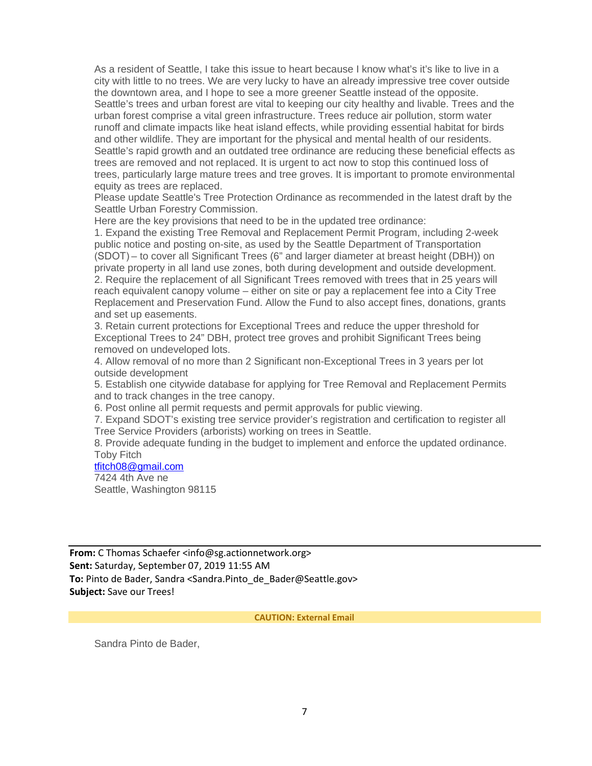As a resident of Seattle, I take this issue to heart because I know what's it's like to live in a city with little to no trees. We are very lucky to have an already impressive tree cover outside the downtown area, and I hope to see a more greener Seattle instead of the opposite.
Seattle's trees and urban forest are vital to keeping our city healthy and livable. Trees and the urban forest comprise a vital green infrastructure. Trees reduce air pollution, storm water runoff and climate impacts like heat island effects, while providing essential habitat for birds and other wildlife. They are important for the physical and mental health of our residents.
Seattle's rapid growth and an outdated tree ordinance are reducing these beneficial effects as trees are removed and not replaced. It is urgent to act now to stop this continued loss of trees, particularly large mature trees and tree groves. It is important to promote environmental equity as trees are replaced.
Please update Seattle's Tree Protection Ordinance as recommended in the latest draft by the Seattle Urban Forestry Commission.
Here are the key provisions that need to be in the updated tree ordinance:
1. Expand the existing Tree Removal and Replacement Permit Program, including 2-week public notice and posting on-site, as used by the Seattle Department of Transportation (SDOT) – to cover all Significant Trees (6" and larger diameter at breast height (DBH)) on private property in all land use zones, both during development and outside development.
2. Require the replacement of all Significant Trees removed with trees that in 25 years will reach equivalent canopy volume – either on site or pay a replacement fee into a City Tree Replacement and Preservation Fund. Allow the Fund to also accept fines, donations, grants and set up easements.
3. Retain current protections for Exceptional Trees and reduce the upper threshold for Exceptional Trees to 24" DBH, protect tree groves and prohibit Significant Trees being removed on undeveloped lots.
4. Allow removal of no more than 2 Significant non-Exceptional Trees in 3 years per lot outside development
5. Establish one citywide database for applying for Tree Removal and Replacement Permits and to track changes in the tree canopy.
6. Post online all permit requests and permit approvals for public viewing.
7. Expand SDOT's existing tree service provider's registration and certification to register all Tree Service Providers (arborists) working on trees in Seattle.
8. Provide adequate funding in the budget to implement and enforce the updated ordinance.
Toby Fitch
tfitch08@gmail.com
7424 4th Ave ne
Seattle, Washington 98115

---

**From:** C Thomas Schaefer <info@sg.actionnetwork.org>
**Sent:** Saturday, September 07, 2019 11:55 AM
**To:** Pinto de Bader, Sandra <Sandra.Pinto_de_Bader@Seattle.gov>
**Subject:** Save our Trees!

**CAUTION: External Email**

Sandra Pinto de Bader,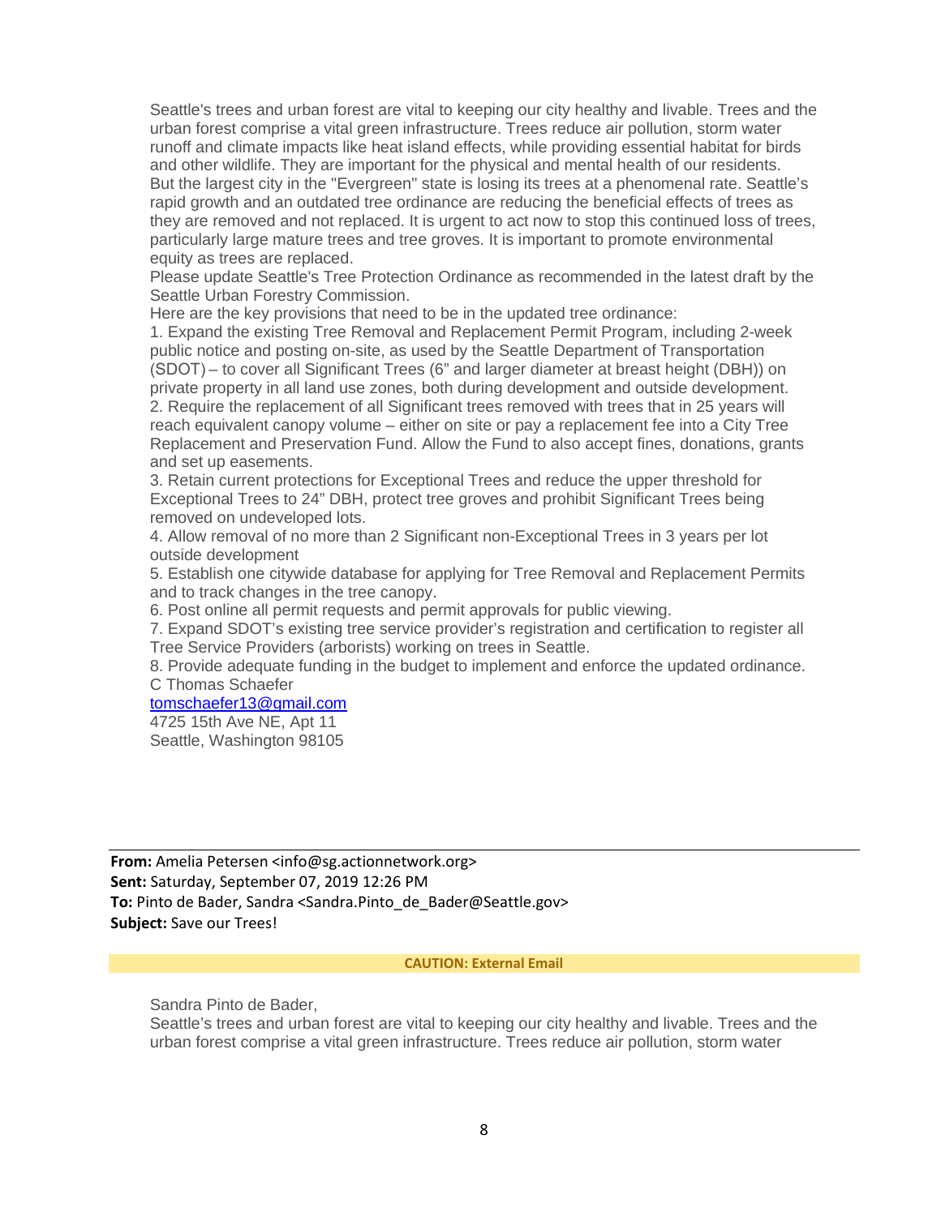Seattle's trees and urban forest are vital to keeping our city healthy and livable. Trees and the urban forest comprise a vital green infrastructure. Trees reduce air pollution, storm water runoff and climate impacts like heat island effects, while providing essential habitat for birds and other wildlife. They are important for the physical and mental health of our residents.
But the largest city in the "Evergreen" state is losing its trees at a phenomenal rate. Seattle's rapid growth and an outdated tree ordinance are reducing the beneficial effects of trees as they are removed and not replaced. It is urgent to act now to stop this continued loss of trees, particularly large mature trees and tree groves. It is important to promote environmental equity as trees are replaced.
Please update Seattle's Tree Protection Ordinance as recommended in the latest draft by the Seattle Urban Forestry Commission.
Here are the key provisions that need to be in the updated tree ordinance:
1. Expand the existing Tree Removal and Replacement Permit Program, including 2-week public notice and posting on-site, as used by the Seattle Department of Transportation (SDOT) – to cover all Significant Trees (6" and larger diameter at breast height (DBH)) on private property in all land use zones, both during development and outside development.
2. Require the replacement of all Significant trees removed with trees that in 25 years will reach equivalent canopy volume – either on site or pay a replacement fee into a City Tree Replacement and Preservation Fund. Allow the Fund to also accept fines, donations, grants and set up easements.
3. Retain current protections for Exceptional Trees and reduce the upper threshold for Exceptional Trees to 24" DBH, protect tree groves and prohibit Significant Trees being removed on undeveloped lots.
4. Allow removal of no more than 2 Significant non-Exceptional Trees in 3 years per lot outside development
5. Establish one citywide database for applying for Tree Removal and Replacement Permits and to track changes in the tree canopy.
6. Post online all permit requests and permit approvals for public viewing.
7. Expand SDOT's existing tree service provider's registration and certification to register all Tree Service Providers (arborists) working on trees in Seattle.
8. Provide adequate funding in the budget to implement and enforce the updated ordinance.
C Thomas Schaefer
tomschaefer13@gmail.com
4725 15th Ave NE, Apt 11
Seattle, Washington 98105

---

**From:** Amelia Petersen <info@sg.actionnetwork.org>
**Sent:** Saturday, September 07, 2019 12:26 PM
**To:** Pinto de Bader, Sandra <Sandra.Pinto_de_Bader@Seattle.gov>
**Subject:** Save our Trees!

**CAUTION: External Email**

Sandra Pinto de Bader,
Seattle's trees and urban forest are vital to keeping our city healthy and livable. Trees and the urban forest comprise a vital green infrastructure. Trees reduce air pollution, storm water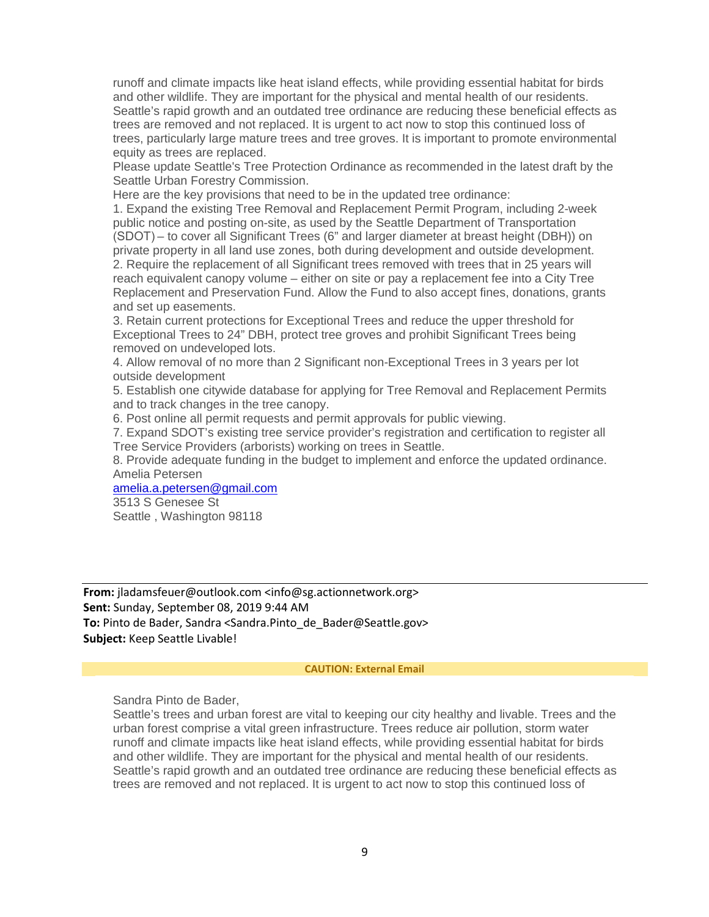runoff and climate impacts like heat island effects, while providing essential habitat for birds and other wildlife. They are important for the physical and mental health of our residents. Seattle's rapid growth and an outdated tree ordinance are reducing these beneficial effects as trees are removed and not replaced. It is urgent to act now to stop this continued loss of trees, particularly large mature trees and tree groves. It is important to promote environmental equity as trees are replaced.

Please update Seattle's Tree Protection Ordinance as recommended in the latest draft by the Seattle Urban Forestry Commission.

Here are the key provisions that need to be in the updated tree ordinance:

1. Expand the existing Tree Removal and Replacement Permit Program, including 2-week public notice and posting on-site, as used by the Seattle Department of Transportation (SDOT) – to cover all Significant Trees (6" and larger diameter at breast height (DBH)) on private property in all land use zones, both during development and outside development.
2. Require the replacement of all Significant trees removed with trees that in 25 years will reach equivalent canopy volume – either on site or pay a replacement fee into a City Tree Replacement and Preservation Fund. Allow the Fund to also accept fines, donations, grants and set up easements.
3. Retain current protections for Exceptional Trees and reduce the upper threshold for Exceptional Trees to 24" DBH, protect tree groves and prohibit Significant Trees being removed on undeveloped lots.
4. Allow removal of no more than 2 Significant non-Exceptional Trees in 3 years per lot outside development
5. Establish one citywide database for applying for Tree Removal and Replacement Permits and to track changes in the tree canopy.
6. Post online all permit requests and permit approvals for public viewing.
7. Expand SDOT's existing tree service provider's registration and certification to register all Tree Service Providers (arborists) working on trees in Seattle.
8. Provide adequate funding in the budget to implement and enforce the updated ordinance.

Amelia Petersen
amelia.a.petersen@gmail.com
3513 S Genesee St
Seattle , Washington 98118

---

**From:** jladamsfeuer@outlook.com <info@sg.actionnetwork.org>
**Sent:** Sunday, September 08, 2019 9:44 AM
**To:** Pinto de Bader, Sandra <Sandra.Pinto_de_Bader@Seattle.gov>
**Subject:** Keep Seattle Livable!

**CAUTION: External Email**

Sandra Pinto de Bader,

Seattle's trees and urban forest are vital to keeping our city healthy and livable. Trees and the urban forest comprise a vital green infrastructure. Trees reduce air pollution, storm water runoff and climate impacts like heat island effects, while providing essential habitat for birds and other wildlife. They are important for the physical and mental health of our residents. Seattle's rapid growth and an outdated tree ordinance are reducing these beneficial effects as trees are removed and not replaced. It is urgent to act now to stop this continued loss of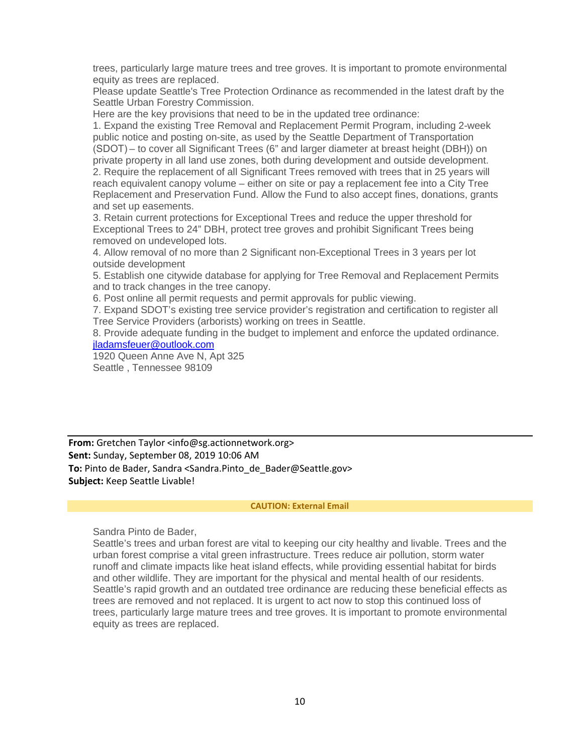trees, particularly large mature trees and tree groves. It is important to promote environmental equity as trees are replaced.

Please update Seattle's Tree Protection Ordinance as recommended in the latest draft by the Seattle Urban Forestry Commission.

Here are the key provisions that need to be in the updated tree ordinance:

1. Expand the existing Tree Removal and Replacement Permit Program, including 2-week public notice and posting on-site, as used by the Seattle Department of Transportation (SDOT) – to cover all Significant Trees (6" and larger diameter at breast height (DBH)) on private property in all land use zones, both during development and outside development.
2. Require the replacement of all Significant Trees removed with trees that in 25 years will reach equivalent canopy volume – either on site or pay a replacement fee into a City Tree Replacement and Preservation Fund. Allow the Fund to also accept fines, donations, grants and set up easements.
3. Retain current protections for Exceptional Trees and reduce the upper threshold for Exceptional Trees to 24" DBH, protect tree groves and prohibit Significant Trees being removed on undeveloped lots.
4. Allow removal of no more than 2 Significant non-Exceptional Trees in 3 years per lot outside development
5. Establish one citywide database for applying for Tree Removal and Replacement Permits and to track changes in the tree canopy.
6. Post online all permit requests and permit approvals for public viewing.
7. Expand SDOT's existing tree service provider's registration and certification to register all Tree Service Providers (arborists) working on trees in Seattle.
8. Provide adequate funding in the budget to implement and enforce the updated ordinance.

jladamsfeuer@outlook.com
1920 Queen Anne Ave N, Apt 325
Seattle , Tennessee 98109

---

**From:** Gretchen Taylor <info@sg.actionnetwork.org>
**Sent:** Sunday, September 08, 2019 10:06 AM
**To:** Pinto de Bader, Sandra <Sandra.Pinto_de_Bader@Seattle.gov>
**Subject:** Keep Seattle Livable!

**CAUTION: External Email**

Sandra Pinto de Bader,

Seattle's trees and urban forest are vital to keeping our city healthy and livable. Trees and the urban forest comprise a vital green infrastructure. Trees reduce air pollution, storm water runoff and climate impacts like heat island effects, while providing essential habitat for birds and other wildlife. They are important for the physical and mental health of our residents. Seattle's rapid growth and an outdated tree ordinance are reducing these beneficial effects as trees are removed and not replaced. It is urgent to act now to stop this continued loss of trees, particularly large mature trees and tree groves. It is important to promote environmental equity as trees are replaced.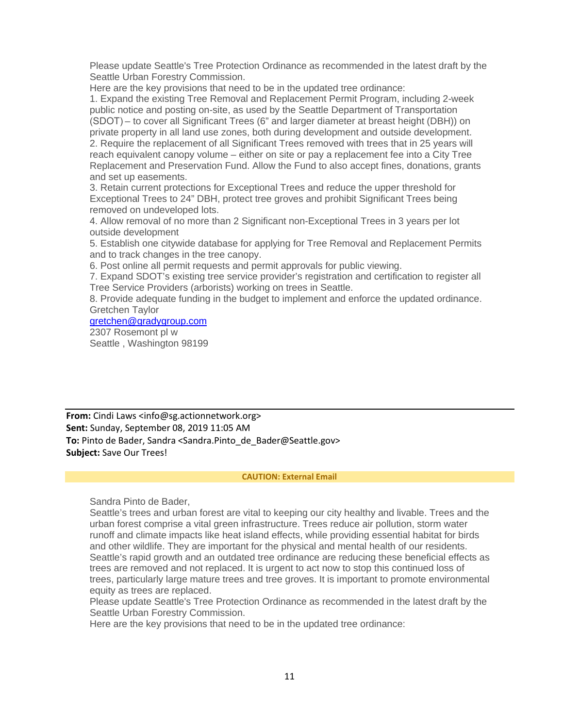Please update Seattle's Tree Protection Ordinance as recommended in the latest draft by the Seattle Urban Forestry Commission.

Here are the key provisions that need to be in the updated tree ordinance:

1. Expand the existing Tree Removal and Replacement Permit Program, including 2-week public notice and posting on-site, as used by the Seattle Department of Transportation (SDOT) – to cover all Significant Trees (6" and larger diameter at breast height (DBH)) on private property in all land use zones, both during development and outside development.
2. Require the replacement of all Significant Trees removed with trees that in 25 years will reach equivalent canopy volume – either on site or pay a replacement fee into a City Tree Replacement and Preservation Fund. Allow the Fund to also accept fines, donations, grants and set up easements.
3. Retain current protections for Exceptional Trees and reduce the upper threshold for Exceptional Trees to 24" DBH, protect tree groves and prohibit Significant Trees being removed on undeveloped lots.
4. Allow removal of no more than 2 Significant non-Exceptional Trees in 3 years per lot outside development
5. Establish one citywide database for applying for Tree Removal and Replacement Permits and to track changes in the tree canopy.
6. Post online all permit requests and permit approvals for public viewing.
7. Expand SDOT's existing tree service provider's registration and certification to register all Tree Service Providers (arborists) working on trees in Seattle.
8. Provide adequate funding in the budget to implement and enforce the updated ordinance.

Gretchen Taylor
gretchen@gradygroup.com
2307 Rosemont pl w
Seattle , Washington 98199

---

**From:** Cindi Laws <info@sg.actionnetwork.org>
**Sent:** Sunday, September 08, 2019 11:05 AM
**To:** Pinto de Bader, Sandra <Sandra.Pinto_de_Bader@Seattle.gov>
**Subject:** Save Our Trees!

**CAUTION: External Email**

Sandra Pinto de Bader,

Seattle's trees and urban forest are vital to keeping our city healthy and livable. Trees and the urban forest comprise a vital green infrastructure. Trees reduce air pollution, storm water runoff and climate impacts like heat island effects, while providing essential habitat for birds and other wildlife. They are important for the physical and mental health of our residents. Seattle's rapid growth and an outdated tree ordinance are reducing these beneficial effects as trees are removed and not replaced. It is urgent to act now to stop this continued loss of trees, particularly large mature trees and tree groves. It is important to promote environmental equity as trees are replaced.

Please update Seattle's Tree Protection Ordinance as recommended in the latest draft by the Seattle Urban Forestry Commission.

Here are the key provisions that need to be in the updated tree ordinance: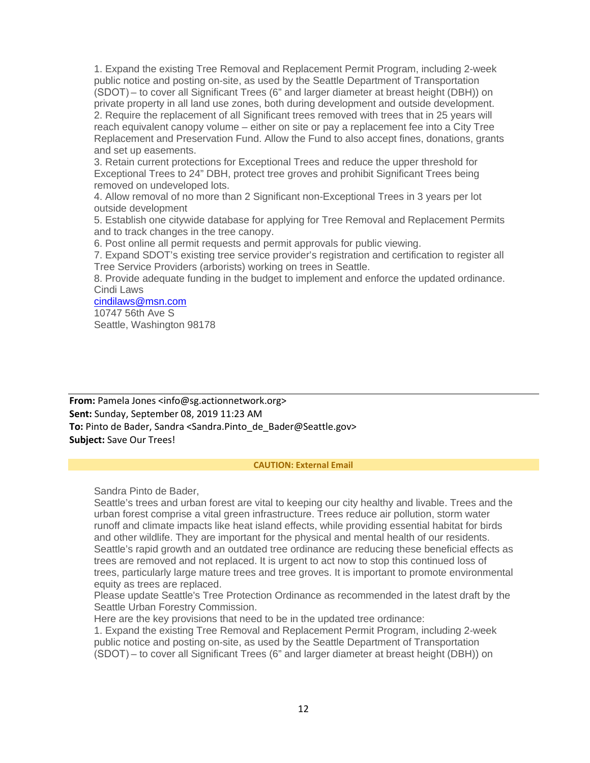1. Expand the existing Tree Removal and Replacement Permit Program, including 2-week public notice and posting on-site, as used by the Seattle Department of Transportation (SDOT) – to cover all Significant Trees (6" and larger diameter at breast height (DBH)) on private property in all land use zones, both during development and outside development.
2. Require the replacement of all Significant trees removed with trees that in 25 years will reach equivalent canopy volume – either on site or pay a replacement fee into a City Tree Replacement and Preservation Fund. Allow the Fund to also accept fines, donations, grants and set up easements.
3. Retain current protections for Exceptional Trees and reduce the upper threshold for Exceptional Trees to 24" DBH, protect tree groves and prohibit Significant Trees being removed on undeveloped lots.
4. Allow removal of no more than 2 Significant non-Exceptional Trees in 3 years per lot outside development
5. Establish one citywide database for applying for Tree Removal and Replacement Permits and to track changes in the tree canopy.
6. Post online all permit requests and permit approvals for public viewing.
7. Expand SDOT's existing tree service provider's registration and certification to register all Tree Service Providers (arborists) working on trees in Seattle.
8. Provide adequate funding in the budget to implement and enforce the updated ordinance.

Cindi Laws
cindilaws@msn.com
10747 56th Ave S
Seattle, Washington 98178

---

**From:** Pamela Jones <info@sg.actionnetwork.org>
**Sent:** Sunday, September 08, 2019 11:23 AM
**To:** Pinto de Bader, Sandra <Sandra.Pinto_de_Bader@Seattle.gov>
**Subject:** Save Our Trees!

**CAUTION: External Email**

Sandra Pinto de Bader,

Seattle's trees and urban forest are vital to keeping our city healthy and livable. Trees and the urban forest comprise a vital green infrastructure. Trees reduce air pollution, storm water runoff and climate impacts like heat island effects, while providing essential habitat for birds and other wildlife. They are important for the physical and mental health of our residents. Seattle's rapid growth and an outdated tree ordinance are reducing these beneficial effects as trees are removed and not replaced. It is urgent to act now to stop this continued loss of trees, particularly large mature trees and tree groves. It is important to promote environmental equity as trees are replaced.

Please update Seattle's Tree Protection Ordinance as recommended in the latest draft by the Seattle Urban Forestry Commission.

Here are the key provisions that need to be in the updated tree ordinance:

1. Expand the existing Tree Removal and Replacement Permit Program, including 2-week public notice and posting on-site, as used by the Seattle Department of Transportation (SDOT) – to cover all Significant Trees (6" and larger diameter at breast height (DBH)) on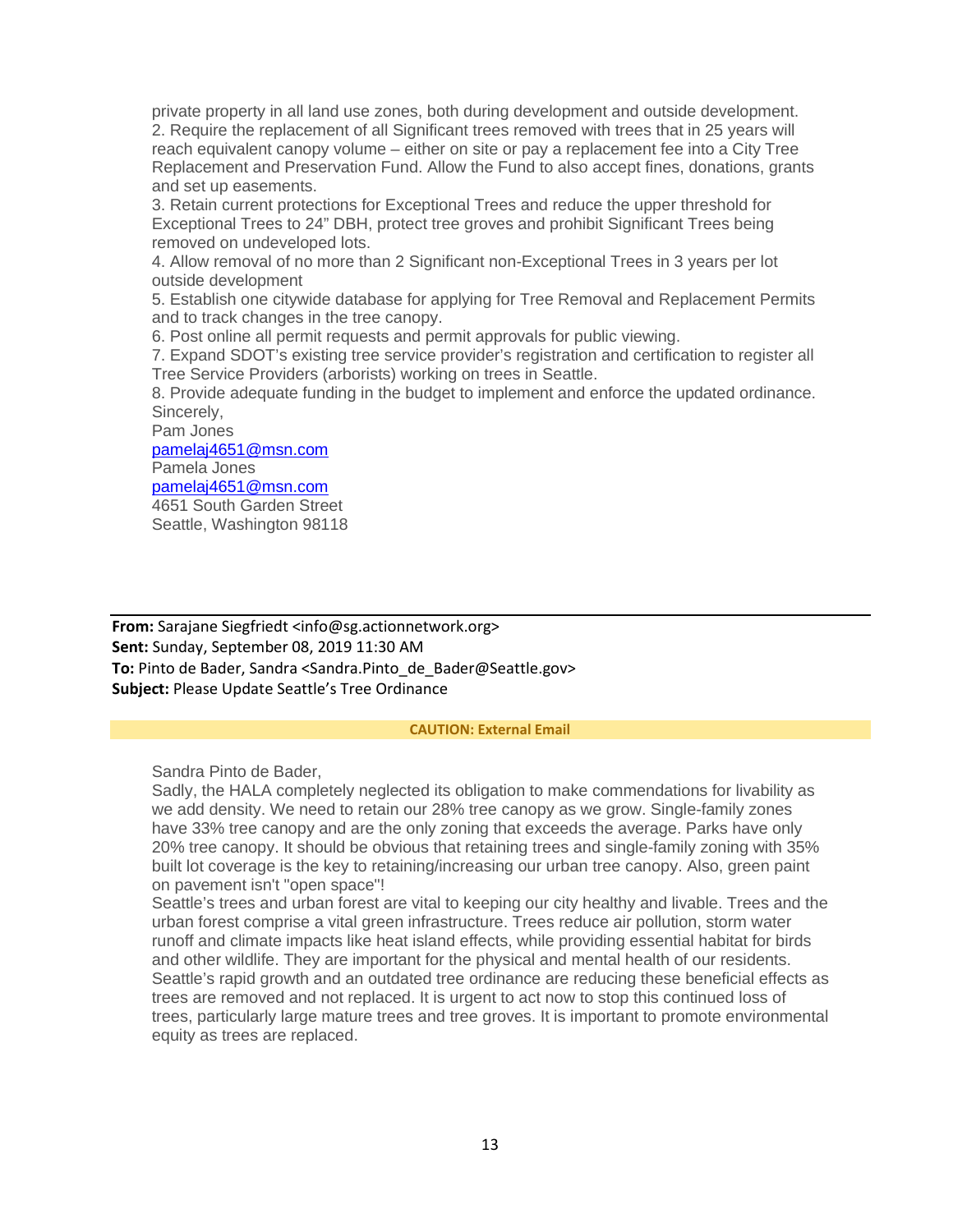private property in all land use zones, both during development and outside development.
2. Require the replacement of all Significant trees removed with trees that in 25 years will reach equivalent canopy volume – either on site or pay a replacement fee into a City Tree Replacement and Preservation Fund. Allow the Fund to also accept fines, donations, grants and set up easements.
3. Retain current protections for Exceptional Trees and reduce the upper threshold for Exceptional Trees to 24" DBH, protect tree groves and prohibit Significant Trees being removed on undeveloped lots.
4. Allow removal of no more than 2 Significant non-Exceptional Trees in 3 years per lot outside development
5. Establish one citywide database for applying for Tree Removal and Replacement Permits and to track changes in the tree canopy.
6. Post online all permit requests and permit approvals for public viewing.
7. Expand SDOT's existing tree service provider's registration and certification to register all Tree Service Providers (arborists) working on trees in Seattle.
8. Provide adequate funding in the budget to implement and enforce the updated ordinance.
Sincerely,
Pam Jones
pamelaj4651@msn.com
Pamela Jones
pamelaj4651@msn.com
4651 South Garden Street
Seattle, Washington 98118

---

**From:** Sarajane Siegfriedt <info@sg.actionnetwork.org>
**Sent:** Sunday, September 08, 2019 11:30 AM
**To:** Pinto de Bader, Sandra <Sandra.Pinto_de_Bader@Seattle.gov>
**Subject:** Please Update Seattle's Tree Ordinance

**CAUTION: External Email**

Sandra Pinto de Bader,
Sadly, the HALA completely neglected its obligation to make commendations for livability as we add density. We need to retain our 28% tree canopy as we grow. Single-family zones have 33% tree canopy and are the only zoning that exceeds the average. Parks have only 20% tree canopy. It should be obvious that retaining trees and single-family zoning with 35% built lot coverage is the key to retaining/increasing our urban tree canopy. Also, green paint on pavement isn't "open space"!
Seattle's trees and urban forest are vital to keeping our city healthy and livable. Trees and the urban forest comprise a vital green infrastructure. Trees reduce air pollution, storm water runoff and climate impacts like heat island effects, while providing essential habitat for birds and other wildlife. They are important for the physical and mental health of our residents. Seattle's rapid growth and an outdated tree ordinance are reducing these beneficial effects as trees are removed and not replaced. It is urgent to act now to stop this continued loss of trees, particularly large mature trees and tree groves. It is important to promote environmental equity as trees are replaced.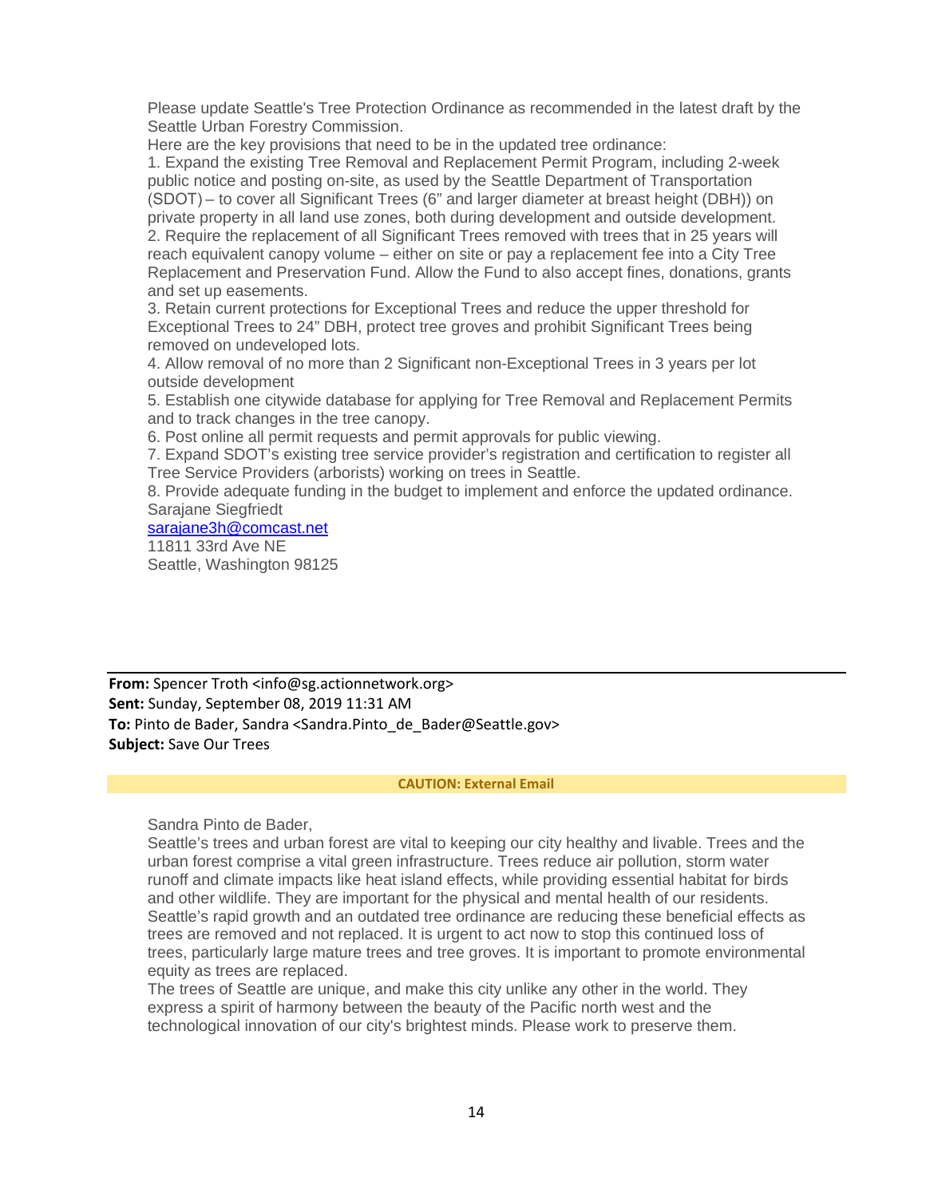Please update Seattle's Tree Protection Ordinance as recommended in the latest draft by the Seattle Urban Forestry Commission.
Here are the key provisions that need to be in the updated tree ordinance:
1. Expand the existing Tree Removal and Replacement Permit Program, including 2-week public notice and posting on-site, as used by the Seattle Department of Transportation (SDOT) – to cover all Significant Trees (6" and larger diameter at breast height (DBH)) on private property in all land use zones, both during development and outside development.
2. Require the replacement of all Significant Trees removed with trees that in 25 years will reach equivalent canopy volume – either on site or pay a replacement fee into a City Tree Replacement and Preservation Fund. Allow the Fund to also accept fines, donations, grants and set up easements.
3. Retain current protections for Exceptional Trees and reduce the upper threshold for Exceptional Trees to 24" DBH, protect tree groves and prohibit Significant Trees being removed on undeveloped lots.
4. Allow removal of no more than 2 Significant non-Exceptional Trees in 3 years per lot outside development
5. Establish one citywide database for applying for Tree Removal and Replacement Permits and to track changes in the tree canopy.
6. Post online all permit requests and permit approvals for public viewing.
7. Expand SDOT's existing tree service provider's registration and certification to register all Tree Service Providers (arborists) working on trees in Seattle.
8. Provide adequate funding in the budget to implement and enforce the updated ordinance.
Sarajane Siegfriedt
sarajane3h@comcast.net
11811 33rd Ave NE
Seattle, Washington 98125

---

**From:** Spencer Troth <info@sg.actionnetwork.org>
**Sent:** Sunday, September 08, 2019 11:31 AM
**To:** Pinto de Bader, Sandra <Sandra.Pinto_de_Bader@Seattle.gov>
**Subject:** Save Our Trees

**CAUTION: External Email**

Sandra Pinto de Bader,
Seattle's trees and urban forest are vital to keeping our city healthy and livable. Trees and the urban forest comprise a vital green infrastructure. Trees reduce air pollution, storm water runoff and climate impacts like heat island effects, while providing essential habitat for birds and other wildlife. They are important for the physical and mental health of our residents. Seattle's rapid growth and an outdated tree ordinance are reducing these beneficial effects as trees are removed and not replaced. It is urgent to act now to stop this continued loss of trees, particularly large mature trees and tree groves. It is important to promote environmental equity as trees are replaced.
The trees of Seattle are unique, and make this city unlike any other in the world. They express a spirit of harmony between the beauty of the Pacific north west and the technological innovation of our city's brightest minds. Please work to preserve them.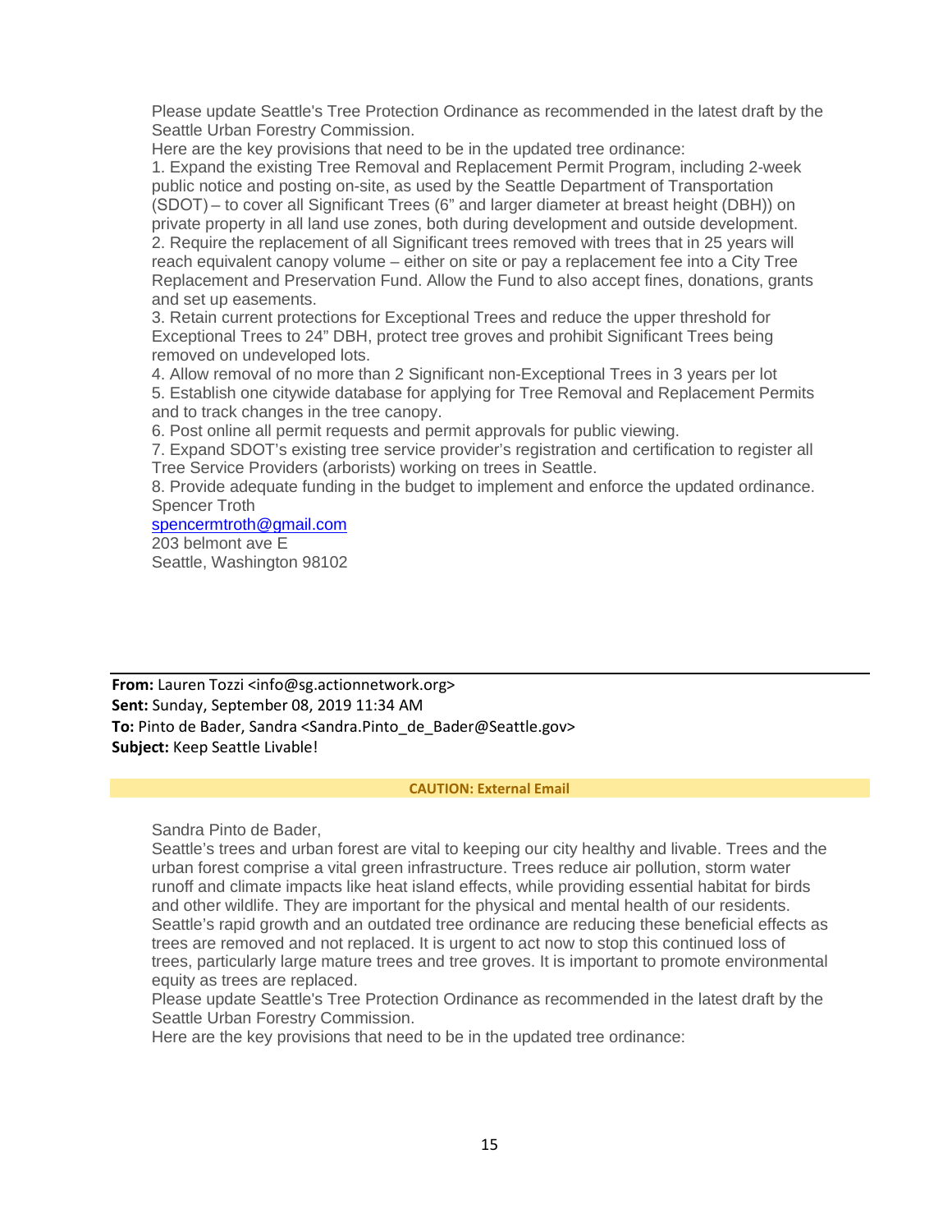Please update Seattle's Tree Protection Ordinance as recommended in the latest draft by the Seattle Urban Forestry Commission.

Here are the key provisions that need to be in the updated tree ordinance:

1. Expand the existing Tree Removal and Replacement Permit Program, including 2-week public notice and posting on-site, as used by the Seattle Department of Transportation (SDOT) – to cover all Significant Trees (6" and larger diameter at breast height (DBH)) on private property in all land use zones, both during development and outside development.
2. Require the replacement of all Significant trees removed with trees that in 25 years will reach equivalent canopy volume – either on site or pay a replacement fee into a City Tree Replacement and Preservation Fund. Allow the Fund to also accept fines, donations, grants and set up easements.
3. Retain current protections for Exceptional Trees and reduce the upper threshold for Exceptional Trees to 24" DBH, protect tree groves and prohibit Significant Trees being removed on undeveloped lots.
4. Allow removal of no more than 2 Significant non-Exceptional Trees in 3 years per lot
5. Establish one citywide database for applying for Tree Removal and Replacement Permits and to track changes in the tree canopy.
6. Post online all permit requests and permit approvals for public viewing.
7. Expand SDOT's existing tree service provider's registration and certification to register all Tree Service Providers (arborists) working on trees in Seattle.
8. Provide adequate funding in the budget to implement and enforce the updated ordinance.

Spencer Troth
spencermtroth@gmail.com
203 belmont ave E
Seattle, Washington 98102

---

**From:** Lauren Tozzi <info@sg.actionnetwork.org>
**Sent:** Sunday, September 08, 2019 11:34 AM
**To:** Pinto de Bader, Sandra <Sandra.Pinto_de_Bader@Seattle.gov>
**Subject:** Keep Seattle Livable!

**CAUTION: External Email**

Sandra Pinto de Bader,

Seattle's trees and urban forest are vital to keeping our city healthy and livable. Trees and the urban forest comprise a vital green infrastructure. Trees reduce air pollution, storm water runoff and climate impacts like heat island effects, while providing essential habitat for birds and other wildlife. They are important for the physical and mental health of our residents. Seattle's rapid growth and an outdated tree ordinance are reducing these beneficial effects as trees are removed and not replaced. It is urgent to act now to stop this continued loss of trees, particularly large mature trees and tree groves. It is important to promote environmental equity as trees are replaced.

Please update Seattle's Tree Protection Ordinance as recommended in the latest draft by the Seattle Urban Forestry Commission.

Here are the key provisions that need to be in the updated tree ordinance: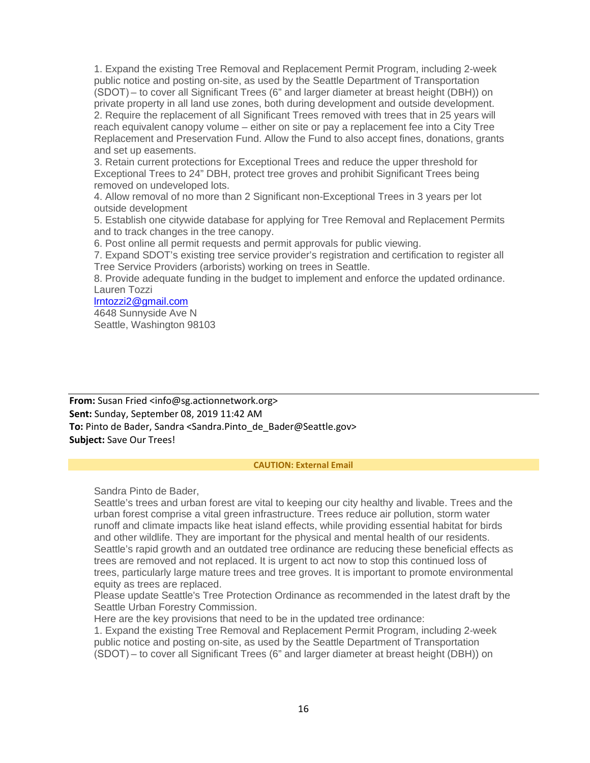1. Expand the existing Tree Removal and Replacement Permit Program, including 2-week public notice and posting on-site, as used by the Seattle Department of Transportation (SDOT) – to cover all Significant Trees (6" and larger diameter at breast height (DBH)) on private property in all land use zones, both during development and outside development.
2. Require the replacement of all Significant Trees removed with trees that in 25 years will reach equivalent canopy volume – either on site or pay a replacement fee into a City Tree Replacement and Preservation Fund. Allow the Fund to also accept fines, donations, grants and set up easements.
3. Retain current protections for Exceptional Trees and reduce the upper threshold for Exceptional Trees to 24" DBH, protect tree groves and prohibit Significant Trees being removed on undeveloped lots.
4. Allow removal of no more than 2 Significant non-Exceptional Trees in 3 years per lot outside development
5. Establish one citywide database for applying for Tree Removal and Replacement Permits and to track changes in the tree canopy.
6. Post online all permit requests and permit approvals for public viewing.
7. Expand SDOT's existing tree service provider's registration and certification to register all Tree Service Providers (arborists) working on trees in Seattle.
8. Provide adequate funding in the budget to implement and enforce the updated ordinance.

Lauren Tozzi
lrntozzi2@gmail.com
4648 Sunnyside Ave N
Seattle, Washington 98103

---

**From:** Susan Fried <info@sg.actionnetwork.org>
**Sent:** Sunday, September 08, 2019 11:42 AM
**To:** Pinto de Bader, Sandra <Sandra.Pinto_de_Bader@Seattle.gov>
**Subject:** Save Our Trees!

**CAUTION: External Email**

Sandra Pinto de Bader,

Seattle's trees and urban forest are vital to keeping our city healthy and livable. Trees and the urban forest comprise a vital green infrastructure. Trees reduce air pollution, storm water runoff and climate impacts like heat island effects, while providing essential habitat for birds and other wildlife. They are important for the physical and mental health of our residents. Seattle's rapid growth and an outdated tree ordinance are reducing these beneficial effects as trees are removed and not replaced. It is urgent to act now to stop this continued loss of trees, particularly large mature trees and tree groves. It is important to promote environmental equity as trees are replaced.

Please update Seattle's Tree Protection Ordinance as recommended in the latest draft by the Seattle Urban Forestry Commission.

Here are the key provisions that need to be in the updated tree ordinance:

1. Expand the existing Tree Removal and Replacement Permit Program, including 2-week public notice and posting on-site, as used by the Seattle Department of Transportation (SDOT) – to cover all Significant Trees (6" and larger diameter at breast height (DBH)) on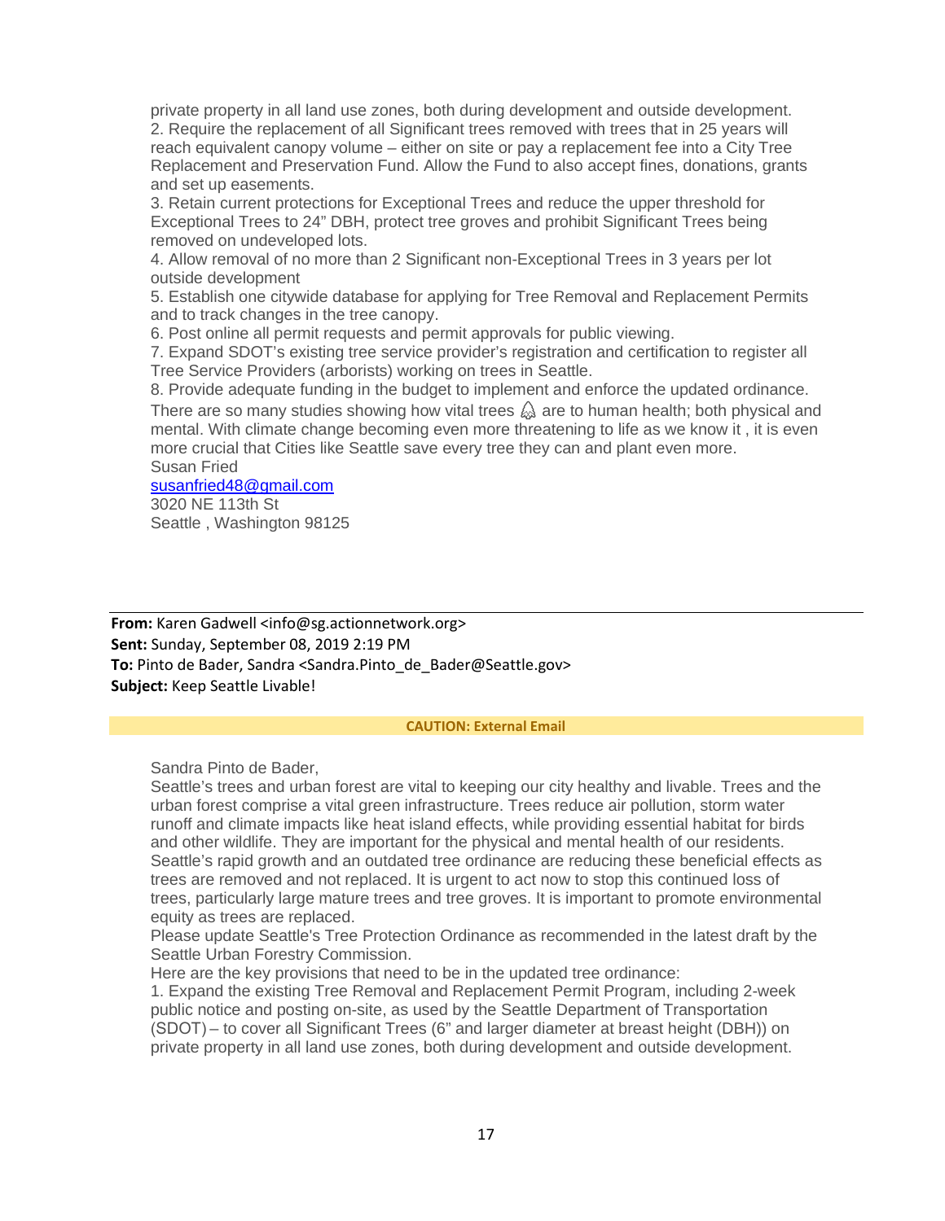private property in all land use zones, both during development and outside development.
2. Require the replacement of all Significant trees removed with trees that in 25 years will reach equivalent canopy volume – either on site or pay a replacement fee into a City Tree Replacement and Preservation Fund. Allow the Fund to also accept fines, donations, grants and set up easements.
3. Retain current protections for Exceptional Trees and reduce the upper threshold for Exceptional Trees to 24" DBH, protect tree groves and prohibit Significant Trees being removed on undeveloped lots.
4. Allow removal of no more than 2 Significant non-Exceptional Trees in 3 years per lot outside development
5. Establish one citywide database for applying for Tree Removal and Replacement Permits and to track changes in the tree canopy.
6. Post online all permit requests and permit approvals for public viewing.
7. Expand SDOT's existing tree service provider's registration and certification to register all Tree Service Providers (arborists) working on trees in Seattle.
8. Provide adequate funding in the budget to implement and enforce the updated ordinance.
There are so many studies showing how vital trees 🌲 are to human health; both physical and mental. With climate change becoming even more threatening to life as we know it , it is even more crucial that Cities like Seattle save every tree they can and plant even more.
Susan Fried
susanfried48@gmail.com
3020 NE 113th St
Seattle , Washington 98125

---

**From:** Karen Gadwell <info@sg.actionnetwork.org>
**Sent:** Sunday, September 08, 2019 2:19 PM
**To:** Pinto de Bader, Sandra <Sandra.Pinto_de_Bader@Seattle.gov>
**Subject:** Keep Seattle Livable!

**CAUTION: External Email**

Sandra Pinto de Bader,
Seattle's trees and urban forest are vital to keeping our city healthy and livable. Trees and the urban forest comprise a vital green infrastructure. Trees reduce air pollution, storm water runoff and climate impacts like heat island effects, while providing essential habitat for birds and other wildlife. They are important for the physical and mental health of our residents. Seattle's rapid growth and an outdated tree ordinance are reducing these beneficial effects as trees are removed and not replaced. It is urgent to act now to stop this continued loss of trees, particularly large mature trees and tree groves. It is important to promote environmental equity as trees are replaced.
Please update Seattle's Tree Protection Ordinance as recommended in the latest draft by the Seattle Urban Forestry Commission.
Here are the key provisions that need to be in the updated tree ordinance:
1. Expand the existing Tree Removal and Replacement Permit Program, including 2-week public notice and posting on-site, as used by the Seattle Department of Transportation (SDOT) – to cover all Significant Trees (6" and larger diameter at breast height (DBH)) on private property in all land use zones, both during development and outside development.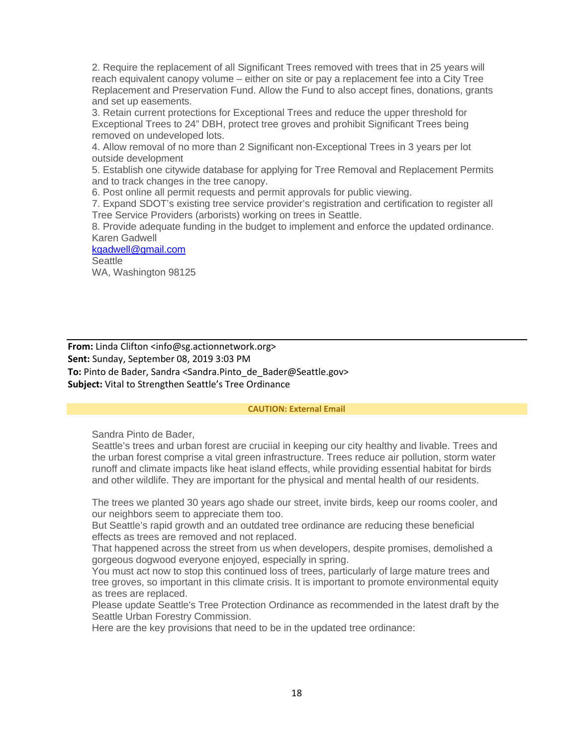2. Require the replacement of all Significant Trees removed with trees that in 25 years will reach equivalent canopy volume – either on site or pay a replacement fee into a City Tree Replacement and Preservation Fund. Allow the Fund to also accept fines, donations, grants and set up easements.
3. Retain current protections for Exceptional Trees and reduce the upper threshold for Exceptional Trees to 24" DBH, protect tree groves and prohibit Significant Trees being removed on undeveloped lots.
4. Allow removal of no more than 2 Significant non-Exceptional Trees in 3 years per lot outside development
5. Establish one citywide database for applying for Tree Removal and Replacement Permits and to track changes in the tree canopy.
6. Post online all permit requests and permit approvals for public viewing.
7. Expand SDOT's existing tree service provider's registration and certification to register all Tree Service Providers (arborists) working on trees in Seattle.
8. Provide adequate funding in the budget to implement and enforce the updated ordinance.

Karen Gadwell
kgadwell@gmail.com
Seattle
WA, Washington 98125

---

**From:** Linda Clifton <info@sg.actionnetwork.org>
**Sent:** Sunday, September 08, 2019 3:03 PM
**To:** Pinto de Bader, Sandra <Sandra.Pinto_de_Bader@Seattle.gov>
**Subject:** Vital to Strengthen Seattle's Tree Ordinance

**CAUTION: External Email**

Sandra Pinto de Bader,

Seattle's trees and urban forest are cruciial in keeping our city healthy and livable. Trees and the urban forest comprise a vital green infrastructure. Trees reduce air pollution, storm water runoff and climate impacts like heat island effects, while providing essential habitat for birds and other wildlife. They are important for the physical and mental health of our residents.

The trees we planted 30 years ago shade our street, invite birds, keep our rooms cooler, and our neighbors seem to appreciate them too.
But Seattle's rapid growth and an outdated tree ordinance are reducing these beneficial effects as trees are removed and not replaced.
That happened across the street from us when developers, despite promises, demolished a gorgeous dogwood everyone enjoyed, especially in spring.
You must act now to stop this continued loss of trees, particularly of large mature trees and tree groves, so important in this climate crisis. It is important to promote environmental equity as trees are replaced.
Please update Seattle's Tree Protection Ordinance as recommended in the latest draft by the Seattle Urban Forestry Commission.
Here are the key provisions that need to be in the updated tree ordinance: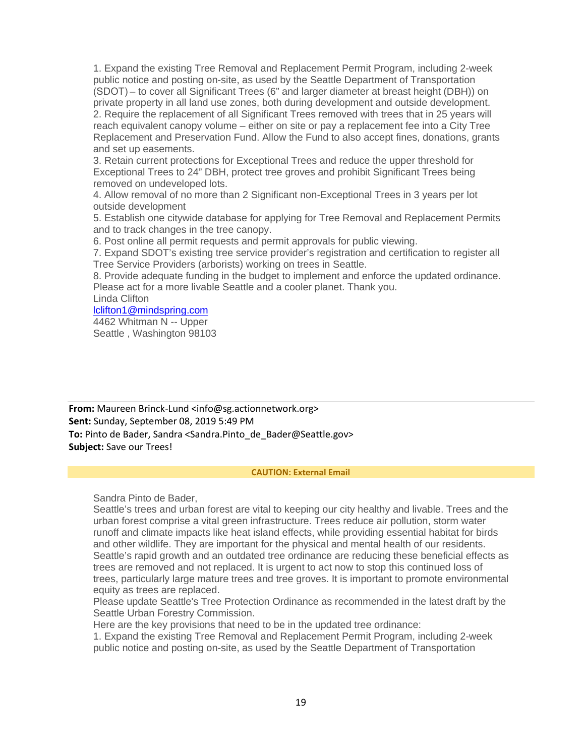1. Expand the existing Tree Removal and Replacement Permit Program, including 2-week public notice and posting on-site, as used by the Seattle Department of Transportation (SDOT) – to cover all Significant Trees (6" and larger diameter at breast height (DBH)) on private property in all land use zones, both during development and outside development.
2. Require the replacement of all Significant Trees removed with trees that in 25 years will reach equivalent canopy volume – either on site or pay a replacement fee into a City Tree Replacement and Preservation Fund. Allow the Fund to also accept fines, donations, grants and set up easements.
3. Retain current protections for Exceptional Trees and reduce the upper threshold for Exceptional Trees to 24" DBH, protect tree groves and prohibit Significant Trees being removed on undeveloped lots.
4. Allow removal of no more than 2 Significant non-Exceptional Trees in 3 years per lot outside development
5. Establish one citywide database for applying for Tree Removal and Replacement Permits and to track changes in the tree canopy.
6. Post online all permit requests and permit approvals for public viewing.
7. Expand SDOT's existing tree service provider's registration and certification to register all Tree Service Providers (arborists) working on trees in Seattle.
8. Provide adequate funding in the budget to implement and enforce the updated ordinance.

Please act for a more livable Seattle and a cooler planet. Thank you.
Linda Clifton
lclifton1@mindspring.com
4462 Whitman N -- Upper
Seattle , Washington 98103

---

**From:** Maureen Brinck-Lund <info@sg.actionnetwork.org>
**Sent:** Sunday, September 08, 2019 5:49 PM
**To:** Pinto de Bader, Sandra <Sandra.Pinto_de_Bader@Seattle.gov>
**Subject:** Save our Trees!

**CAUTION: External Email**

Sandra Pinto de Bader,
Seattle's trees and urban forest are vital to keeping our city healthy and livable. Trees and the urban forest comprise a vital green infrastructure. Trees reduce air pollution, storm water runoff and climate impacts like heat island effects, while providing essential habitat for birds and other wildlife. They are important for the physical and mental health of our residents. Seattle's rapid growth and an outdated tree ordinance are reducing these beneficial effects as trees are removed and not replaced. It is urgent to act now to stop this continued loss of trees, particularly large mature trees and tree groves. It is important to promote environmental equity as trees are replaced.
Please update Seattle's Tree Protection Ordinance as recommended in the latest draft by the Seattle Urban Forestry Commission.
Here are the key provisions that need to be in the updated tree ordinance:
1. Expand the existing Tree Removal and Replacement Permit Program, including 2-week public notice and posting on-site, as used by the Seattle Department of Transportation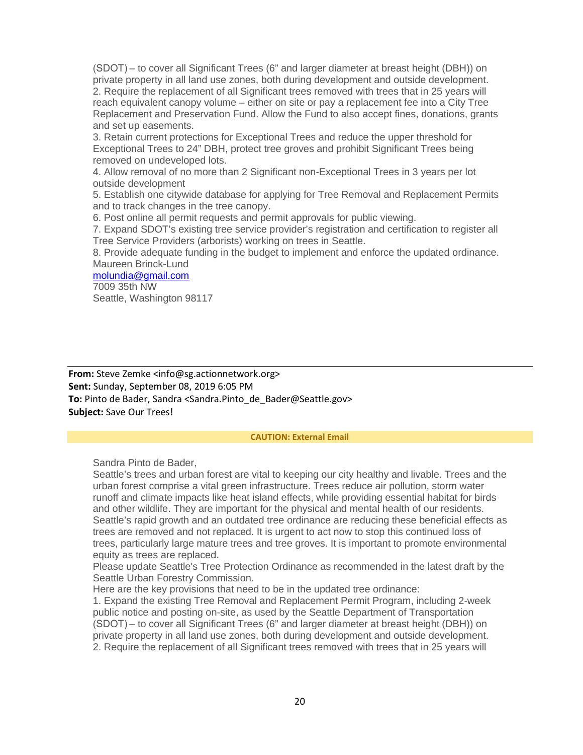(SDOT) – to cover all Significant Trees (6" and larger diameter at breast height (DBH)) on private property in all land use zones, both during development and outside development.
2. Require the replacement of all Significant trees removed with trees that in 25 years will reach equivalent canopy volume – either on site or pay a replacement fee into a City Tree Replacement and Preservation Fund. Allow the Fund to also accept fines, donations, grants and set up easements.
3. Retain current protections for Exceptional Trees and reduce the upper threshold for Exceptional Trees to 24" DBH, protect tree groves and prohibit Significant Trees being removed on undeveloped lots.
4. Allow removal of no more than 2 Significant non-Exceptional Trees in 3 years per lot outside development
5. Establish one citywide database for applying for Tree Removal and Replacement Permits and to track changes in the tree canopy.
6. Post online all permit requests and permit approvals for public viewing.
7. Expand SDOT's existing tree service provider's registration and certification to register all Tree Service Providers (arborists) working on trees in Seattle.
8. Provide adequate funding in the budget to implement and enforce the updated ordinance.
Maureen Brinck-Lund
molundia@gmail.com
7009 35th NW
Seattle, Washington 98117

---

**From:** Steve Zemke <info@sg.actionnetwork.org>
**Sent:** Sunday, September 08, 2019 6:05 PM
**To:** Pinto de Bader, Sandra <Sandra.Pinto_de_Bader@Seattle.gov>
**Subject:** Save Our Trees!

**CAUTION: External Email**

Sandra Pinto de Bader,
Seattle's trees and urban forest are vital to keeping our city healthy and livable. Trees and the urban forest comprise a vital green infrastructure. Trees reduce air pollution, storm water runoff and climate impacts like heat island effects, while providing essential habitat for birds and other wildlife. They are important for the physical and mental health of our residents. Seattle's rapid growth and an outdated tree ordinance are reducing these beneficial effects as trees are removed and not replaced. It is urgent to act now to stop this continued loss of trees, particularly large mature trees and tree groves. It is important to promote environmental equity as trees are replaced.
Please update Seattle's Tree Protection Ordinance as recommended in the latest draft by the Seattle Urban Forestry Commission.
Here are the key provisions that need to be in the updated tree ordinance:
1. Expand the existing Tree Removal and Replacement Permit Program, including 2-week public notice and posting on-site, as used by the Seattle Department of Transportation (SDOT) – to cover all Significant Trees (6" and larger diameter at breast height (DBH)) on private property in all land use zones, both during development and outside development.
2. Require the replacement of all Significant trees removed with trees that in 25 years will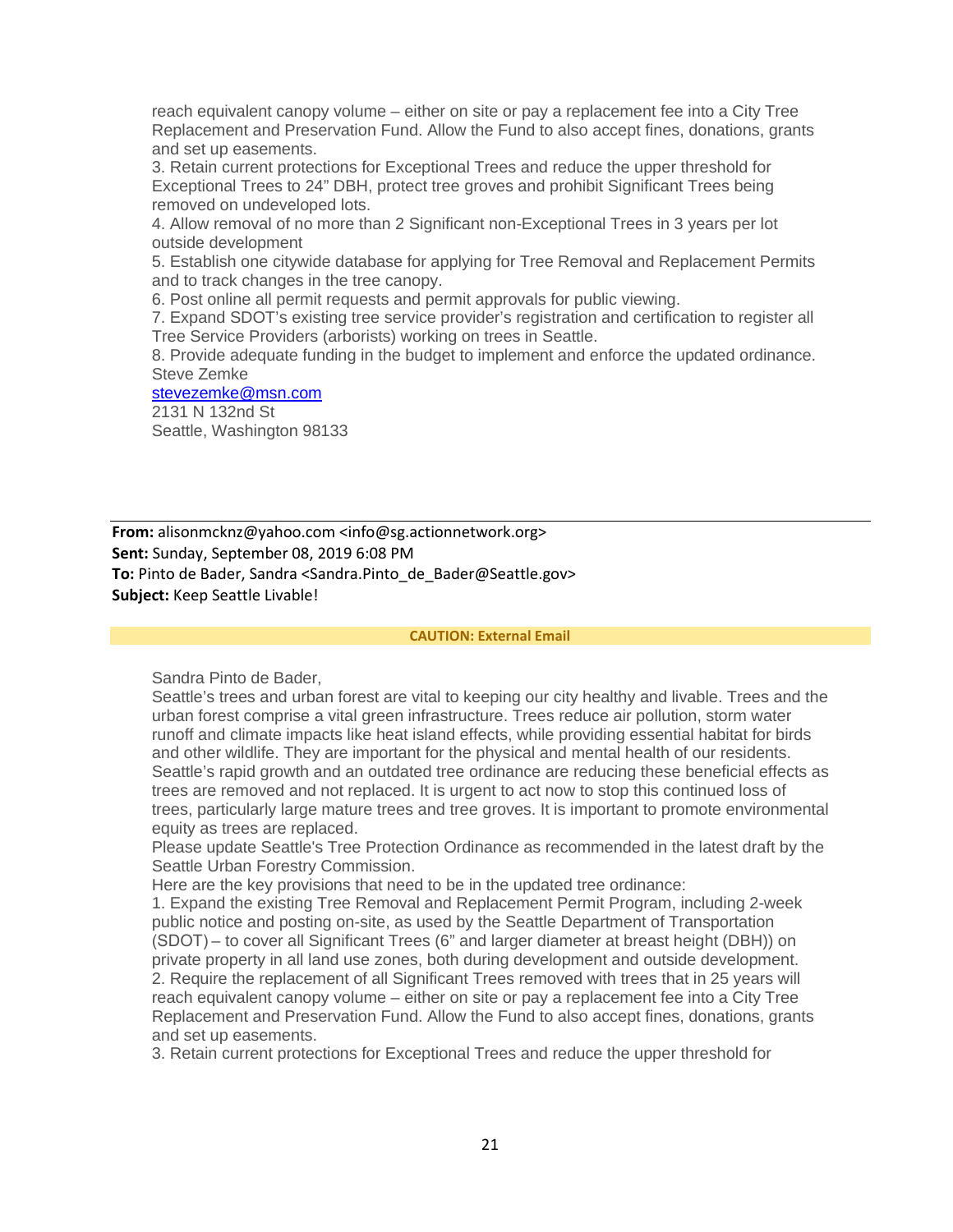reach equivalent canopy volume – either on site or pay a replacement fee into a City Tree Replacement and Preservation Fund. Allow the Fund to also accept fines, donations, grants and set up easements.
3. Retain current protections for Exceptional Trees and reduce the upper threshold for Exceptional Trees to 24" DBH, protect tree groves and prohibit Significant Trees being removed on undeveloped lots.
4. Allow removal of no more than 2 Significant non-Exceptional Trees in 3 years per lot outside development
5. Establish one citywide database for applying for Tree Removal and Replacement Permits and to track changes in the tree canopy.
6. Post online all permit requests and permit approvals for public viewing.
7. Expand SDOT's existing tree service provider's registration and certification to register all Tree Service Providers (arborists) working on trees in Seattle.
8. Provide adequate funding in the budget to implement and enforce the updated ordinance.
Steve Zemke
stevezemke@msn.com
2131 N 132nd St
Seattle, Washington 98133

---

**From:** alisonmcknz@yahoo.com <info@sg.actionnetwork.org>
**Sent:** Sunday, September 08, 2019 6:08 PM
**To:** Pinto de Bader, Sandra <Sandra.Pinto_de_Bader@Seattle.gov>
**Subject:** Keep Seattle Livable!

**CAUTION: External Email**

Sandra Pinto de Bader,
Seattle's trees and urban forest are vital to keeping our city healthy and livable. Trees and the urban forest comprise a vital green infrastructure. Trees reduce air pollution, storm water runoff and climate impacts like heat island effects, while providing essential habitat for birds and other wildlife. They are important for the physical and mental health of our residents. Seattle's rapid growth and an outdated tree ordinance are reducing these beneficial effects as trees are removed and not replaced. It is urgent to act now to stop this continued loss of trees, particularly large mature trees and tree groves. It is important to promote environmental equity as trees are replaced.
Please update Seattle's Tree Protection Ordinance as recommended in the latest draft by the Seattle Urban Forestry Commission.
Here are the key provisions that need to be in the updated tree ordinance:
1. Expand the existing Tree Removal and Replacement Permit Program, including 2-week public notice and posting on-site, as used by the Seattle Department of Transportation (SDOT) – to cover all Significant Trees (6" and larger diameter at breast height (DBH)) on private property in all land use zones, both during development and outside development.
2. Require the replacement of all Significant Trees removed with trees that in 25 years will reach equivalent canopy volume – either on site or pay a replacement fee into a City Tree Replacement and Preservation Fund. Allow the Fund to also accept fines, donations, grants and set up easements.
3. Retain current protections for Exceptional Trees and reduce the upper threshold for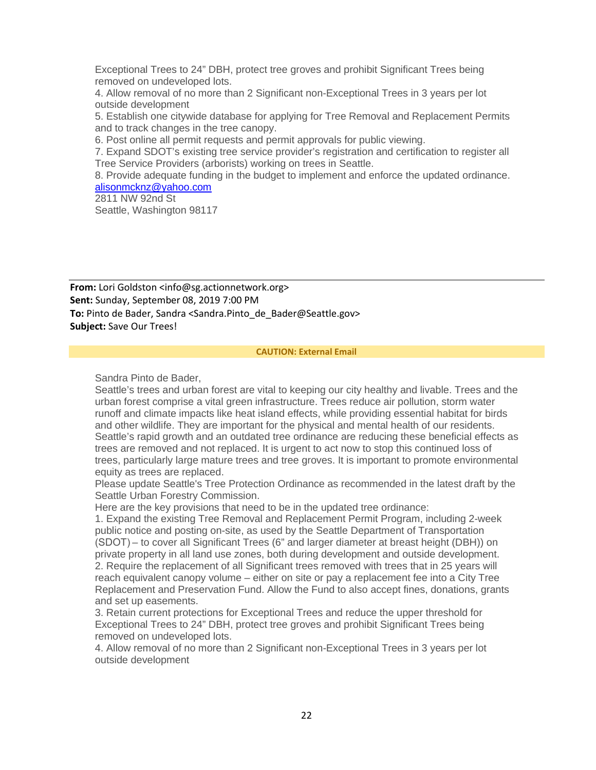Exceptional Trees to 24" DBH, protect tree groves and prohibit Significant Trees being removed on undeveloped lots.
4. Allow removal of no more than 2 Significant non-Exceptional Trees in 3 years per lot outside development
5. Establish one citywide database for applying for Tree Removal and Replacement Permits and to track changes in the tree canopy.
6. Post online all permit requests and permit approvals for public viewing.
7. Expand SDOT's existing tree service provider's registration and certification to register all Tree Service Providers (arborists) working on trees in Seattle.
8. Provide adequate funding in the budget to implement and enforce the updated ordinance.
alisonmcknz@yahoo.com
2811 NW 92nd St
Seattle, Washington 98117

---

**From:** Lori Goldston <info@sg.actionnetwork.org>
**Sent:** Sunday, September 08, 2019 7:00 PM
**To:** Pinto de Bader, Sandra <Sandra.Pinto_de_Bader@Seattle.gov>
**Subject:** Save Our Trees!

**CAUTION: External Email**

Sandra Pinto de Bader,
Seattle's trees and urban forest are vital to keeping our city healthy and livable. Trees and the urban forest comprise a vital green infrastructure. Trees reduce air pollution, storm water runoff and climate impacts like heat island effects, while providing essential habitat for birds and other wildlife. They are important for the physical and mental health of our residents. Seattle's rapid growth and an outdated tree ordinance are reducing these beneficial effects as trees are removed and not replaced. It is urgent to act now to stop this continued loss of trees, particularly large mature trees and tree groves. It is important to promote environmental equity as trees are replaced.
Please update Seattle's Tree Protection Ordinance as recommended in the latest draft by the Seattle Urban Forestry Commission.
Here are the key provisions that need to be in the updated tree ordinance:
1. Expand the existing Tree Removal and Replacement Permit Program, including 2-week public notice and posting on-site, as used by the Seattle Department of Transportation (SDOT) – to cover all Significant Trees (6" and larger diameter at breast height (DBH)) on private property in all land use zones, both during development and outside development.
2. Require the replacement of all Significant trees removed with trees that in 25 years will reach equivalent canopy volume – either on site or pay a replacement fee into a City Tree Replacement and Preservation Fund. Allow the Fund to also accept fines, donations, grants and set up easements.
3. Retain current protections for Exceptional Trees and reduce the upper threshold for Exceptional Trees to 24" DBH, protect tree groves and prohibit Significant Trees being removed on undeveloped lots.
4. Allow removal of no more than 2 Significant non-Exceptional Trees in 3 years per lot outside development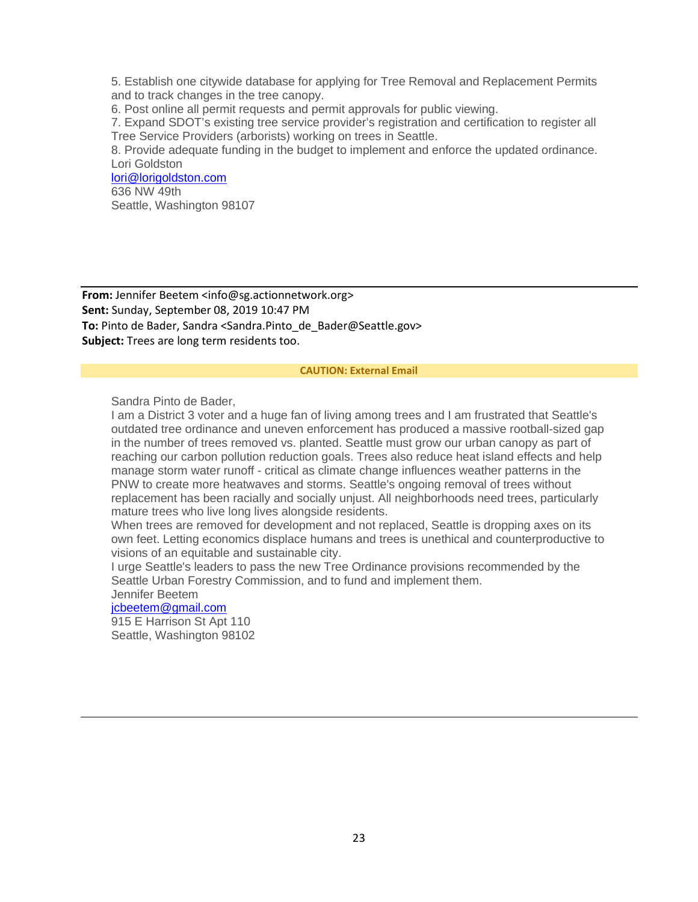5. Establish one citywide database for applying for Tree Removal and Replacement Permits and to track changes in the tree canopy.
6. Post online all permit requests and permit approvals for public viewing.
7. Expand SDOT's existing tree service provider's registration and certification to register all Tree Service Providers (arborists) working on trees in Seattle.
8. Provide adequate funding in the budget to implement and enforce the updated ordinance.
Lori Goldston
lori@lorigoldston.com
636 NW 49th
Seattle, Washington 98107

---

**From:** Jennifer Beetem <info@sg.actionnetwork.org>
**Sent:** Sunday, September 08, 2019 10:47 PM
**To:** Pinto de Bader, Sandra <Sandra.Pinto_de_Bader@Seattle.gov>
**Subject:** Trees are long term residents too.

**CAUTION: External Email**

Sandra Pinto de Bader,
I am a District 3 voter and a huge fan of living among trees and I am frustrated that Seattle's outdated tree ordinance and uneven enforcement has produced a massive rootball-sized gap in the number of trees removed vs. planted. Seattle must grow our urban canopy as part of reaching our carbon pollution reduction goals. Trees also reduce heat island effects and help manage storm water runoff - critical as climate change influences weather patterns in the PNW to create more heatwaves and storms. Seattle's ongoing removal of trees without replacement has been racially and socially unjust. All neighborhoods need trees, particularly mature trees who live long lives alongside residents.
When trees are removed for development and not replaced, Seattle is dropping axes on its own feet. Letting economics displace humans and trees is unethical and counterproductive to visions of an equitable and sustainable city.
I urge Seattle's leaders to pass the new Tree Ordinance provisions recommended by the Seattle Urban Forestry Commission, and to fund and implement them.
Jennifer Beetem
jcbeetem@gmail.com
915 E Harrison St Apt 110
Seattle, Washington 98102

---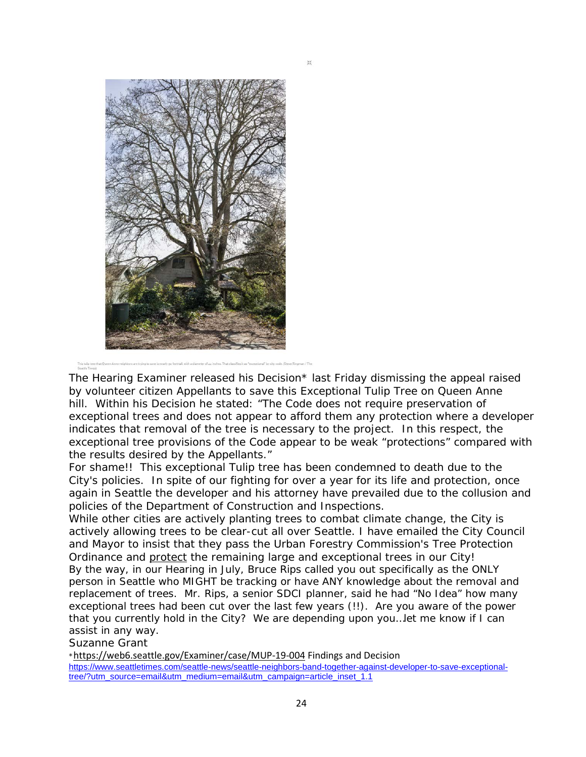This tulip tree that Queen Anne neighbors are trying to save is nearly 90 feet tall, with a diameter of 44 inches. That classifies it as "exceptional" by city code. (Steve Ringman / The Seattle Times)

The Hearing Examiner released his Decision* last Friday dismissing the appeal raised by volunteer citizen Appellants to save this Exceptional Tulip Tree on Queen Anne hill. Within his Decision he stated: "The Code does not require preservation of exceptional trees and does not appear to afford them any protection where a developer indicates that removal of the tree is necessary to the project. In this respect, the exceptional tree provisions of the Code appear to be weak "protections" compared with the results desired by the Appellants."

For shame!! This exceptional Tulip tree has been condemned to death due to the City's policies. In spite of our fighting for over a year for its life and protection, once again in Seattle the developer and his attorney have prevailed due to the collusion and policies of the Department of Construction and Inspections.

While other cities are actively planting trees to combat climate change, the City is actively allowing trees to be clear-cut all over Seattle. I have emailed the City Council and Mayor to insist that they pass the Urban Forestry Commission's Tree Protection Ordinance and protect the remaining large and exceptional trees in our City!

By the way, in our Hearing in July, Bruce Rips called you out specifically as the ONLY person in Seattle who MIGHT be tracking or have ANY knowledge about the removal and replacement of trees. Mr. Rips, a senior SDCI planner, said he had "No Idea" how many exceptional trees had been cut over the last few years (!!). Are you aware of the power that you currently hold in the City? We are depending upon you...let me know if I can assist in any way.

Suzanne Grant

*https://web6.seattle.gov/Examiner/case/MUP-19-004 Findings and Decision

https://www.seattletimes.com/seattle-news/seattle-neighbors-band-together-against-developer-to-save-exceptional-tree/?utm_source=email&utm_medium=email&utm_campaign=article_inset_1.1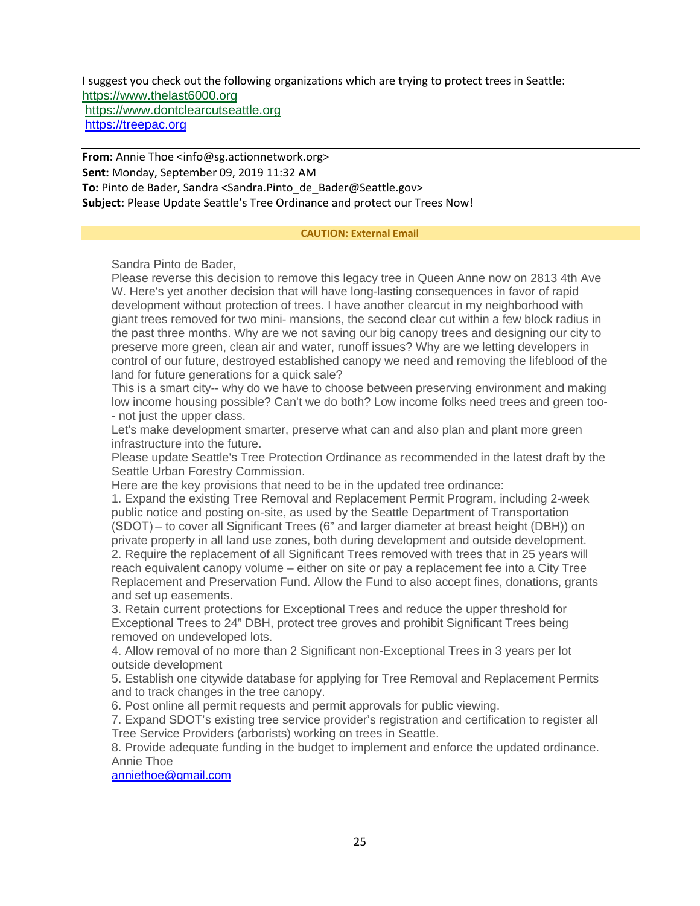I suggest you check out the following organizations which are trying to protect trees in Seattle:
https://www.thelast6000.org
https://www.dontclearcutseattle.org
https://treepac.org

---

**From:** Annie Thoe <info@sg.actionnetwork.org>
**Sent:** Monday, September 09, 2019 11:32 AM
**To:** Pinto de Bader, Sandra <Sandra.Pinto_de_Bader@Seattle.gov>
**Subject:** Please Update Seattle's Tree Ordinance and protect our Trees Now!

**CAUTION: External Email**

Sandra Pinto de Bader,

Please reverse this decision to remove this legacy tree in Queen Anne now on 2813 4th Ave W. Here's yet another decision that will have long-lasting consequences in favor of rapid development without protection of trees. I have another clearcut in my neighborhood with giant trees removed for two mini- mansions, the second clear cut within a few block radius in the past three months. Why are we not saving our big canopy trees and designing our city to preserve more green, clean air and water, runoff issues? Why are we letting developers in control of our future, destroyed established canopy we need and removing the lifeblood of the land for future generations for a quick sale?

This is a smart city-- why do we have to choose between preserving environment and making low income housing possible? Can't we do both? Low income folks need trees and green too-- not just the upper class.

Let's make development smarter, preserve what can and also plan and plant more green infrastructure into the future.

Please update Seattle's Tree Protection Ordinance as recommended in the latest draft by the Seattle Urban Forestry Commission.

Here are the key provisions that need to be in the updated tree ordinance:

1. Expand the existing Tree Removal and Replacement Permit Program, including 2-week public notice and posting on-site, as used by the Seattle Department of Transportation (SDOT) – to cover all Significant Trees (6" and larger diameter at breast height (DBH)) on private property in all land use zones, both during development and outside development.
2. Require the replacement of all Significant Trees removed with trees that in 25 years will reach equivalent canopy volume – either on site or pay a replacement fee into a City Tree Replacement and Preservation Fund. Allow the Fund to also accept fines, donations, grants and set up easements.
3. Retain current protections for Exceptional Trees and reduce the upper threshold for Exceptional Trees to 24" DBH, protect tree groves and prohibit Significant Trees being removed on undeveloped lots.
4. Allow removal of no more than 2 Significant non-Exceptional Trees in 3 years per lot outside development
5. Establish one citywide database for applying for Tree Removal and Replacement Permits and to track changes in the tree canopy.
6. Post online all permit requests and permit approvals for public viewing.
7. Expand SDOT's existing tree service provider's registration and certification to register all Tree Service Providers (arborists) working on trees in Seattle.
8. Provide adequate funding in the budget to implement and enforce the updated ordinance.

Annie Thoe
anniethoe@gmail.com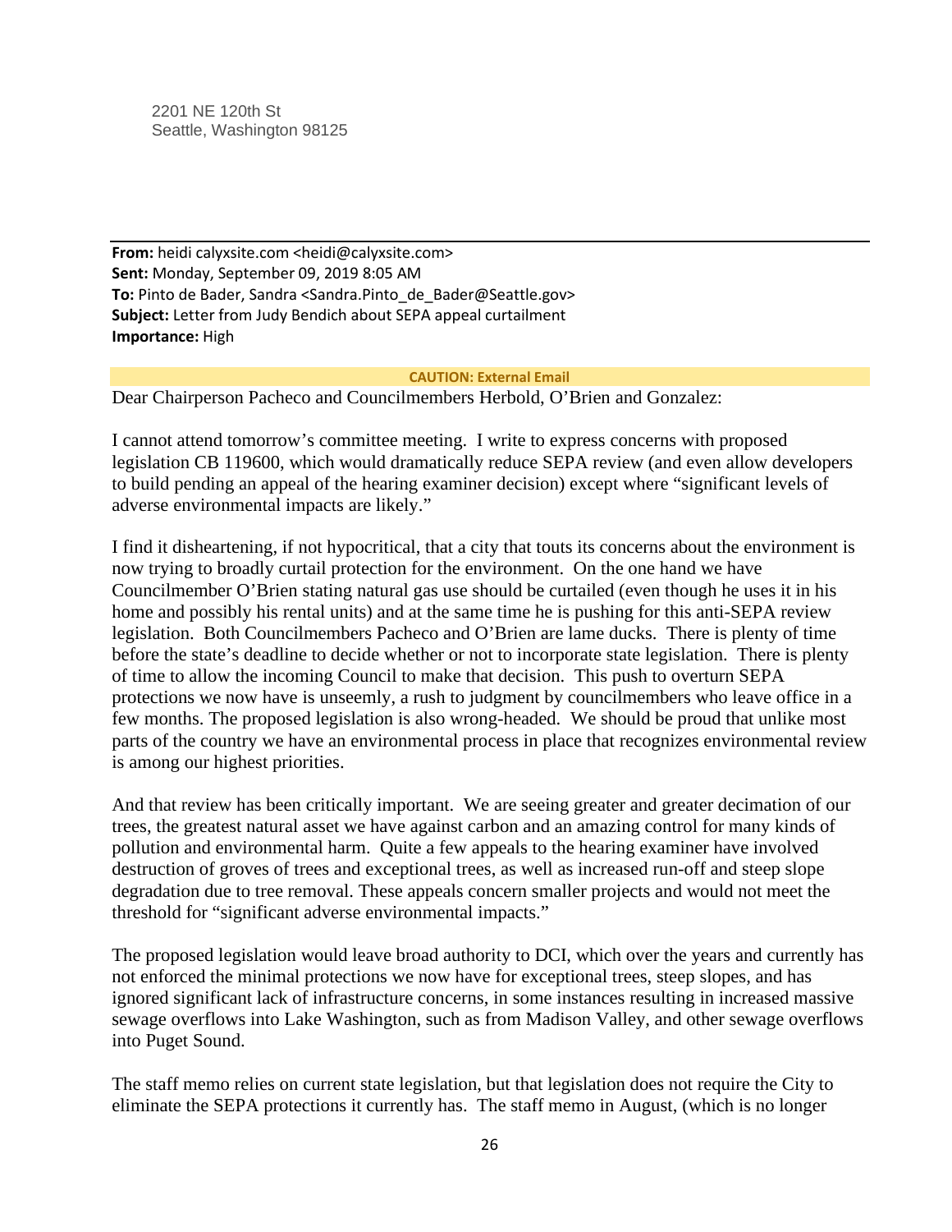2201 NE 120th St
Seattle, Washington 98125

---

**From:** heidi calyxsite.com <heidi@calyxsite.com>
**Sent:** Monday, September 09, 2019 8:05 AM
**To:** Pinto de Bader, Sandra <Sandra.Pinto_de_Bader@Seattle.gov>
**Subject:** Letter from Judy Bendich about SEPA appeal curtailment
**Importance:** High

**CAUTION: External Email**

Dear Chairperson Pacheco and Councilmembers Herbold, O'Brien and Gonzalez:

I cannot attend tomorrow's committee meeting. I write to express concerns with proposed legislation CB 119600, which would dramatically reduce SEPA review (and even allow developers to build pending an appeal of the hearing examiner decision) except where "significant levels of adverse environmental impacts are likely."

I find it disheartening, if not hypocritical, that a city that touts its concerns about the environment is now trying to broadly curtail protection for the environment. On the one hand we have Councilmember O'Brien stating natural gas use should be curtailed (even though he uses it in his home and possibly his rental units) and at the same time he is pushing for this anti-SEPA review legislation. Both Councilmembers Pacheco and O'Brien are lame ducks. There is plenty of time before the state's deadline to decide whether or not to incorporate state legislation. There is plenty of time to allow the incoming Council to make that decision. This push to overturn SEPA protections we now have is unseemly, a rush to judgment by councilmembers who leave office in a few months. The proposed legislation is also wrong-headed. We should be proud that unlike most parts of the country we have an environmental process in place that recognizes environmental review is among our highest priorities.

And that review has been critically important. We are seeing greater and greater decimation of our trees, the greatest natural asset we have against carbon and an amazing control for many kinds of pollution and environmental harm. Quite a few appeals to the hearing examiner have involved destruction of groves of trees and exceptional trees, as well as increased run-off and steep slope degradation due to tree removal. These appeals concern smaller projects and would not meet the threshold for "significant adverse environmental impacts."

The proposed legislation would leave broad authority to DCI, which over the years and currently has not enforced the minimal protections we now have for exceptional trees, steep slopes, and has ignored significant lack of infrastructure concerns, in some instances resulting in increased massive sewage overflows into Lake Washington, such as from Madison Valley, and other sewage overflows into Puget Sound.

The staff memo relies on current state legislation, but that legislation does not require the City to eliminate the SEPA protections it currently has. The staff memo in August, (which is no longer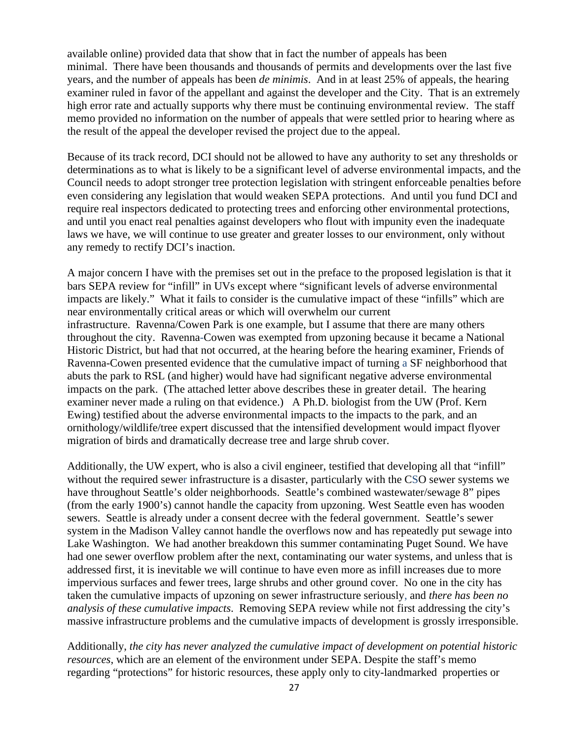available online) provided data that show that in fact the number of appeals has been minimal. There have been thousands and thousands of permits and developments over the last five years, and the number of appeals has been *de minimis*. And in at least 25% of appeals, the hearing examiner ruled in favor of the appellant and against the developer and the City. That is an extremely high error rate and actually supports why there must be continuing environmental review. The staff memo provided no information on the number of appeals that were settled prior to hearing where as the result of the appeal the developer revised the project due to the appeal.

Because of its track record, DCI should not be allowed to have any authority to set any thresholds or determinations as to what is likely to be a significant level of adverse environmental impacts, and the Council needs to adopt stronger tree protection legislation with stringent enforceable penalties before even considering any legislation that would weaken SEPA protections. And until you fund DCI and require real inspectors dedicated to protecting trees and enforcing other environmental protections, and until you enact real penalties against developers who flout with impunity even the inadequate laws we have, we will continue to use greater and greater losses to our environment, only without any remedy to rectify DCI's inaction.

A major concern I have with the premises set out in the preface to the proposed legislation is that it bars SEPA review for "infill" in UVs except where "significant levels of adverse environmental impacts are likely." What it fails to consider is the cumulative impact of these "infills" which are near environmentally critical areas or which will overwhelm our current infrastructure. Ravenna/Cowen Park is one example, but I assume that there are many others throughout the city. Ravenna-Cowen was exempted from upzoning because it became a National Historic District, but had that not occurred, at the hearing before the hearing examiner, Friends of Ravenna-Cowen presented evidence that the cumulative impact of turning a SF neighborhood that abuts the park to RSL (and higher) would have had significant negative adverse environmental impacts on the park. (The attached letter above describes these in greater detail. The hearing examiner never made a ruling on that evidence.) A Ph.D. biologist from the UW (Prof. Kern Ewing) testified about the adverse environmental impacts to the impacts to the park, and an ornithology/wildlife/tree expert discussed that the intensified development would impact flyover migration of birds and dramatically decrease tree and large shrub cover.

Additionally, the UW expert, who is also a civil engineer, testified that developing all that "infill" without the required sewer infrastructure is a disaster, particularly with the CSO sewer systems we have throughout Seattle's older neighborhoods. Seattle's combined wastewater/sewage 8" pipes (from the early 1900's) cannot handle the capacity from upzoning. West Seattle even has wooden sewers. Seattle is already under a consent decree with the federal government. Seattle's sewer system in the Madison Valley cannot handle the overflows now and has repeatedly put sewage into Lake Washington. We had another breakdown this summer contaminating Puget Sound. We have had one sewer overflow problem after the next, contaminating our water systems, and unless that is addressed first, it is inevitable we will continue to have even more as infill increases due to more impervious surfaces and fewer trees, large shrubs and other ground cover. No one in the city has taken the cumulative impacts of upzoning on sewer infrastructure seriously, and *there has been no analysis of these cumulative impacts*. Removing SEPA review while not first addressing the city's massive infrastructure problems and the cumulative impacts of development is grossly irresponsible.

Additionally, *the city has never analyzed the cumulative impact of development on potential historic resources*, which are an element of the environment under SEPA. Despite the staff's memo regarding "protections" for historic resources, these apply only to city-landmarked properties or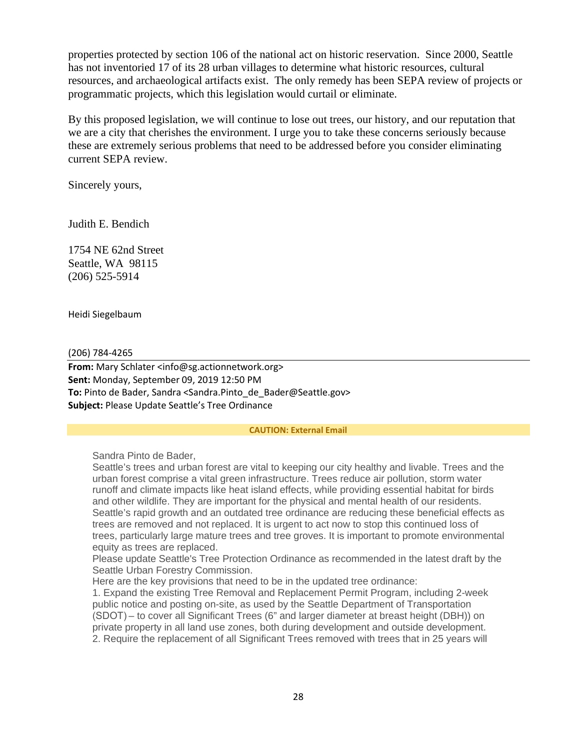properties protected by section 106 of the national act on historic reservation. Since 2000, Seattle has not inventoried 17 of its 28 urban villages to determine what historic resources, cultural resources, and archaeological artifacts exist. The only remedy has been SEPA review of projects or programmatic projects, which this legislation would curtail or eliminate.

By this proposed legislation, we will continue to lose out trees, our history, and our reputation that we are a city that cherishes the environment. I urge you to take these concerns seriously because these are extremely serious problems that need to be addressed before you consider eliminating current SEPA review.

Sincerely yours,

Judith E. Bendich

1754 NE 62nd Street
Seattle, WA 98115
(206) 525-5914

Heidi Siegelbaum

(206) 784-4265

**From:** Mary Schlater <info@sg.actionnetwork.org>
**Sent:** Monday, September 09, 2019 12:50 PM
**To:** Pinto de Bader, Sandra <Sandra.Pinto_de_Bader@Seattle.gov>
**Subject:** Please Update Seattle's Tree Ordinance

**CAUTION: External Email**

Sandra Pinto de Bader,

Seattle's trees and urban forest are vital to keeping our city healthy and livable. Trees and the urban forest comprise a vital green infrastructure. Trees reduce air pollution, storm water runoff and climate impacts like heat island effects, while providing essential habitat for birds and other wildlife. They are important for the physical and mental health of our residents. Seattle's rapid growth and an outdated tree ordinance are reducing these beneficial effects as trees are removed and not replaced. It is urgent to act now to stop this continued loss of trees, particularly large mature trees and tree groves. It is important to promote environmental equity as trees are replaced.

Please update Seattle's Tree Protection Ordinance as recommended in the latest draft by the Seattle Urban Forestry Commission.

Here are the key provisions that need to be in the updated tree ordinance:

1. Expand the existing Tree Removal and Replacement Permit Program, including 2-week public notice and posting on-site, as used by the Seattle Department of Transportation (SDOT) – to cover all Significant Trees (6" and larger diameter at breast height (DBH)) on private property in all land use zones, both during development and outside development.
2. Require the replacement of all Significant Trees removed with trees that in 25 years will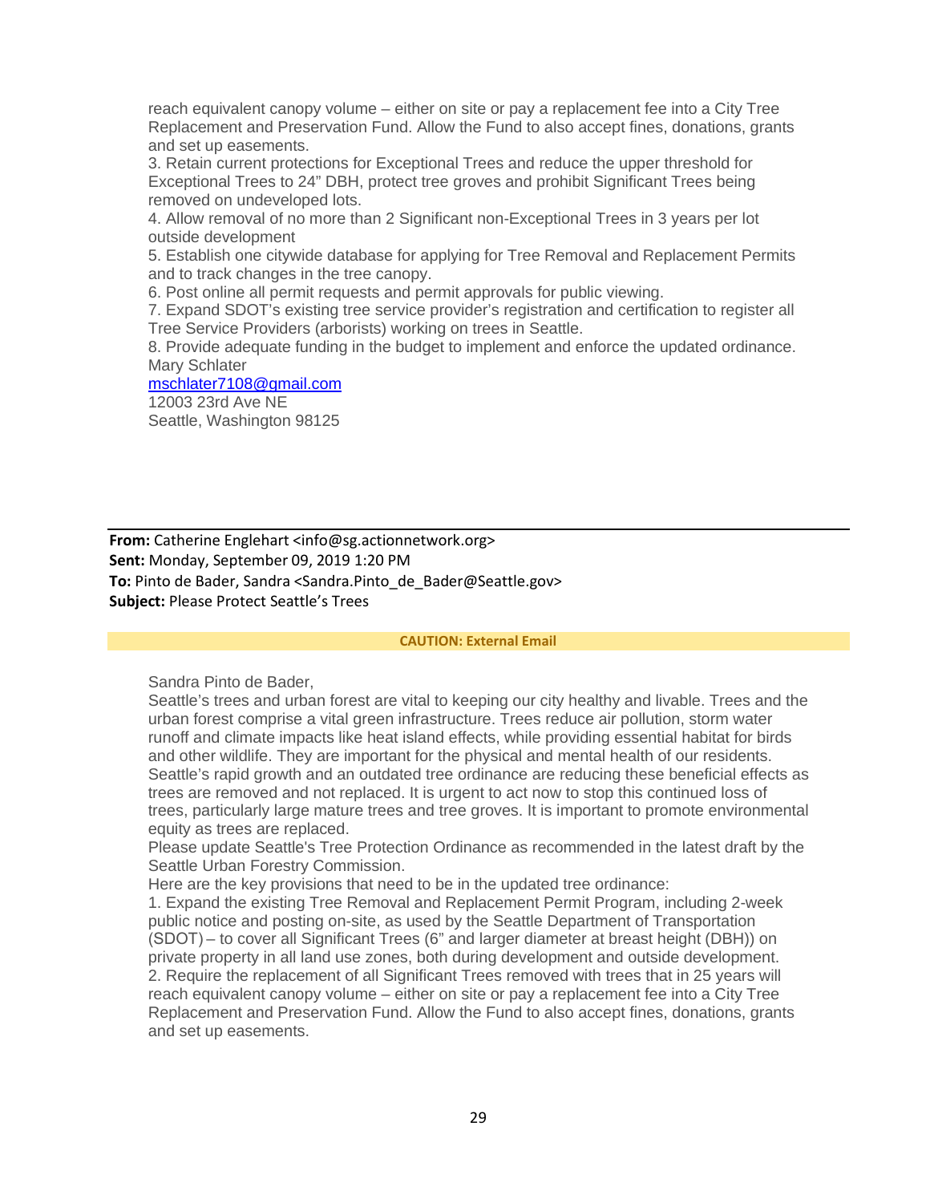reach equivalent canopy volume – either on site or pay a replacement fee into a City Tree Replacement and Preservation Fund. Allow the Fund to also accept fines, donations, grants and set up easements.

3. Retain current protections for Exceptional Trees and reduce the upper threshold for Exceptional Trees to 24" DBH, protect tree groves and prohibit Significant Trees being removed on undeveloped lots.

4. Allow removal of no more than 2 Significant non-Exceptional Trees in 3 years per lot outside development

5. Establish one citywide database for applying for Tree Removal and Replacement Permits and to track changes in the tree canopy.

6. Post online all permit requests and permit approvals for public viewing.

7. Expand SDOT's existing tree service provider's registration and certification to register all Tree Service Providers (arborists) working on trees in Seattle.

8. Provide adequate funding in the budget to implement and enforce the updated ordinance.

Mary Schlater
mschlater7108@gmail.com
12003 23rd Ave NE
Seattle, Washington 98125

---

**From:** Catherine Englehart <info@sg.actionnetwork.org>
**Sent:** Monday, September 09, 2019 1:20 PM
**To:** Pinto de Bader, Sandra <Sandra.Pinto_de_Bader@Seattle.gov>
**Subject:** Please Protect Seattle's Trees

**CAUTION: External Email**

Sandra Pinto de Bader,

Seattle's trees and urban forest are vital to keeping our city healthy and livable. Trees and the urban forest comprise a vital green infrastructure. Trees reduce air pollution, storm water runoff and climate impacts like heat island effects, while providing essential habitat for birds and other wildlife. They are important for the physical and mental health of our residents. Seattle's rapid growth and an outdated tree ordinance are reducing these beneficial effects as trees are removed and not replaced. It is urgent to act now to stop this continued loss of trees, particularly large mature trees and tree groves. It is important to promote environmental equity as trees are replaced.

Please update Seattle's Tree Protection Ordinance as recommended in the latest draft by the Seattle Urban Forestry Commission.

Here are the key provisions that need to be in the updated tree ordinance:

1. Expand the existing Tree Removal and Replacement Permit Program, including 2-week public notice and posting on-site, as used by the Seattle Department of Transportation (SDOT) – to cover all Significant Trees (6" and larger diameter at breast height (DBH)) on private property in all land use zones, both during development and outside development.

2. Require the replacement of all Significant Trees removed with trees that in 25 years will reach equivalent canopy volume – either on site or pay a replacement fee into a City Tree Replacement and Preservation Fund. Allow the Fund to also accept fines, donations, grants and set up easements.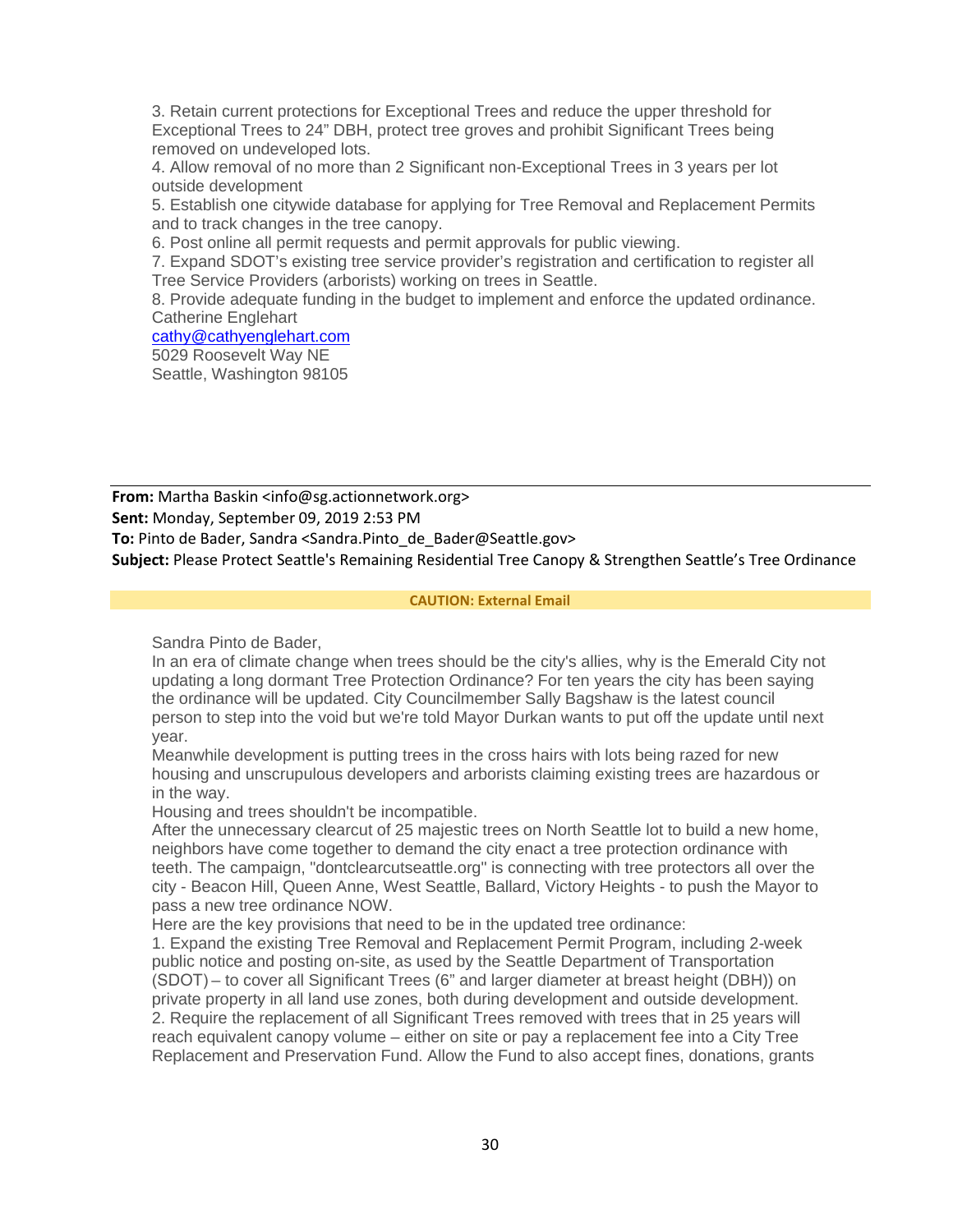3. Retain current protections for Exceptional Trees and reduce the upper threshold for Exceptional Trees to 24” DBH, protect tree groves and prohibit Significant Trees being removed on undeveloped lots.
4. Allow removal of no more than 2 Significant non-Exceptional Trees in 3 years per lot outside development
5. Establish one citywide database for applying for Tree Removal and Replacement Permits and to track changes in the tree canopy.
6. Post online all permit requests and permit approvals for public viewing.
7. Expand SDOT’s existing tree service provider’s registration and certification to register all Tree Service Providers (arborists) working on trees in Seattle.
8. Provide adequate funding in the budget to implement and enforce the updated ordinance.
Catherine Englehart
cathy@cathyenglehart.com
5029 Roosevelt Way NE
Seattle, Washington 98105

---

**From:** Martha Baskin <info@sg.actionnetwork.org>
**Sent:** Monday, September 09, 2019 2:53 PM
**To:** Pinto de Bader, Sandra <Sandra.Pinto_de_Bader@Seattle.gov>
**Subject:** Please Protect Seattle's Remaining Residential Tree Canopy & Strengthen Seattle’s Tree Ordinance

**CAUTION: External Email**

Sandra Pinto de Bader,
In an era of climate change when trees should be the city's allies, why is the Emerald City not updating a long dormant Tree Protection Ordinance? For ten years the city has been saying the ordinance will be updated. City Councilmember Sally Bagshaw is the latest council person to step into the void but we're told Mayor Durkan wants to put off the update until next year.
Meanwhile development is putting trees in the cross hairs with lots being razed for new housing and unscrupulous developers and arborists claiming existing trees are hazardous or in the way.
Housing and trees shouldn't be incompatible.
After the unnecessary clearcut of 25 majestic trees on North Seattle lot to build a new home, neighbors have come together to demand the city enact a tree protection ordinance with teeth. The campaign, "dontclearcutseattle.org" is connecting with tree protectors all over the city - Beacon Hill, Queen Anne, West Seattle, Ballard, Victory Heights - to push the Mayor to pass a new tree ordinance NOW.
Here are the key provisions that need to be in the updated tree ordinance:
1. Expand the existing Tree Removal and Replacement Permit Program, including 2-week public notice and posting on-site, as used by the Seattle Department of Transportation (SDOT) – to cover all Significant Trees (6” and larger diameter at breast height (DBH)) on private property in all land use zones, both during development and outside development.
2. Require the replacement of all Significant Trees removed with trees that in 25 years will reach equivalent canopy volume – either on site or pay a replacement fee into a City Tree Replacement and Preservation Fund. Allow the Fund to also accept fines, donations, grants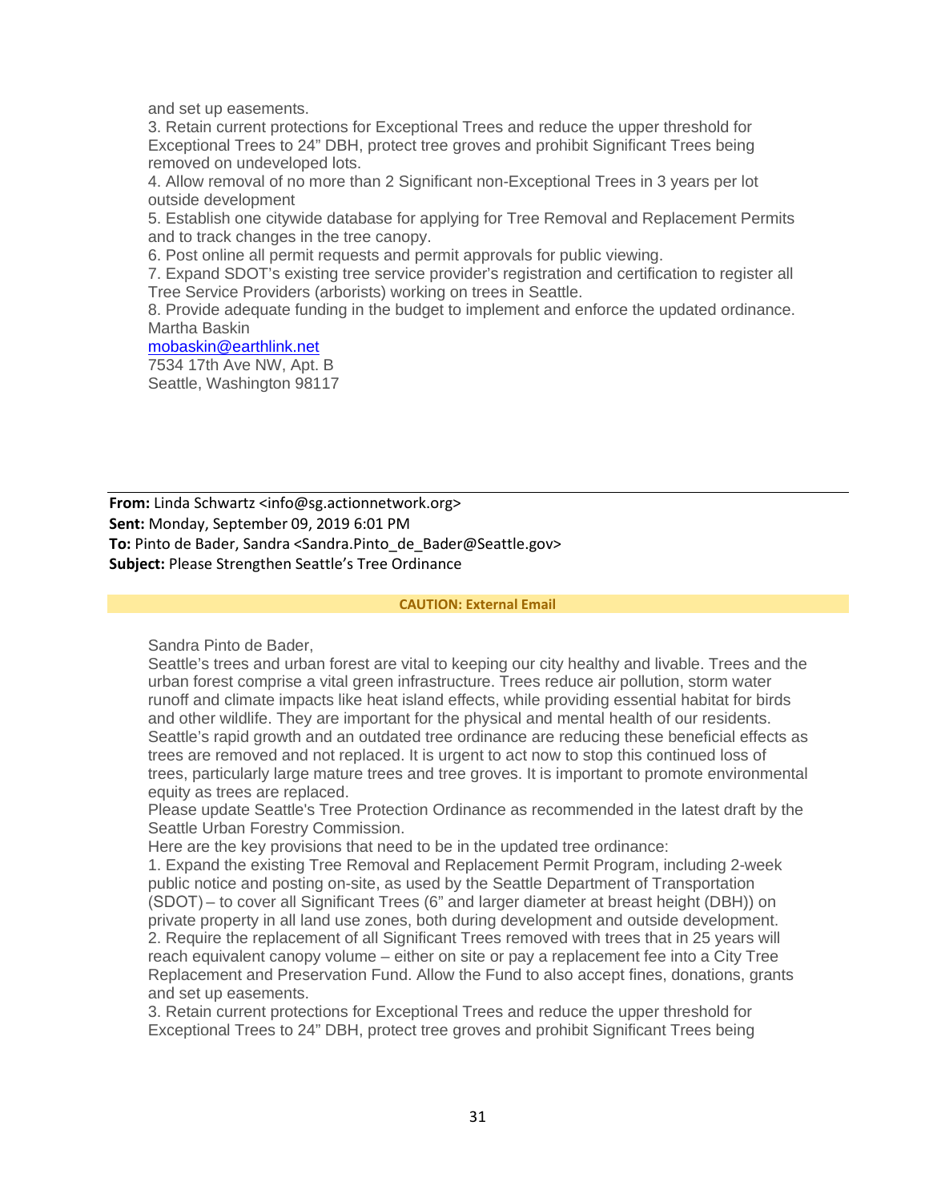and set up easements.

3. Retain current protections for Exceptional Trees and reduce the upper threshold for Exceptional Trees to 24" DBH, protect tree groves and prohibit Significant Trees being removed on undeveloped lots.

4. Allow removal of no more than 2 Significant non-Exceptional Trees in 3 years per lot outside development

5. Establish one citywide database for applying for Tree Removal and Replacement Permits and to track changes in the tree canopy.

6. Post online all permit requests and permit approvals for public viewing.

7. Expand SDOT's existing tree service provider's registration and certification to register all Tree Service Providers (arborists) working on trees in Seattle.

8. Provide adequate funding in the budget to implement and enforce the updated ordinance.

Martha Baskin
mobaskin@earthlink.net
7534 17th Ave NW, Apt. B
Seattle, Washington 98117

---

**From:** Linda Schwartz <info@sg.actionnetwork.org>
**Sent:** Monday, September 09, 2019 6:01 PM
**To:** Pinto de Bader, Sandra <Sandra.Pinto_de_Bader@Seattle.gov>
**Subject:** Please Strengthen Seattle's Tree Ordinance

**CAUTION: External Email**

Sandra Pinto de Bader,

Seattle's trees and urban forest are vital to keeping our city healthy and livable. Trees and the urban forest comprise a vital green infrastructure. Trees reduce air pollution, storm water runoff and climate impacts like heat island effects, while providing essential habitat for birds and other wildlife. They are important for the physical and mental health of our residents.

Seattle's rapid growth and an outdated tree ordinance are reducing these beneficial effects as trees are removed and not replaced. It is urgent to act now to stop this continued loss of trees, particularly large mature trees and tree groves. It is important to promote environmental equity as trees are replaced.

Please update Seattle's Tree Protection Ordinance as recommended in the latest draft by the Seattle Urban Forestry Commission.

Here are the key provisions that need to be in the updated tree ordinance:

1. Expand the existing Tree Removal and Replacement Permit Program, including 2-week public notice and posting on-site, as used by the Seattle Department of Transportation (SDOT) – to cover all Significant Trees (6" and larger diameter at breast height (DBH)) on private property in all land use zones, both during development and outside development.

2. Require the replacement of all Significant Trees removed with trees that in 25 years will reach equivalent canopy volume – either on site or pay a replacement fee into a City Tree Replacement and Preservation Fund. Allow the Fund to also accept fines, donations, grants and set up easements.

3. Retain current protections for Exceptional Trees and reduce the upper threshold for Exceptional Trees to 24" DBH, protect tree groves and prohibit Significant Trees being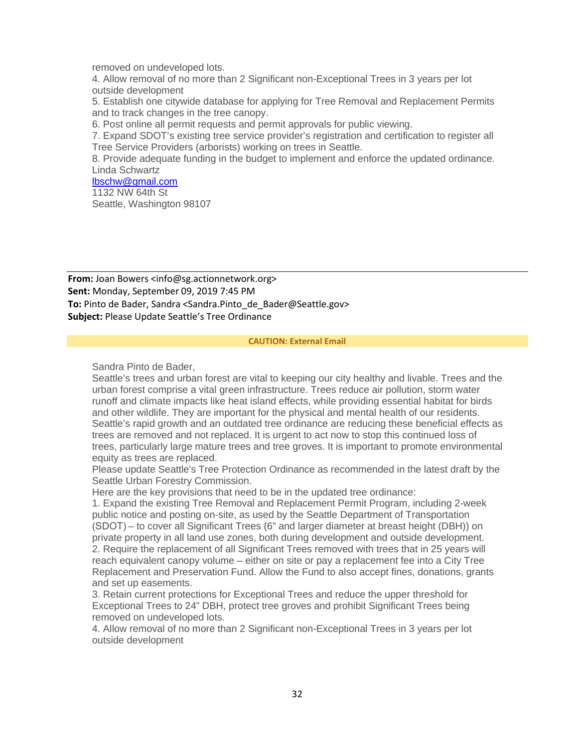removed on undeveloped lots.
4. Allow removal of no more than 2 Significant non-Exceptional Trees in 3 years per lot outside development
5. Establish one citywide database for applying for Tree Removal and Replacement Permits and to track changes in the tree canopy.
6. Post online all permit requests and permit approvals for public viewing.
7. Expand SDOT's existing tree service provider's registration and certification to register all Tree Service Providers (arborists) working on trees in Seattle.
8. Provide adequate funding in the budget to implement and enforce the updated ordinance.
Linda Schwartz
lbschw@gmail.com
1132 NW 64th St
Seattle, Washington 98107

---

**From:** Joan Bowers <info@sg.actionnetwork.org>
**Sent:** Monday, September 09, 2019 7:45 PM
**To:** Pinto de Bader, Sandra <Sandra.Pinto_de_Bader@Seattle.gov>
**Subject:** Please Update Seattle's Tree Ordinance

**CAUTION: External Email**

Sandra Pinto de Bader,
Seattle's trees and urban forest are vital to keeping our city healthy and livable. Trees and the urban forest comprise a vital green infrastructure. Trees reduce air pollution, storm water runoff and climate impacts like heat island effects, while providing essential habitat for birds and other wildlife. They are important for the physical and mental health of our residents. Seattle's rapid growth and an outdated tree ordinance are reducing these beneficial effects as trees are removed and not replaced. It is urgent to act now to stop this continued loss of trees, particularly large mature trees and tree groves. It is important to promote environmental equity as trees are replaced.
Please update Seattle's Tree Protection Ordinance as recommended in the latest draft by the Seattle Urban Forestry Commission.
Here are the key provisions that need to be in the updated tree ordinance:
1. Expand the existing Tree Removal and Replacement Permit Program, including 2-week public notice and posting on-site, as used by the Seattle Department of Transportation (SDOT) – to cover all Significant Trees (6" and larger diameter at breast height (DBH)) on private property in all land use zones, both during development and outside development.
2. Require the replacement of all Significant Trees removed with trees that in 25 years will reach equivalent canopy volume – either on site or pay a replacement fee into a City Tree Replacement and Preservation Fund. Allow the Fund to also accept fines, donations, grants and set up easements.
3. Retain current protections for Exceptional Trees and reduce the upper threshold for Exceptional Trees to 24" DBH, protect tree groves and prohibit Significant Trees being removed on undeveloped lots.
4. Allow removal of no more than 2 Significant non-Exceptional Trees in 3 years per lot outside development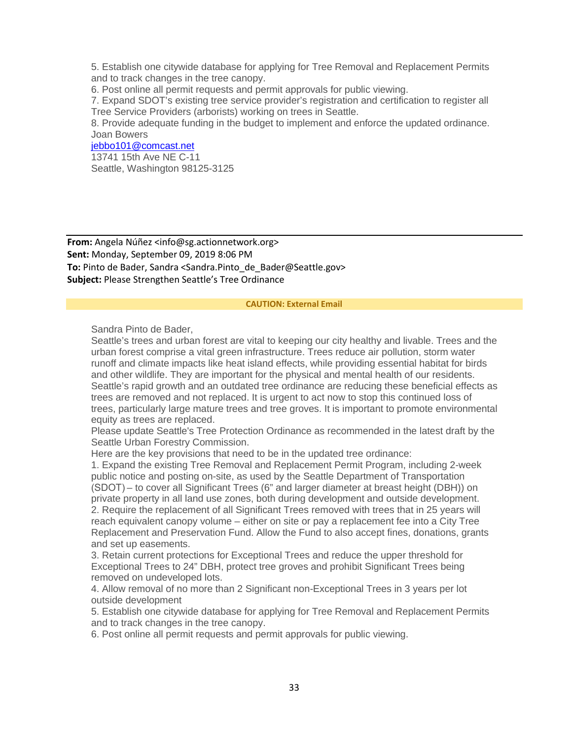5. Establish one citywide database for applying for Tree Removal and Replacement Permits and to track changes in the tree canopy.
6. Post online all permit requests and permit approvals for public viewing.
7. Expand SDOT's existing tree service provider's registration and certification to register all Tree Service Providers (arborists) working on trees in Seattle.
8. Provide adequate funding in the budget to implement and enforce the updated ordinance.
Joan Bowers
jebbo101@comcast.net
13741 15th Ave NE C-11
Seattle, Washington 98125-3125

---

**From:** Angela Núñez <info@sg.actionnetwork.org>
**Sent:** Monday, September 09, 2019 8:06 PM
**To:** Pinto de Bader, Sandra <Sandra.Pinto_de_Bader@Seattle.gov>
**Subject:** Please Strengthen Seattle's Tree Ordinance

**CAUTION: External Email**

Sandra Pinto de Bader,
Seattle's trees and urban forest are vital to keeping our city healthy and livable. Trees and the urban forest comprise a vital green infrastructure. Trees reduce air pollution, storm water runoff and climate impacts like heat island effects, while providing essential habitat for birds and other wildlife. They are important for the physical and mental health of our residents. Seattle's rapid growth and an outdated tree ordinance are reducing these beneficial effects as trees are removed and not replaced. It is urgent to act now to stop this continued loss of trees, particularly large mature trees and tree groves. It is important to promote environmental equity as trees are replaced.
Please update Seattle's Tree Protection Ordinance as recommended in the latest draft by the Seattle Urban Forestry Commission.
Here are the key provisions that need to be in the updated tree ordinance:
1. Expand the existing Tree Removal and Replacement Permit Program, including 2-week public notice and posting on-site, as used by the Seattle Department of Transportation (SDOT) – to cover all Significant Trees (6" and larger diameter at breast height (DBH)) on private property in all land use zones, both during development and outside development.
2. Require the replacement of all Significant Trees removed with trees that in 25 years will reach equivalent canopy volume – either on site or pay a replacement fee into a City Tree Replacement and Preservation Fund. Allow the Fund to also accept fines, donations, grants and set up easements.
3. Retain current protections for Exceptional Trees and reduce the upper threshold for Exceptional Trees to 24" DBH, protect tree groves and prohibit Significant Trees being removed on undeveloped lots.
4. Allow removal of no more than 2 Significant non-Exceptional Trees in 3 years per lot outside development
5. Establish one citywide database for applying for Tree Removal and Replacement Permits and to track changes in the tree canopy.
6. Post online all permit requests and permit approvals for public viewing.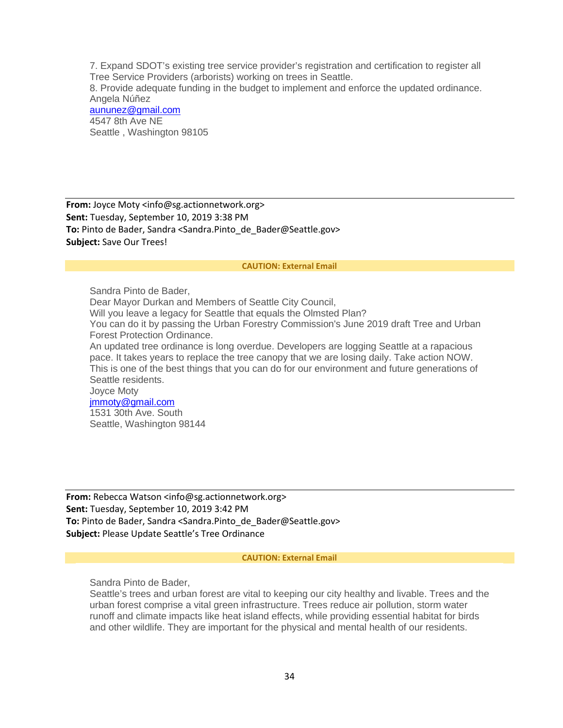7. Expand SDOT's existing tree service provider's registration and certification to register all Tree Service Providers (arborists) working on trees in Seattle.
8. Provide adequate funding in the budget to implement and enforce the updated ordinance.
Angela Núñez
aununez@gmail.com
4547 8th Ave NE
Seattle , Washington 98105

---

**From:** Joyce Moty <info@sg.actionnetwork.org>
**Sent:** Tuesday, September 10, 2019 3:38 PM
**To:** Pinto de Bader, Sandra <Sandra.Pinto_de_Bader@Seattle.gov>
**Subject:** Save Our Trees!

**CAUTION: External Email**

Sandra Pinto de Bader,
Dear Mayor Durkan and Members of Seattle City Council,
Will you leave a legacy for Seattle that equals the Olmsted Plan?
You can do it by passing the Urban Forestry Commission's June 2019 draft Tree and Urban Forest Protection Ordinance.
An updated tree ordinance is long overdue. Developers are logging Seattle at a rapacious pace. It takes years to replace the tree canopy that we are losing daily. Take action NOW. This is one of the best things that you can do for our environment and future generations of Seattle residents.
Joyce Moty
jmmoty@gmail.com
1531 30th Ave. South
Seattle, Washington 98144

---

**From:** Rebecca Watson <info@sg.actionnetwork.org>
**Sent:** Tuesday, September 10, 2019 3:42 PM
**To:** Pinto de Bader, Sandra <Sandra.Pinto_de_Bader@Seattle.gov>
**Subject:** Please Update Seattle's Tree Ordinance

**CAUTION: External Email**

Sandra Pinto de Bader,
Seattle's trees and urban forest are vital to keeping our city healthy and livable. Trees and the urban forest comprise a vital green infrastructure. Trees reduce air pollution, storm water runoff and climate impacts like heat island effects, while providing essential habitat for birds and other wildlife. They are important for the physical and mental health of our residents.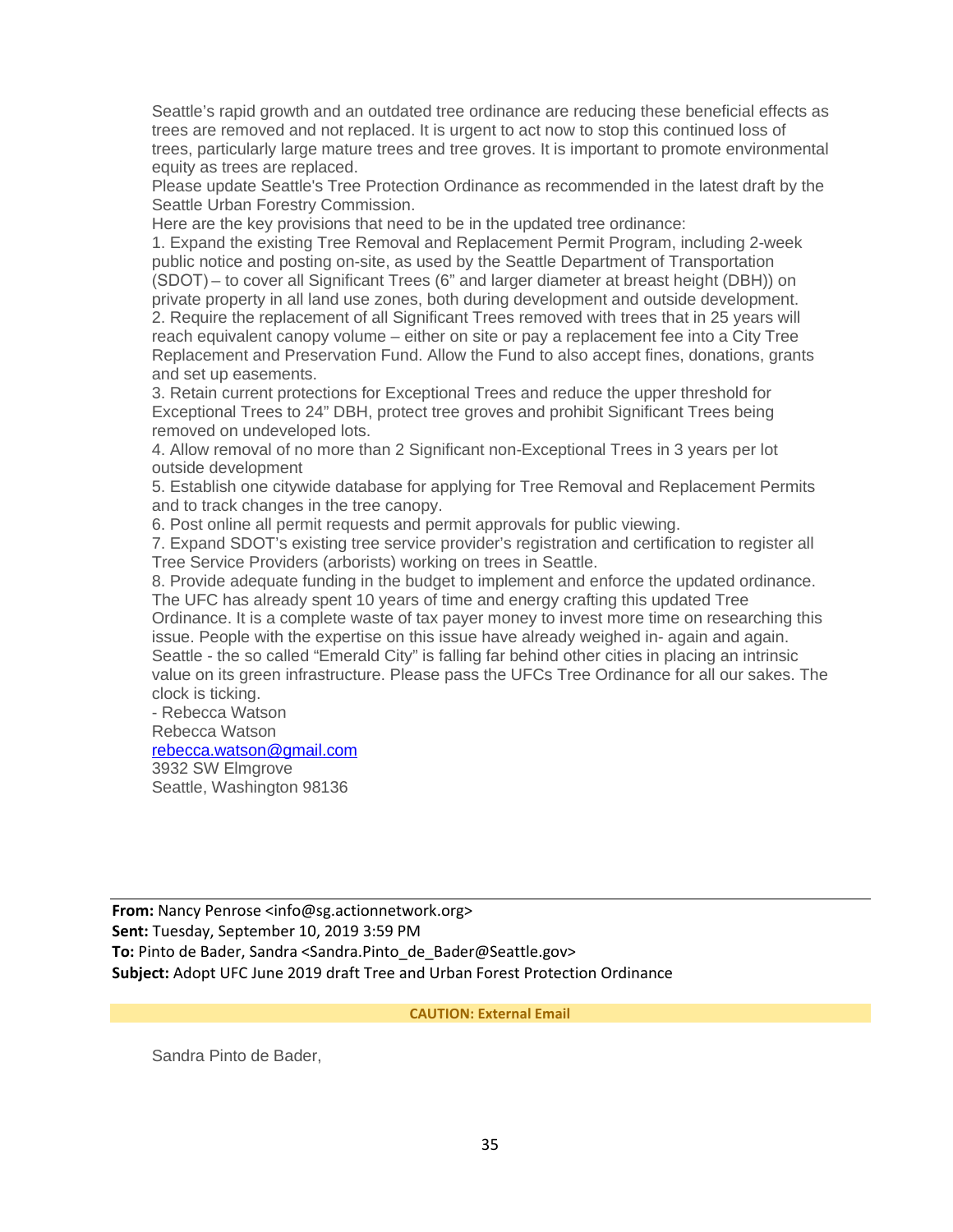Seattle's rapid growth and an outdated tree ordinance are reducing these beneficial effects as trees are removed and not replaced. It is urgent to act now to stop this continued loss of trees, particularly large mature trees and tree groves. It is important to promote environmental equity as trees are replaced.

Please update Seattle's Tree Protection Ordinance as recommended in the latest draft by the Seattle Urban Forestry Commission.

Here are the key provisions that need to be in the updated tree ordinance:

1. Expand the existing Tree Removal and Replacement Permit Program, including 2-week public notice and posting on-site, as used by the Seattle Department of Transportation (SDOT) – to cover all Significant Trees (6" and larger diameter at breast height (DBH)) on private property in all land use zones, both during development and outside development.
2. Require the replacement of all Significant Trees removed with trees that in 25 years will reach equivalent canopy volume – either on site or pay a replacement fee into a City Tree Replacement and Preservation Fund. Allow the Fund to also accept fines, donations, grants and set up easements.
3. Retain current protections for Exceptional Trees and reduce the upper threshold for Exceptional Trees to 24" DBH, protect tree groves and prohibit Significant Trees being removed on undeveloped lots.
4. Allow removal of no more than 2 Significant non-Exceptional Trees in 3 years per lot outside development
5. Establish one citywide database for applying for Tree Removal and Replacement Permits and to track changes in the tree canopy.
6. Post online all permit requests and permit approvals for public viewing.
7. Expand SDOT's existing tree service provider's registration and certification to register all Tree Service Providers (arborists) working on trees in Seattle.
8. Provide adequate funding in the budget to implement and enforce the updated ordinance.

The UFC has already spent 10 years of time and energy crafting this updated Tree Ordinance. It is a complete waste of tax payer money to invest more time on researching this issue. People with the expertise on this issue have already weighed in- again and again. Seattle - the so called "Emerald City" is falling far behind other cities in placing an intrinsic value on its green infrastructure. Please pass the UFCs Tree Ordinance for all our sakes. The clock is ticking.

- Rebecca Watson

Rebecca Watson
rebecca.watson@gmail.com
3932 SW Elmgrove
Seattle, Washington 98136

---

**From:** Nancy Penrose <info@sg.actionnetwork.org>
**Sent:** Tuesday, September 10, 2019 3:59 PM
**To:** Pinto de Bader, Sandra <Sandra.Pinto_de_Bader@Seattle.gov>
**Subject:** Adopt UFC June 2019 draft Tree and Urban Forest Protection Ordinance

**CAUTION: External Email**

Sandra Pinto de Bader,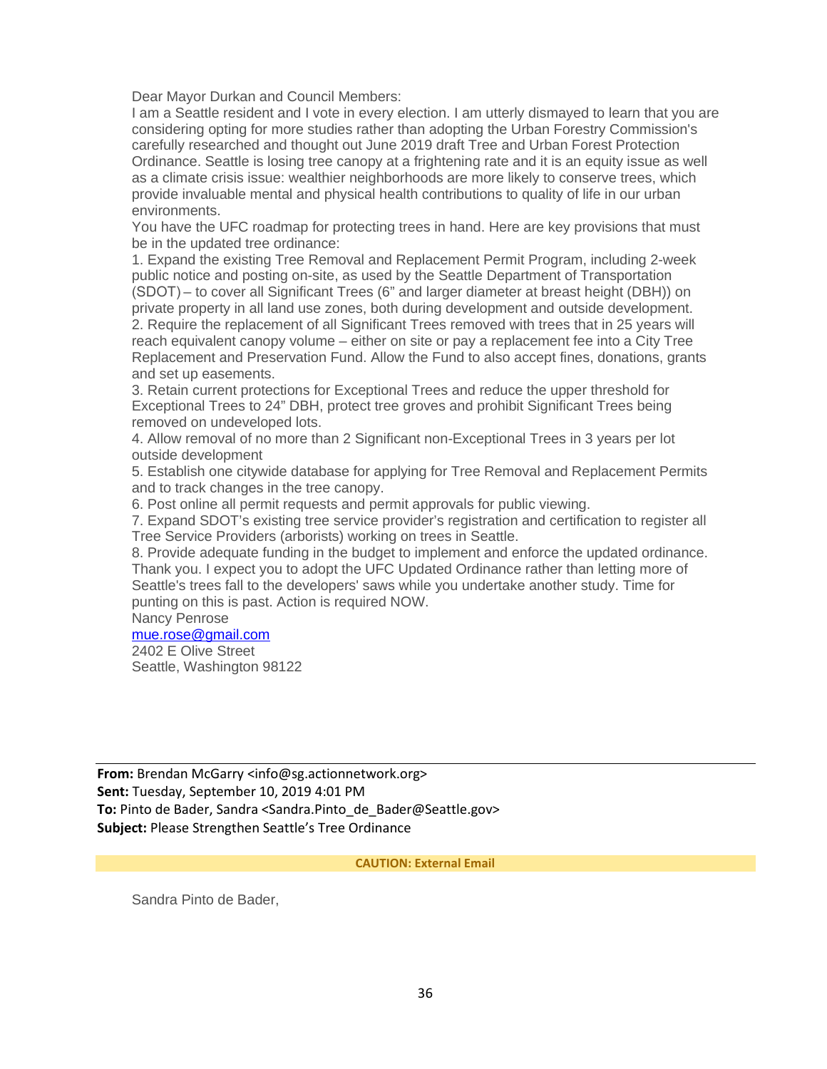Dear Mayor Durkan and Council Members:

I am a Seattle resident and I vote in every election. I am utterly dismayed to learn that you are considering opting for more studies rather than adopting the Urban Forestry Commission's carefully researched and thought out June 2019 draft Tree and Urban Forest Protection Ordinance. Seattle is losing tree canopy at a frightening rate and it is an equity issue as well as a climate crisis issue: wealthier neighborhoods are more likely to conserve trees, which provide invaluable mental and physical health contributions to quality of life in our urban environments.

You have the UFC roadmap for protecting trees in hand. Here are key provisions that must be in the updated tree ordinance:

1. Expand the existing Tree Removal and Replacement Permit Program, including 2-week public notice and posting on-site, as used by the Seattle Department of Transportation (SDOT) – to cover all Significant Trees (6" and larger diameter at breast height (DBH)) on private property in all land use zones, both during development and outside development.
2. Require the replacement of all Significant Trees removed with trees that in 25 years will reach equivalent canopy volume – either on site or pay a replacement fee into a City Tree Replacement and Preservation Fund. Allow the Fund to also accept fines, donations, grants and set up easements.
3. Retain current protections for Exceptional Trees and reduce the upper threshold for Exceptional Trees to 24" DBH, protect tree groves and prohibit Significant Trees being removed on undeveloped lots.
4. Allow removal of no more than 2 Significant non-Exceptional Trees in 3 years per lot outside development
5. Establish one citywide database for applying for Tree Removal and Replacement Permits and to track changes in the tree canopy.
6. Post online all permit requests and permit approvals for public viewing.
7. Expand SDOT's existing tree service provider's registration and certification to register all Tree Service Providers (arborists) working on trees in Seattle.
8. Provide adequate funding in the budget to implement and enforce the updated ordinance.

Thank you. I expect you to adopt the UFC Updated Ordinance rather than letting more of Seattle's trees fall to the developers' saws while you undertake another study. Time for punting on this is past. Action is required NOW.

Nancy Penrose
mue.rose@gmail.com
2402 E Olive Street
Seattle, Washington 98122

---

**From:** Brendan McGarry <info@sg.actionnetwork.org>
**Sent:** Tuesday, September 10, 2019 4:01 PM
**To:** Pinto de Bader, Sandra <Sandra.Pinto_de_Bader@Seattle.gov>
**Subject:** Please Strengthen Seattle's Tree Ordinance

**CAUTION: External Email**

Sandra Pinto de Bader,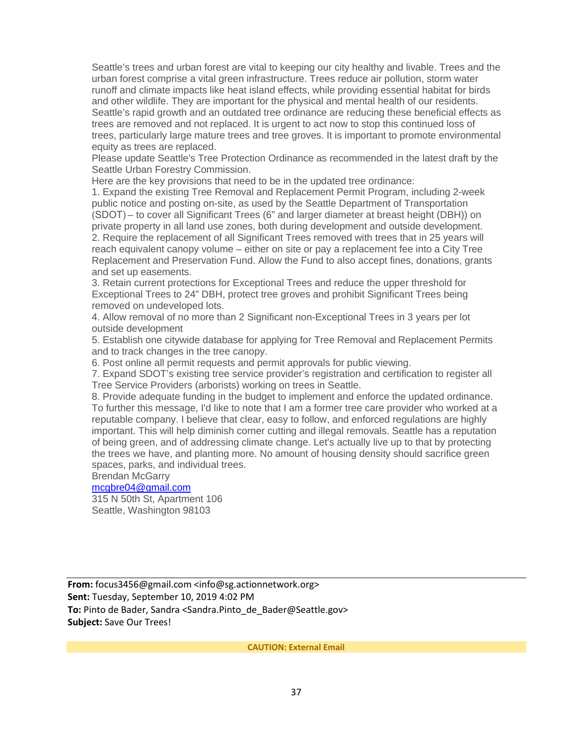Seattle's trees and urban forest are vital to keeping our city healthy and livable. Trees and the urban forest comprise a vital green infrastructure. Trees reduce air pollution, storm water runoff and climate impacts like heat island effects, while providing essential habitat for birds and other wildlife. They are important for the physical and mental health of our residents. Seattle's rapid growth and an outdated tree ordinance are reducing these beneficial effects as trees are removed and not replaced. It is urgent to act now to stop this continued loss of trees, particularly large mature trees and tree groves. It is important to promote environmental equity as trees are replaced.

Please update Seattle's Tree Protection Ordinance as recommended in the latest draft by the Seattle Urban Forestry Commission.

Here are the key provisions that need to be in the updated tree ordinance:

1. Expand the existing Tree Removal and Replacement Permit Program, including 2-week public notice and posting on-site, as used by the Seattle Department of Transportation (SDOT) – to cover all Significant Trees (6" and larger diameter at breast height (DBH)) on private property in all land use zones, both during development and outside development.
2. Require the replacement of all Significant Trees removed with trees that in 25 years will reach equivalent canopy volume – either on site or pay a replacement fee into a City Tree Replacement and Preservation Fund. Allow the Fund to also accept fines, donations, grants and set up easements.
3. Retain current protections for Exceptional Trees and reduce the upper threshold for Exceptional Trees to 24" DBH, protect tree groves and prohibit Significant Trees being removed on undeveloped lots.
4. Allow removal of no more than 2 Significant non-Exceptional Trees in 3 years per lot outside development
5. Establish one citywide database for applying for Tree Removal and Replacement Permits and to track changes in the tree canopy.
6. Post online all permit requests and permit approvals for public viewing.
7. Expand SDOT's existing tree service provider's registration and certification to register all Tree Service Providers (arborists) working on trees in Seattle.
8. Provide adequate funding in the budget to implement and enforce the updated ordinance.

To further this message, I'd like to note that I am a former tree care provider who worked at a reputable company. I believe that clear, easy to follow, and enforced regulations are highly important. This will help diminish corner cutting and illegal removals. Seattle has a reputation of being green, and of addressing climate change. Let's actually live up to that by protecting the trees we have, and planting more. No amount of housing density should sacrifice green spaces, parks, and individual trees.

Brendan McGarry
mcgbre04@gmail.com
315 N 50th St, Apartment 106
Seattle, Washington 98103

---

**From:** focus3456@gmail.com <info@sg.actionnetwork.org>
**Sent:** Tuesday, September 10, 2019 4:02 PM
**To:** Pinto de Bader, Sandra <Sandra.Pinto_de_Bader@Seattle.gov>
**Subject:** Save Our Trees!

**CAUTION: External Email**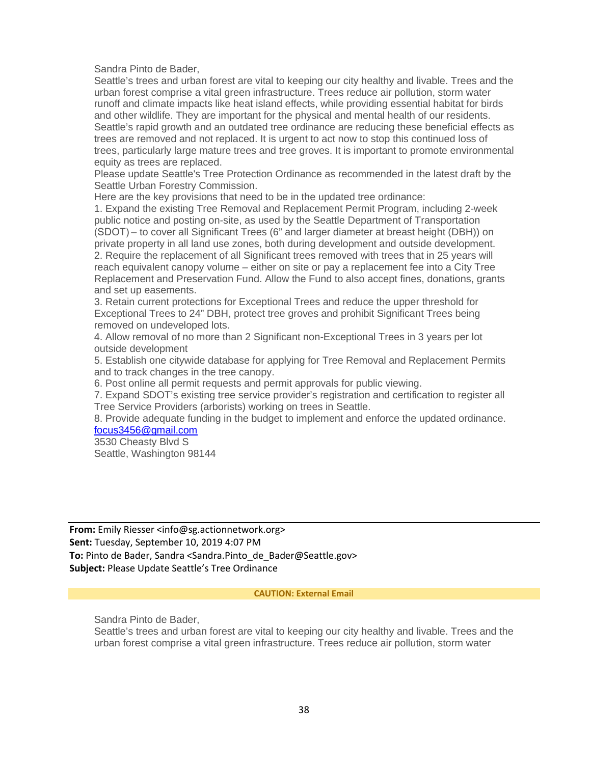Sandra Pinto de Bader,

Seattle's trees and urban forest are vital to keeping our city healthy and livable. Trees and the urban forest comprise a vital green infrastructure. Trees reduce air pollution, storm water runoff and climate impacts like heat island effects, while providing essential habitat for birds and other wildlife. They are important for the physical and mental health of our residents. Seattle's rapid growth and an outdated tree ordinance are reducing these beneficial effects as trees are removed and not replaced. It is urgent to act now to stop this continued loss of trees, particularly large mature trees and tree groves. It is important to promote environmental equity as trees are replaced.

Please update Seattle's Tree Protection Ordinance as recommended in the latest draft by the Seattle Urban Forestry Commission.

Here are the key provisions that need to be in the updated tree ordinance:

1. Expand the existing Tree Removal and Replacement Permit Program, including 2-week public notice and posting on-site, as used by the Seattle Department of Transportation (SDOT) – to cover all Significant Trees (6" and larger diameter at breast height (DBH)) on private property in all land use zones, both during development and outside development.
2. Require the replacement of all Significant trees removed with trees that in 25 years will reach equivalent canopy volume – either on site or pay a replacement fee into a City Tree Replacement and Preservation Fund. Allow the Fund to also accept fines, donations, grants and set up easements.
3. Retain current protections for Exceptional Trees and reduce the upper threshold for Exceptional Trees to 24" DBH, protect tree groves and prohibit Significant Trees being removed on undeveloped lots.
4. Allow removal of no more than 2 Significant non-Exceptional Trees in 3 years per lot outside development
5. Establish one citywide database for applying for Tree Removal and Replacement Permits and to track changes in the tree canopy.
6. Post online all permit requests and permit approvals for public viewing.
7. Expand SDOT's existing tree service provider's registration and certification to register all Tree Service Providers (arborists) working on trees in Seattle.
8. Provide adequate funding in the budget to implement and enforce the updated ordinance.

focus3456@gmail.com
3530 Cheasty Blvd S
Seattle, Washington 98144

---

**From:** Emily Riesser <info@sg.actionnetwork.org>
**Sent:** Tuesday, September 10, 2019 4:07 PM
**To:** Pinto de Bader, Sandra <Sandra.Pinto_de_Bader@Seattle.gov>
**Subject:** Please Update Seattle's Tree Ordinance

**CAUTION: External Email**

Sandra Pinto de Bader,

Seattle's trees and urban forest are vital to keeping our city healthy and livable. Trees and the urban forest comprise a vital green infrastructure. Trees reduce air pollution, storm water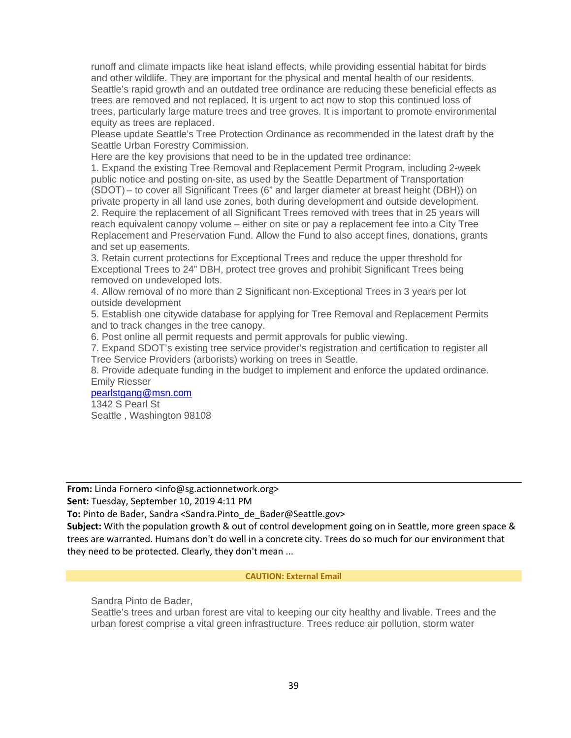runoff and climate impacts like heat island effects, while providing essential habitat for birds and other wildlife. They are important for the physical and mental health of our residents. Seattle's rapid growth and an outdated tree ordinance are reducing these beneficial effects as trees are removed and not replaced. It is urgent to act now to stop this continued loss of trees, particularly large mature trees and tree groves. It is important to promote environmental equity as trees are replaced.

Please update Seattle's Tree Protection Ordinance as recommended in the latest draft by the Seattle Urban Forestry Commission.

Here are the key provisions that need to be in the updated tree ordinance:

1. Expand the existing Tree Removal and Replacement Permit Program, including 2-week public notice and posting on-site, as used by the Seattle Department of Transportation (SDOT) – to cover all Significant Trees (6" and larger diameter at breast height (DBH)) on private property in all land use zones, both during development and outside development.
2. Require the replacement of all Significant Trees removed with trees that in 25 years will reach equivalent canopy volume – either on site or pay a replacement fee into a City Tree Replacement and Preservation Fund. Allow the Fund to also accept fines, donations, grants and set up easements.
3. Retain current protections for Exceptional Trees and reduce the upper threshold for Exceptional Trees to 24" DBH, protect tree groves and prohibit Significant Trees being removed on undeveloped lots.
4. Allow removal of no more than 2 Significant non-Exceptional Trees in 3 years per lot outside development
5. Establish one citywide database for applying for Tree Removal and Replacement Permits and to track changes in the tree canopy.
6. Post online all permit requests and permit approvals for public viewing.
7. Expand SDOT's existing tree service provider's registration and certification to register all Tree Service Providers (arborists) working on trees in Seattle.
8. Provide adequate funding in the budget to implement and enforce the updated ordinance.

Emily Riesser
pearlstgang@msn.com
1342 S Pearl St
Seattle , Washington 98108

---

**From:** Linda Fornero <info@sg.actionnetwork.org>
**Sent:** Tuesday, September 10, 2019 4:11 PM
**To:** Pinto de Bader, Sandra <Sandra.Pinto_de_Bader@Seattle.gov>
**Subject:** With the population growth & out of control development going on in Seattle, more green space & trees are warranted. Humans don't do well in a concrete city. Trees do so much for our environment that they need to be protected. Clearly, they don't mean ...

**CAUTION: External Email**

Sandra Pinto de Bader,

Seattle's trees and urban forest are vital to keeping our city healthy and livable. Trees and the urban forest comprise a vital green infrastructure. Trees reduce air pollution, storm water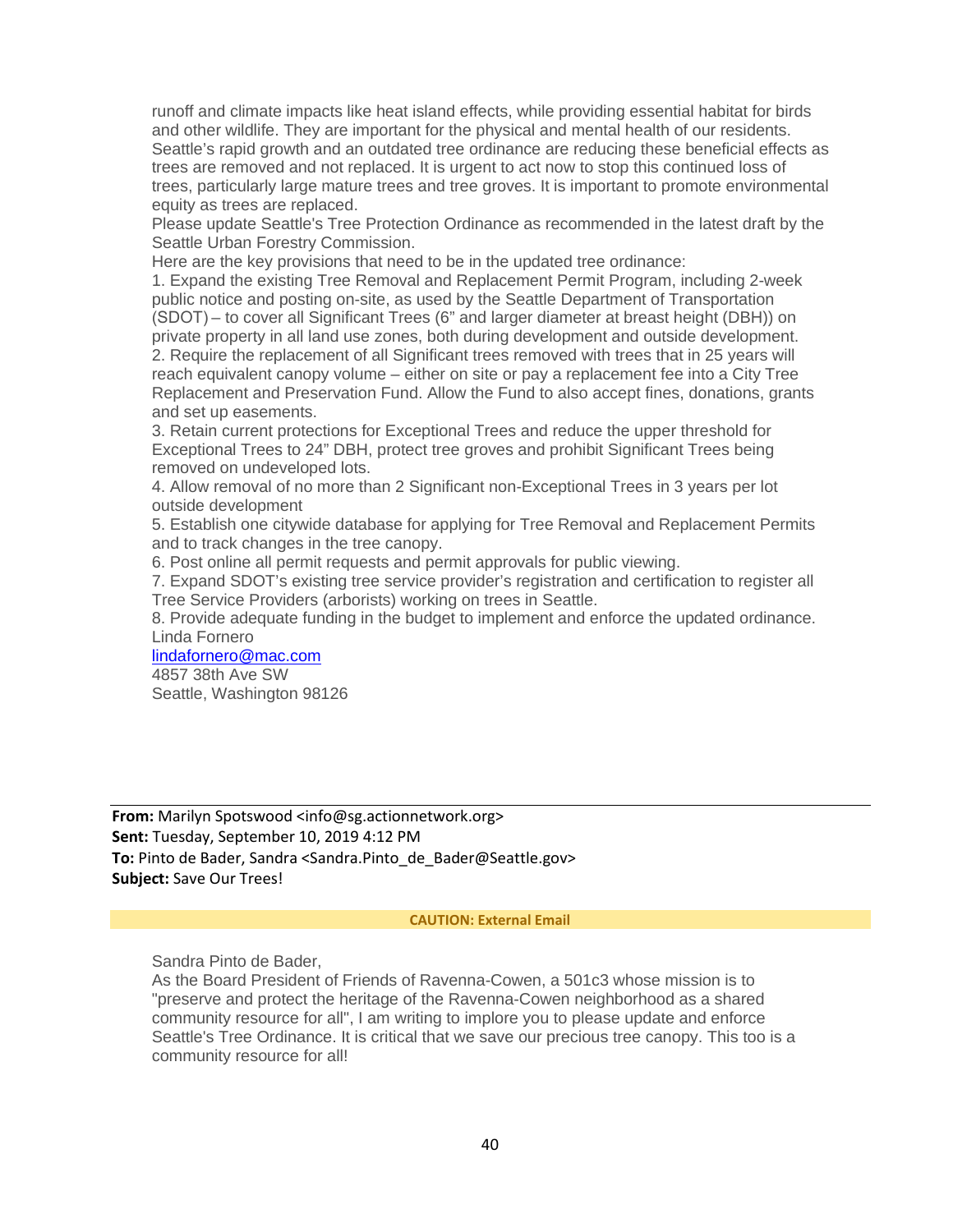runoff and climate impacts like heat island effects, while providing essential habitat for birds and other wildlife. They are important for the physical and mental health of our residents. Seattle's rapid growth and an outdated tree ordinance are reducing these beneficial effects as trees are removed and not replaced. It is urgent to act now to stop this continued loss of trees, particularly large mature trees and tree groves. It is important to promote environmental equity as trees are replaced.

Please update Seattle's Tree Protection Ordinance as recommended in the latest draft by the Seattle Urban Forestry Commission.

Here are the key provisions that need to be in the updated tree ordinance:

1. Expand the existing Tree Removal and Replacement Permit Program, including 2-week public notice and posting on-site, as used by the Seattle Department of Transportation (SDOT) – to cover all Significant Trees (6" and larger diameter at breast height (DBH)) on private property in all land use zones, both during development and outside development.
2. Require the replacement of all Significant trees removed with trees that in 25 years will reach equivalent canopy volume – either on site or pay a replacement fee into a City Tree Replacement and Preservation Fund. Allow the Fund to also accept fines, donations, grants and set up easements.
3. Retain current protections for Exceptional Trees and reduce the upper threshold for Exceptional Trees to 24" DBH, protect tree groves and prohibit Significant Trees being removed on undeveloped lots.
4. Allow removal of no more than 2 Significant non-Exceptional Trees in 3 years per lot outside development
5. Establish one citywide database for applying for Tree Removal and Replacement Permits and to track changes in the tree canopy.
6. Post online all permit requests and permit approvals for public viewing.
7. Expand SDOT's existing tree service provider's registration and certification to register all Tree Service Providers (arborists) working on trees in Seattle.
8. Provide adequate funding in the budget to implement and enforce the updated ordinance.

Linda Fornero
lindafornero@mac.com
4857 38th Ave SW
Seattle, Washington 98126

---

**From:** Marilyn Spotswood <info@sg.actionnetwork.org>
**Sent:** Tuesday, September 10, 2019 4:12 PM
**To:** Pinto de Bader, Sandra <Sandra.Pinto_de_Bader@Seattle.gov>
**Subject:** Save Our Trees!

**CAUTION: External Email**

Sandra Pinto de Bader,

As the Board President of Friends of Ravenna-Cowen, a 501c3 whose mission is to "preserve and protect the heritage of the Ravenna-Cowen neighborhood as a shared community resource for all", I am writing to implore you to please update and enforce Seattle's Tree Ordinance. It is critical that we save our precious tree canopy. This too is a community resource for all!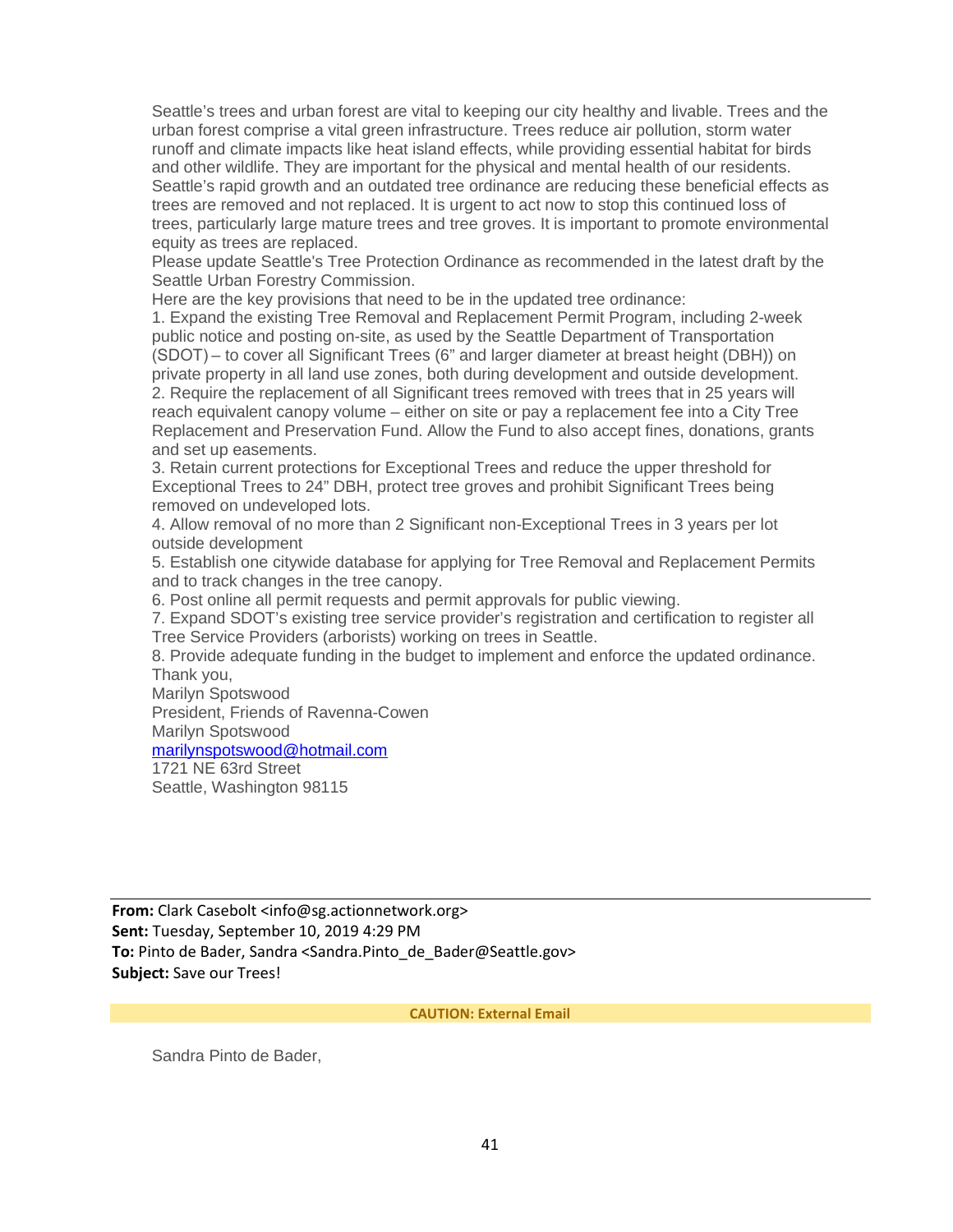Seattle's trees and urban forest are vital to keeping our city healthy and livable. Trees and the urban forest comprise a vital green infrastructure. Trees reduce air pollution, storm water runoff and climate impacts like heat island effects, while providing essential habitat for birds and other wildlife. They are important for the physical and mental health of our residents. Seattle's rapid growth and an outdated tree ordinance are reducing these beneficial effects as trees are removed and not replaced. It is urgent to act now to stop this continued loss of trees, particularly large mature trees and tree groves. It is important to promote environmental equity as trees are replaced.

Please update Seattle's Tree Protection Ordinance as recommended in the latest draft by the Seattle Urban Forestry Commission.

Here are the key provisions that need to be in the updated tree ordinance:

1. Expand the existing Tree Removal and Replacement Permit Program, including 2-week public notice and posting on-site, as used by the Seattle Department of Transportation (SDOT) – to cover all Significant Trees (6" and larger diameter at breast height (DBH)) on private property in all land use zones, both during development and outside development.
2. Require the replacement of all Significant trees removed with trees that in 25 years will reach equivalent canopy volume – either on site or pay a replacement fee into a City Tree Replacement and Preservation Fund. Allow the Fund to also accept fines, donations, grants and set up easements.
3. Retain current protections for Exceptional Trees and reduce the upper threshold for Exceptional Trees to 24" DBH, protect tree groves and prohibit Significant Trees being removed on undeveloped lots.
4. Allow removal of no more than 2 Significant non-Exceptional Trees in 3 years per lot outside development
5. Establish one citywide database for applying for Tree Removal and Replacement Permits and to track changes in the tree canopy.
6. Post online all permit requests and permit approvals for public viewing.
7. Expand SDOT's existing tree service provider's registration and certification to register all Tree Service Providers (arborists) working on trees in Seattle.
8. Provide adequate funding in the budget to implement and enforce the updated ordinance.

Thank you,

Marilyn Spotswood

President, Friends of Ravenna-Cowen

Marilyn Spotswood

marilynspotswood@hotmail.com

1721 NE 63rd Street

Seattle, Washington 98115

---

**From:** Clark Casebolt <info@sg.actionnetwork.org>

**Sent:** Tuesday, September 10, 2019 4:29 PM

**To:** Pinto de Bader, Sandra <Sandra.Pinto_de_Bader@Seattle.gov>

**Subject:** Save our Trees!

**CAUTION: External Email**

Sandra Pinto de Bader,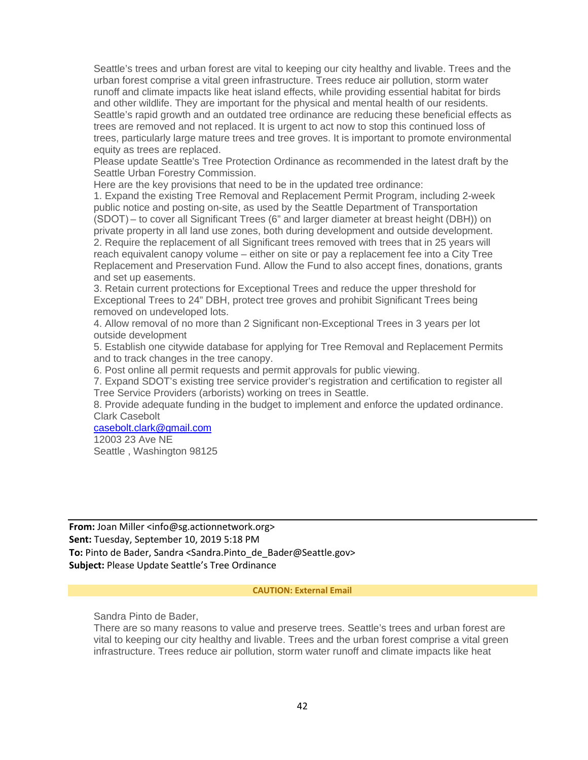Seattle's trees and urban forest are vital to keeping our city healthy and livable. Trees and the urban forest comprise a vital green infrastructure. Trees reduce air pollution, storm water runoff and climate impacts like heat island effects, while providing essential habitat for birds and other wildlife. They are important for the physical and mental health of our residents. Seattle's rapid growth and an outdated tree ordinance are reducing these beneficial effects as trees are removed and not replaced. It is urgent to act now to stop this continued loss of trees, particularly large mature trees and tree groves. It is important to promote environmental equity as trees are replaced.

Please update Seattle's Tree Protection Ordinance as recommended in the latest draft by the Seattle Urban Forestry Commission.

Here are the key provisions that need to be in the updated tree ordinance:

1. Expand the existing Tree Removal and Replacement Permit Program, including 2-week public notice and posting on-site, as used by the Seattle Department of Transportation (SDOT) – to cover all Significant Trees (6" and larger diameter at breast height (DBH)) on private property in all land use zones, both during development and outside development.
2. Require the replacement of all Significant trees removed with trees that in 25 years will reach equivalent canopy volume – either on site or pay a replacement fee into a City Tree Replacement and Preservation Fund. Allow the Fund to also accept fines, donations, grants and set up easements.
3. Retain current protections for Exceptional Trees and reduce the upper threshold for Exceptional Trees to 24" DBH, protect tree groves and prohibit Significant Trees being removed on undeveloped lots.
4. Allow removal of no more than 2 Significant non-Exceptional Trees in 3 years per lot outside development
5. Establish one citywide database for applying for Tree Removal and Replacement Permits and to track changes in the tree canopy.
6. Post online all permit requests and permit approvals for public viewing.
7. Expand SDOT's existing tree service provider's registration and certification to register all Tree Service Providers (arborists) working on trees in Seattle.
8. Provide adequate funding in the budget to implement and enforce the updated ordinance.

Clark Casebolt
casebolt.clark@gmail.com
12003 23 Ave NE
Seattle , Washington 98125

---

**From:** Joan Miller <info@sg.actionnetwork.org>
**Sent:** Tuesday, September 10, 2019 5:18 PM
**To:** Pinto de Bader, Sandra <Sandra.Pinto_de_Bader@Seattle.gov>
**Subject:** Please Update Seattle's Tree Ordinance

**CAUTION: External Email**

Sandra Pinto de Bader,

There are so many reasons to value and preserve trees. Seattle's trees and urban forest are vital to keeping our city healthy and livable. Trees and the urban forest comprise a vital green infrastructure. Trees reduce air pollution, storm water runoff and climate impacts like heat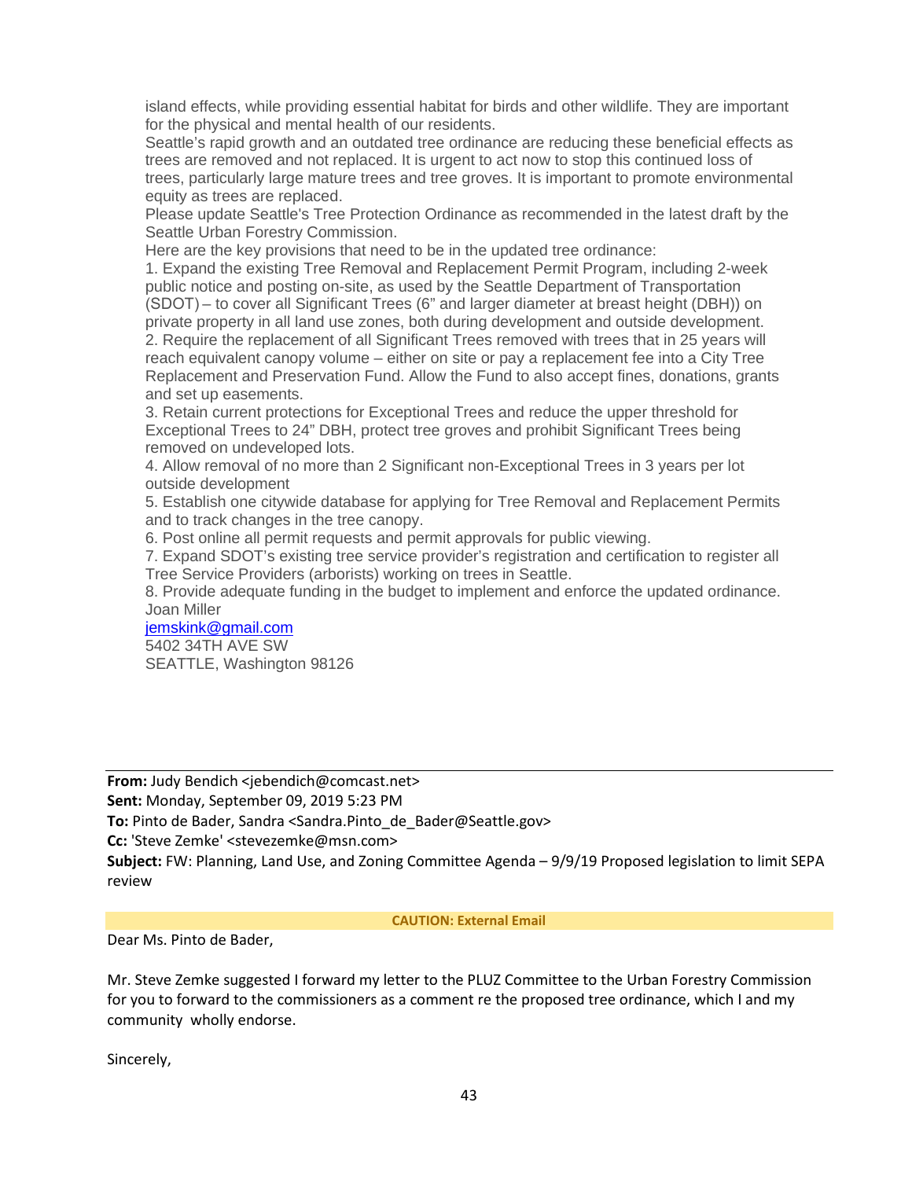island effects, while providing essential habitat for birds and other wildlife. They are important for the physical and mental health of our residents.

Seattle's rapid growth and an outdated tree ordinance are reducing these beneficial effects as trees are removed and not replaced. It is urgent to act now to stop this continued loss of trees, particularly large mature trees and tree groves. It is important to promote environmental equity as trees are replaced.

Please update Seattle's Tree Protection Ordinance as recommended in the latest draft by the Seattle Urban Forestry Commission.

Here are the key provisions that need to be in the updated tree ordinance:

1. Expand the existing Tree Removal and Replacement Permit Program, including 2-week public notice and posting on-site, as used by the Seattle Department of Transportation (SDOT) – to cover all Significant Trees (6" and larger diameter at breast height (DBH)) on private property in all land use zones, both during development and outside development.
2. Require the replacement of all Significant Trees removed with trees that in 25 years will reach equivalent canopy volume – either on site or pay a replacement fee into a City Tree Replacement and Preservation Fund. Allow the Fund to also accept fines, donations, grants and set up easements.
3. Retain current protections for Exceptional Trees and reduce the upper threshold for Exceptional Trees to 24" DBH, protect tree groves and prohibit Significant Trees being removed on undeveloped lots.
4. Allow removal of no more than 2 Significant non-Exceptional Trees in 3 years per lot outside development
5. Establish one citywide database for applying for Tree Removal and Replacement Permits and to track changes in the tree canopy.
6. Post online all permit requests and permit approvals for public viewing.
7. Expand SDOT's existing tree service provider's registration and certification to register all Tree Service Providers (arborists) working on trees in Seattle.
8. Provide adequate funding in the budget to implement and enforce the updated ordinance.

Joan Miller
jemskink@gmail.com
5402 34TH AVE SW
SEATTLE, Washington 98126

---

**From:** Judy Bendich <jebendich@comcast.net>
**Sent:** Monday, September 09, 2019 5:23 PM
**To:** Pinto de Bader, Sandra <Sandra.Pinto_de_Bader@Seattle.gov>
**Cc:** 'Steve Zemke' <stevezemke@msn.com>
**Subject:** FW: Planning, Land Use, and Zoning Committee Agenda – 9/9/19 Proposed legislation to limit SEPA review

**CAUTION: External Email**

Dear Ms. Pinto de Bader,

Mr. Steve Zemke suggested I forward my letter to the PLUZ Committee to the Urban Forestry Commission for you to forward to the commissioners as a comment re the proposed tree ordinance, which I and my community wholly endorse.

Sincerely,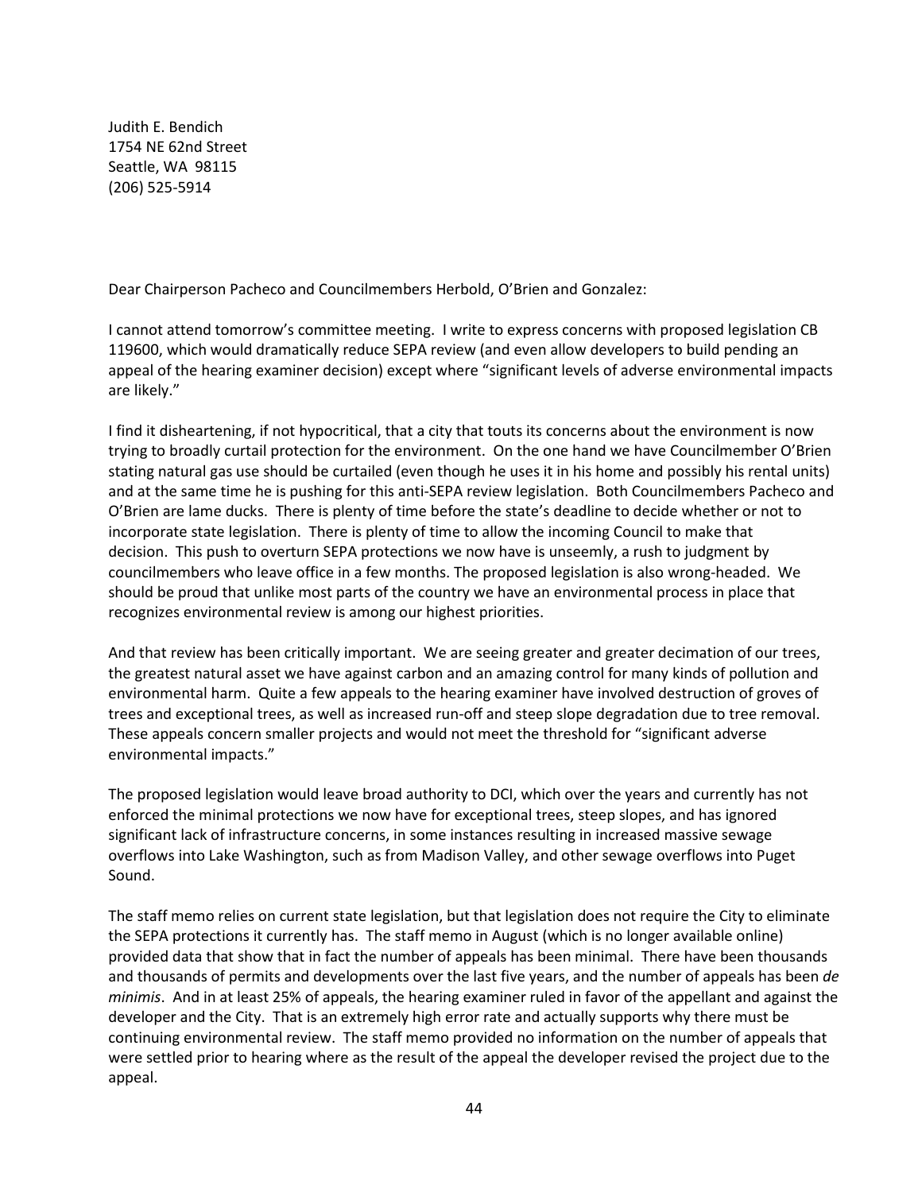Judith E. Bendich
1754 NE 62nd Street
Seattle, WA 98115
(206) 525-5914

Dear Chairperson Pacheco and Councilmembers Herbold, O'Brien and Gonzalez:

I cannot attend tomorrow's committee meeting. I write to express concerns with proposed legislation CB 119600, which would dramatically reduce SEPA review (and even allow developers to build pending an appeal of the hearing examiner decision) except where "significant levels of adverse environmental impacts are likely."

I find it disheartening, if not hypocritical, that a city that touts its concerns about the environment is now trying to broadly curtail protection for the environment. On the one hand we have Councilmember O'Brien stating natural gas use should be curtailed (even though he uses it in his home and possibly his rental units) and at the same time he is pushing for this anti-SEPA review legislation. Both Councilmembers Pacheco and O'Brien are lame ducks. There is plenty of time before the state's deadline to decide whether or not to incorporate state legislation. There is plenty of time to allow the incoming Council to make that decision. This push to overturn SEPA protections we now have is unseemly, a rush to judgment by councilmembers who leave office in a few months. The proposed legislation is also wrong-headed. We should be proud that unlike most parts of the country we have an environmental process in place that recognizes environmental review is among our highest priorities.

And that review has been critically important. We are seeing greater and greater decimation of our trees, the greatest natural asset we have against carbon and an amazing control for many kinds of pollution and environmental harm. Quite a few appeals to the hearing examiner have involved destruction of groves of trees and exceptional trees, as well as increased run-off and steep slope degradation due to tree removal. These appeals concern smaller projects and would not meet the threshold for "significant adverse environmental impacts."

The proposed legislation would leave broad authority to DCI, which over the years and currently has not enforced the minimal protections we now have for exceptional trees, steep slopes, and has ignored significant lack of infrastructure concerns, in some instances resulting in increased massive sewage overflows into Lake Washington, such as from Madison Valley, and other sewage overflows into Puget Sound.

The staff memo relies on current state legislation, but that legislation does not require the City to eliminate the SEPA protections it currently has. The staff memo in August (which is no longer available online) provided data that show that in fact the number of appeals has been minimal. There have been thousands and thousands of permits and developments over the last five years, and the number of appeals has been *de minimis*. And in at least 25% of appeals, the hearing examiner ruled in favor of the appellant and against the developer and the City. That is an extremely high error rate and actually supports why there must be continuing environmental review. The staff memo provided no information on the number of appeals that were settled prior to hearing where as the result of the appeal the developer revised the project due to the appeal.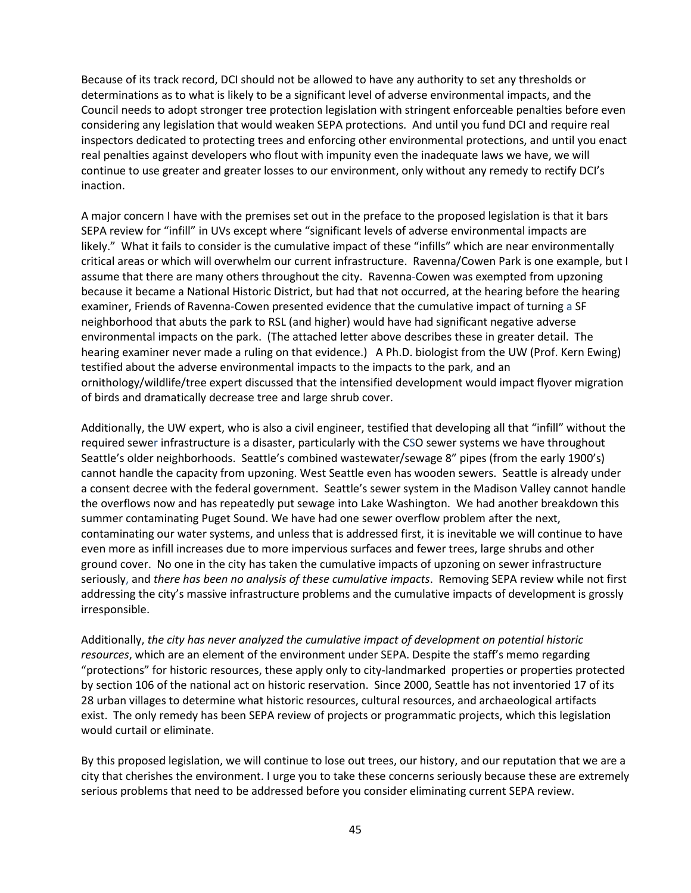Because of its track record, DCI should not be allowed to have any authority to set any thresholds or determinations as to what is likely to be a significant level of adverse environmental impacts, and the Council needs to adopt stronger tree protection legislation with stringent enforceable penalties before even considering any legislation that would weaken SEPA protections. And until you fund DCI and require real inspectors dedicated to protecting trees and enforcing other environmental protections, and until you enact real penalties against developers who flout with impunity even the inadequate laws we have, we will continue to use greater and greater losses to our environment, only without any remedy to rectify DCI's inaction.

A major concern I have with the premises set out in the preface to the proposed legislation is that it bars SEPA review for "infill" in UVs except where "significant levels of adverse environmental impacts are likely." What it fails to consider is the cumulative impact of these "infills" which are near environmentally critical areas or which will overwhelm our current infrastructure. Ravenna/Cowen Park is one example, but I assume that there are many others throughout the city. Ravenna-Cowen was exempted from upzoning because it became a National Historic District, but had that not occurred, at the hearing before the hearing examiner, Friends of Ravenna-Cowen presented evidence that the cumulative impact of turning a SF neighborhood that abuts the park to RSL (and higher) would have had significant negative adverse environmental impacts on the park. (The attached letter above describes these in greater detail. The hearing examiner never made a ruling on that evidence.) A Ph.D. biologist from the UW (Prof. Kern Ewing) testified about the adverse environmental impacts to the impacts to the park, and an ornithology/wildlife/tree expert discussed that the intensified development would impact flyover migration of birds and dramatically decrease tree and large shrub cover.

Additionally, the UW expert, who is also a civil engineer, testified that developing all that "infill" without the required sewer infrastructure is a disaster, particularly with the CSO sewer systems we have throughout Seattle's older neighborhoods. Seattle's combined wastewater/sewage 8" pipes (from the early 1900's) cannot handle the capacity from upzoning. West Seattle even has wooden sewers. Seattle is already under a consent decree with the federal government. Seattle's sewer system in the Madison Valley cannot handle the overflows now and has repeatedly put sewage into Lake Washington. We had another breakdown this summer contaminating Puget Sound. We have had one sewer overflow problem after the next, contaminating our water systems, and unless that is addressed first, it is inevitable we will continue to have even more as infill increases due to more impervious surfaces and fewer trees, large shrubs and other ground cover. No one in the city has taken the cumulative impacts of upzoning on sewer infrastructure seriously, and *there has been no analysis of these cumulative impacts*. Removing SEPA review while not first addressing the city's massive infrastructure problems and the cumulative impacts of development is grossly irresponsible.

Additionally, *the city has never analyzed the cumulative impact of development on potential historic resources*, which are an element of the environment under SEPA. Despite the staff's memo regarding "protections" for historic resources, these apply only to city-landmarked properties or properties protected by section 106 of the national act on historic reservation. Since 2000, Seattle has not inventoried 17 of its 28 urban villages to determine what historic resources, cultural resources, and archaeological artifacts exist. The only remedy has been SEPA review of projects or programmatic projects, which this legislation would curtail or eliminate.

By this proposed legislation, we will continue to lose out trees, our history, and our reputation that we are a city that cherishes the environment. I urge you to take these concerns seriously because these are extremely serious problems that need to be addressed before you consider eliminating current SEPA review.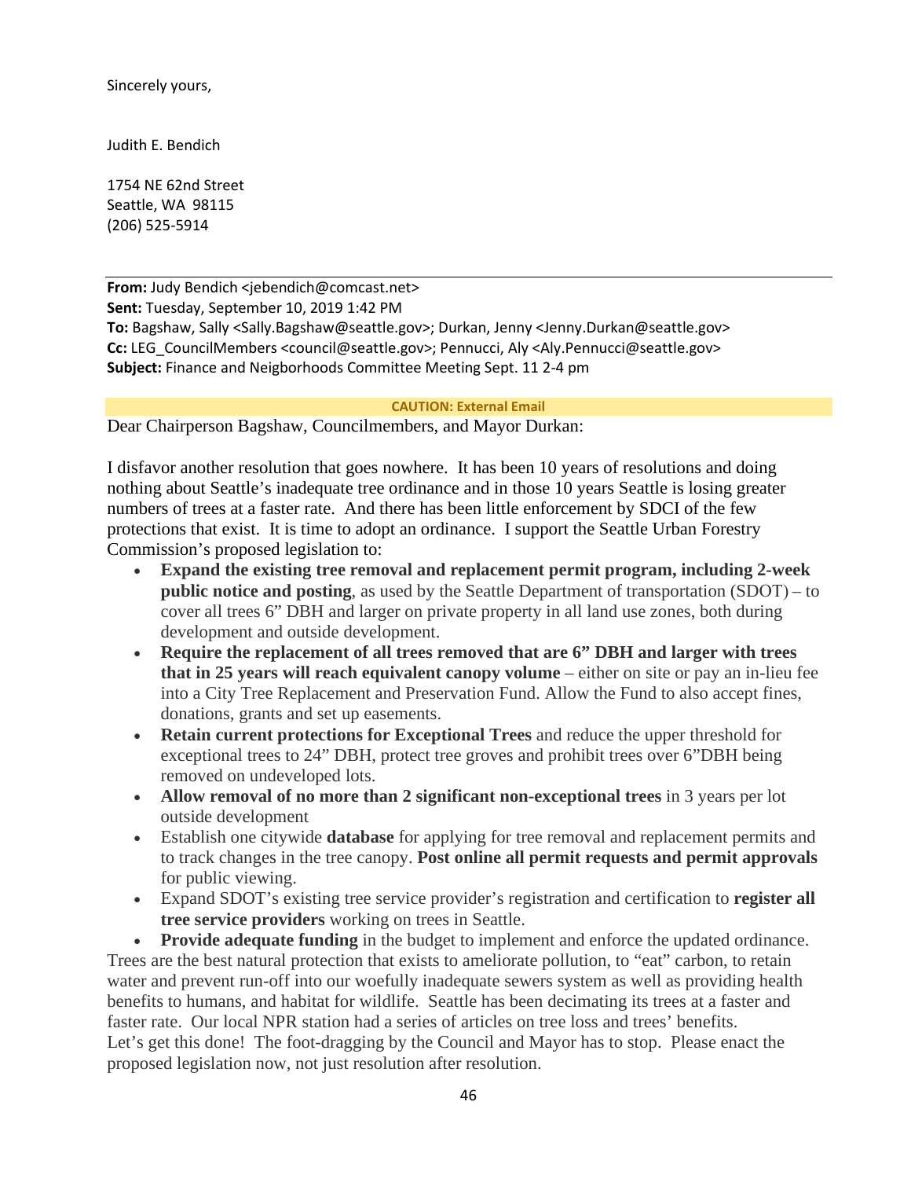Sincerely yours,

Judith E. Bendich

1754 NE 62nd Street
Seattle, WA 98115
(206) 525-5914

---

**From:** Judy Bendich <jebendich@comcast.net>
**Sent:** Tuesday, September 10, 2019 1:42 PM
**To:** Bagshaw, Sally <Sally.Bagshaw@seattle.gov>; Durkan, Jenny <Jenny.Durkan@seattle.gov>
**Cc:** LEG_CouncilMembers <council@seattle.gov>; Pennucci, Aly <Aly.Pennucci@seattle.gov>
**Subject:** Finance and Neigborhoods Committee Meeting Sept. 11 2-4 pm

**CAUTION: External Email**

Dear Chairperson Bagshaw, Councilmembers, and Mayor Durkan:

I disfavor another resolution that goes nowhere. It has been 10 years of resolutions and doing nothing about Seattle's inadequate tree ordinance and in those 10 years Seattle is losing greater numbers of trees at a faster rate. And there has been little enforcement by SDCI of the few protections that exist. It is time to adopt an ordinance. I support the Seattle Urban Forestry Commission's proposed legislation to:

- **Expand the existing tree removal and replacement permit program, including 2-week public notice and posting**, as used by the Seattle Department of transportation (SDOT) – to cover all trees 6" DBH and larger on private property in all land use zones, both during development and outside development.
- **Require the replacement of all trees removed that are 6" DBH and larger with trees that in 25 years will reach equivalent canopy volume** – either on site or pay an in-lieu fee into a City Tree Replacement and Preservation Fund. Allow the Fund to also accept fines, donations, grants and set up easements.
- **Retain current protections for Exceptional Trees** and reduce the upper threshold for exceptional trees to 24" DBH, protect tree groves and prohibit trees over 6"DBH being removed on undeveloped lots.
- **Allow removal of no more than 2 significant non-exceptional trees** in 3 years per lot outside development
- Establish one citywide **database** for applying for tree removal and replacement permits and to track changes in the tree canopy. **Post online all permit requests and permit approvals** for public viewing.
- Expand SDOT's existing tree service provider's registration and certification to **register all tree service providers** working on trees in Seattle.
- **Provide adequate funding** in the budget to implement and enforce the updated ordinance.

Trees are the best natural protection that exists to ameliorate pollution, to "eat" carbon, to retain water and prevent run-off into our woefully inadequate sewers system as well as providing health benefits to humans, and habitat for wildlife. Seattle has been decimating its trees at a faster and faster rate. Our local NPR station had a series of articles on tree loss and trees' benefits. Let's get this done! The foot-dragging by the Council and Mayor has to stop. Please enact the proposed legislation now, not just resolution after resolution.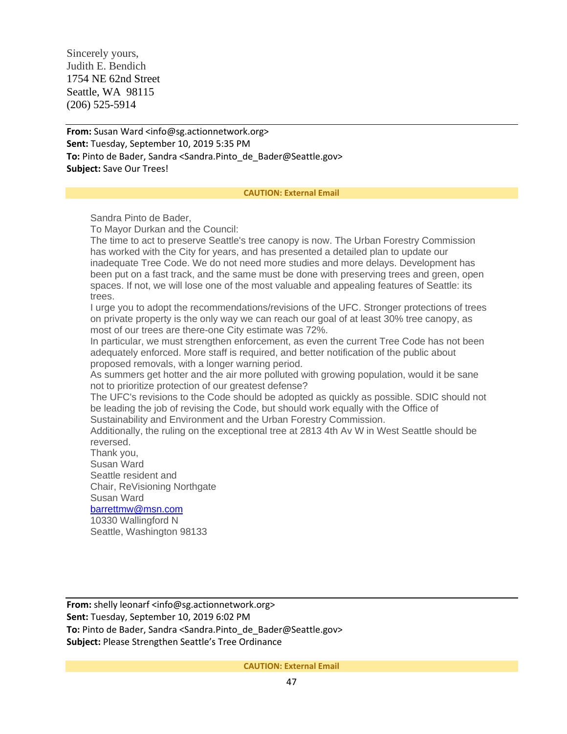Sincerely yours,
Judith E. Bendich
1754 NE 62nd Street
Seattle, WA 98115
(206) 525-5914

---

**From:** Susan Ward <info@sg.actionnetwork.org>
**Sent:** Tuesday, September 10, 2019 5:35 PM
**To:** Pinto de Bader, Sandra <Sandra.Pinto_de_Bader@Seattle.gov>
**Subject:** Save Our Trees!

**CAUTION: External Email**

Sandra Pinto de Bader,
To Mayor Durkan and the Council:
The time to act to preserve Seattle's tree canopy is now. The Urban Forestry Commission has worked with the City for years, and has presented a detailed plan to update our inadequate Tree Code. We do not need more studies and more delays. Development has been put on a fast track, and the same must be done with preserving trees and green, open spaces. If not, we will lose one of the most valuable and appealing features of Seattle: its trees.
I urge you to adopt the recommendations/revisions of the UFC. Stronger protections of trees on private property is the only way we can reach our goal of at least 30% tree canopy, as most of our trees are there-one City estimate was 72%.
In particular, we must strengthen enforcement, as even the current Tree Code has not been adequately enforced. More staff is required, and better notification of the public about proposed removals, with a longer warning period.
As summers get hotter and the air more polluted with growing population, would it be sane not to prioritize protection of our greatest defense?
The UFC's revisions to the Code should be adopted as quickly as possible. SDIC should not be leading the job of revising the Code, but should work equally with the Office of Sustainability and Environment and the Urban Forestry Commission.
Additionally, the ruling on the exceptional tree at 2813 4th Av W in West Seattle should be reversed.
Thank you,
Susan Ward
Seattle resident and
Chair, ReVisioning Northgate
Susan Ward
barrettmw@msn.com
10330 Wallingford N
Seattle, Washington 98133

---

**From:** shelly leonarf <info@sg.actionnetwork.org>
**Sent:** Tuesday, September 10, 2019 6:02 PM
**To:** Pinto de Bader, Sandra <Sandra.Pinto_de_Bader@Seattle.gov>
**Subject:** Please Strengthen Seattle's Tree Ordinance

**CAUTION: External Email**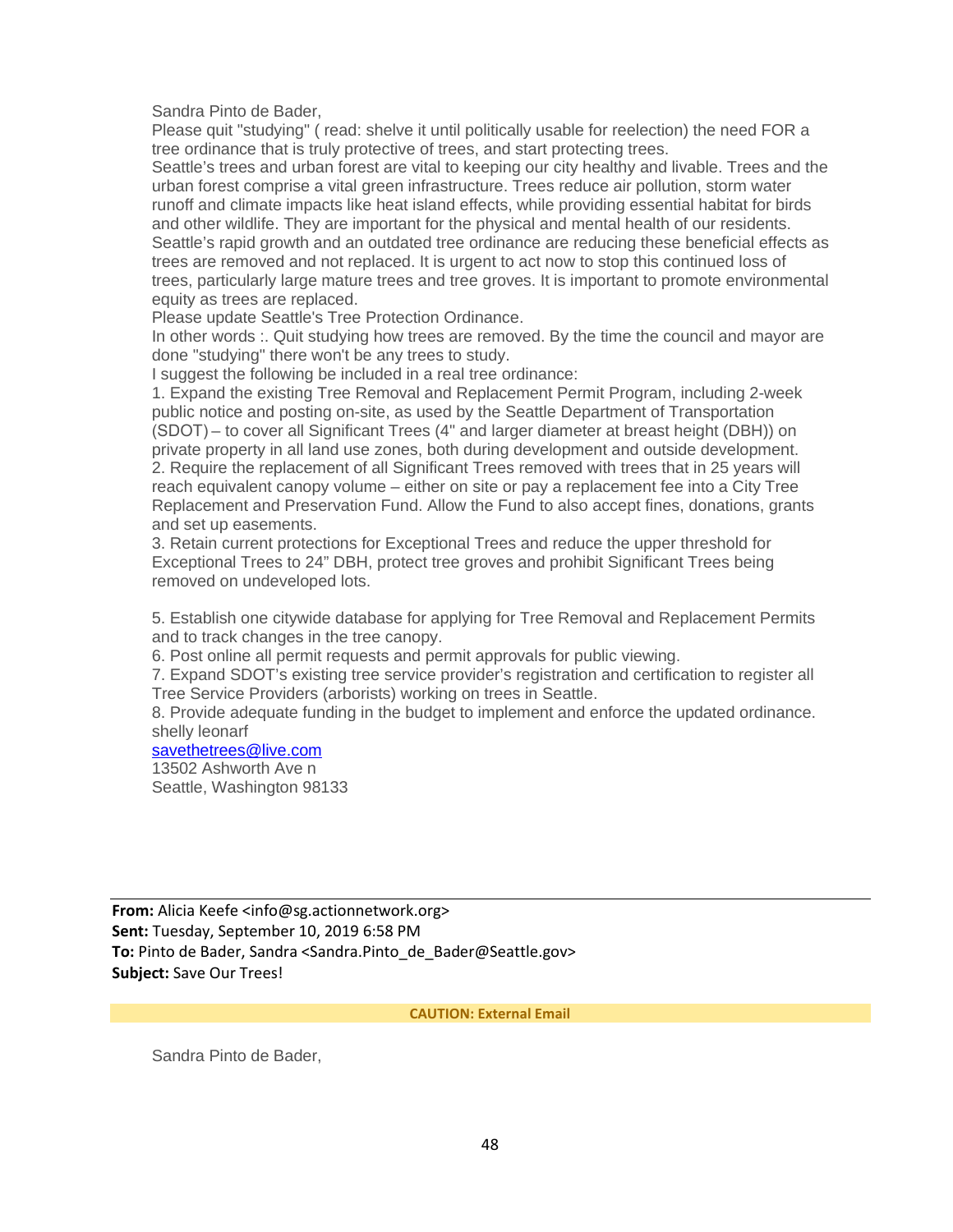Sandra Pinto de Bader,

Please quit "studying" ( read: shelve it until politically usable for reelection) the need FOR a tree ordinance that is truly protective of trees, and start protecting trees.

Seattle's trees and urban forest are vital to keeping our city healthy and livable. Trees and the urban forest comprise a vital green infrastructure. Trees reduce air pollution, storm water runoff and climate impacts like heat island effects, while providing essential habitat for birds and other wildlife. They are important for the physical and mental health of our residents. Seattle's rapid growth and an outdated tree ordinance are reducing these beneficial effects as trees are removed and not replaced. It is urgent to act now to stop this continued loss of trees, particularly large mature trees and tree groves. It is important to promote environmental equity as trees are replaced.

Please update Seattle's Tree Protection Ordinance.

In other words :. Quit studying how trees are removed. By the time the council and mayor are done "studying" there won't be any trees to study.

I suggest the following be included in a real tree ordinance:

1. Expand the existing Tree Removal and Replacement Permit Program, including 2-week public notice and posting on-site, as used by the Seattle Department of Transportation (SDOT) – to cover all Significant Trees (4" and larger diameter at breast height (DBH)) on private property in all land use zones, both during development and outside development.
2. Require the replacement of all Significant Trees removed with trees that in 25 years will reach equivalent canopy volume – either on site or pay a replacement fee into a City Tree Replacement and Preservation Fund. Allow the Fund to also accept fines, donations, grants and set up easements.
3. Retain current protections for Exceptional Trees and reduce the upper threshold for Exceptional Trees to 24" DBH, protect tree groves and prohibit Significant Trees being removed on undeveloped lots.

5. Establish one citywide database for applying for Tree Removal and Replacement Permits and to track changes in the tree canopy.
6. Post online all permit requests and permit approvals for public viewing.
7. Expand SDOT's existing tree service provider's registration and certification to register all Tree Service Providers (arborists) working on trees in Seattle.
8. Provide adequate funding in the budget to implement and enforce the updated ordinance.

shelly leonarf
savethetrees@live.com
13502 Ashworth Ave n
Seattle, Washington 98133

---

**From:** Alicia Keefe <info@sg.actionnetwork.org>
**Sent:** Tuesday, September 10, 2019 6:58 PM
**To:** Pinto de Bader, Sandra <Sandra.Pinto_de_Bader@Seattle.gov>
**Subject:** Save Our Trees!

**CAUTION: External Email**

Sandra Pinto de Bader,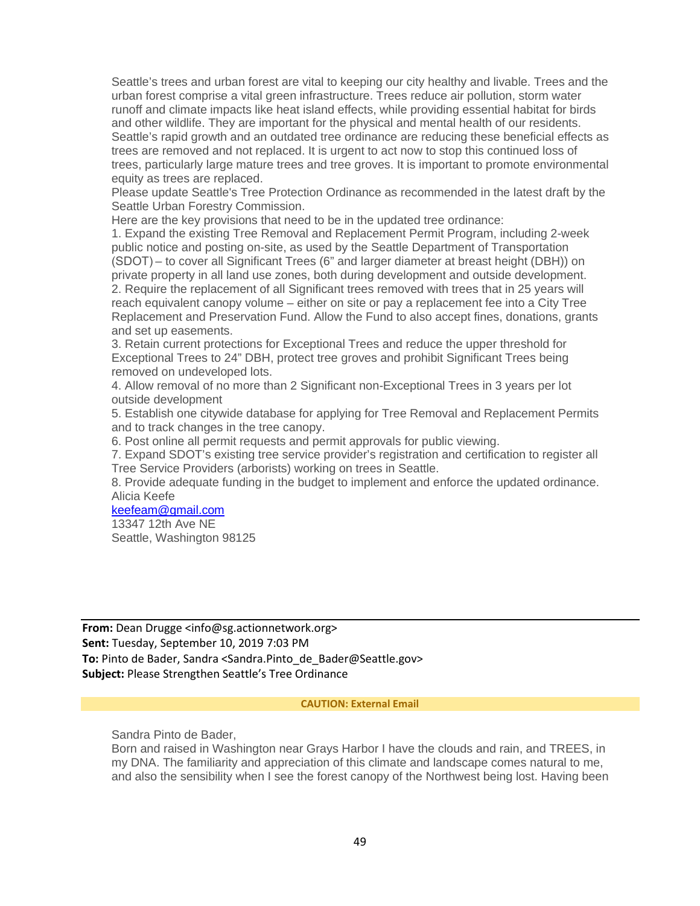Seattle's trees and urban forest are vital to keeping our city healthy and livable. Trees and the urban forest comprise a vital green infrastructure. Trees reduce air pollution, storm water runoff and climate impacts like heat island effects, while providing essential habitat for birds and other wildlife. They are important for the physical and mental health of our residents. Seattle's rapid growth and an outdated tree ordinance are reducing these beneficial effects as trees are removed and not replaced. It is urgent to act now to stop this continued loss of trees, particularly large mature trees and tree groves. It is important to promote environmental equity as trees are replaced.

Please update Seattle's Tree Protection Ordinance as recommended in the latest draft by the Seattle Urban Forestry Commission.

Here are the key provisions that need to be in the updated tree ordinance:

1. Expand the existing Tree Removal and Replacement Permit Program, including 2-week public notice and posting on-site, as used by the Seattle Department of Transportation (SDOT) – to cover all Significant Trees (6" and larger diameter at breast height (DBH)) on private property in all land use zones, both during development and outside development.
2. Require the replacement of all Significant trees removed with trees that in 25 years will reach equivalent canopy volume – either on site or pay a replacement fee into a City Tree Replacement and Preservation Fund. Allow the Fund to also accept fines, donations, grants and set up easements.
3. Retain current protections for Exceptional Trees and reduce the upper threshold for Exceptional Trees to 24" DBH, protect tree groves and prohibit Significant Trees being removed on undeveloped lots.
4. Allow removal of no more than 2 Significant non-Exceptional Trees in 3 years per lot outside development
5. Establish one citywide database for applying for Tree Removal and Replacement Permits and to track changes in the tree canopy.
6. Post online all permit requests and permit approvals for public viewing.
7. Expand SDOT's existing tree service provider's registration and certification to register all Tree Service Providers (arborists) working on trees in Seattle.
8. Provide adequate funding in the budget to implement and enforce the updated ordinance.

Alicia Keefe
keefeam@gmail.com
13347 12th Ave NE
Seattle, Washington 98125

---

**From:** Dean Drugge <info@sg.actionnetwork.org>
**Sent:** Tuesday, September 10, 2019 7:03 PM
**To:** Pinto de Bader, Sandra <Sandra.Pinto_de_Bader@Seattle.gov>
**Subject:** Please Strengthen Seattle's Tree Ordinance

**CAUTION: External Email**

Sandra Pinto de Bader,

Born and raised in Washington near Grays Harbor I have the clouds and rain, and TREES, in my DNA. The familiarity and appreciation of this climate and landscape comes natural to me, and also the sensibility when I see the forest canopy of the Northwest being lost. Having been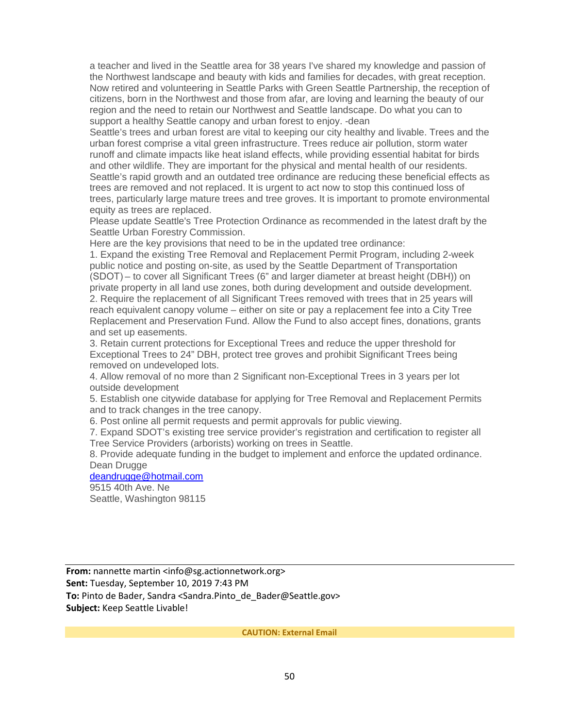a teacher and lived in the Seattle area for 38 years I've shared my knowledge and passion of the Northwest landscape and beauty with kids and families for decades, with great reception. Now retired and volunteering in Seattle Parks with Green Seattle Partnership, the reception of citizens, born in the Northwest and those from afar, are loving and learning the beauty of our region and the need to retain our Northwest and Seattle landscape. Do what you can to support a healthy Seattle canopy and urban forest to enjoy. -dean

Seattle's trees and urban forest are vital to keeping our city healthy and livable. Trees and the urban forest comprise a vital green infrastructure. Trees reduce air pollution, storm water runoff and climate impacts like heat island effects, while providing essential habitat for birds and other wildlife. They are important for the physical and mental health of our residents. Seattle's rapid growth and an outdated tree ordinance are reducing these beneficial effects as trees are removed and not replaced. It is urgent to act now to stop this continued loss of trees, particularly large mature trees and tree groves. It is important to promote environmental equity as trees are replaced.

Please update Seattle's Tree Protection Ordinance as recommended in the latest draft by the Seattle Urban Forestry Commission.

Here are the key provisions that need to be in the updated tree ordinance:

1. Expand the existing Tree Removal and Replacement Permit Program, including 2-week public notice and posting on-site, as used by the Seattle Department of Transportation (SDOT) – to cover all Significant Trees (6" and larger diameter at breast height (DBH)) on private property in all land use zones, both during development and outside development.
2. Require the replacement of all Significant Trees removed with trees that in 25 years will reach equivalent canopy volume – either on site or pay a replacement fee into a City Tree Replacement and Preservation Fund. Allow the Fund to also accept fines, donations, grants and set up easements.
3. Retain current protections for Exceptional Trees and reduce the upper threshold for Exceptional Trees to 24" DBH, protect tree groves and prohibit Significant Trees being removed on undeveloped lots.
4. Allow removal of no more than 2 Significant non-Exceptional Trees in 3 years per lot outside development
5. Establish one citywide database for applying for Tree Removal and Replacement Permits and to track changes in the tree canopy.
6. Post online all permit requests and permit approvals for public viewing.
7. Expand SDOT's existing tree service provider's registration and certification to register all Tree Service Providers (arborists) working on trees in Seattle.
8. Provide adequate funding in the budget to implement and enforce the updated ordinance.

Dean Drugge
deandrugge@hotmail.com
9515 40th Ave. Ne
Seattle, Washington 98115

---

**From:** nannette martin <info@sg.actionnetwork.org>
**Sent:** Tuesday, September 10, 2019 7:43 PM
**To:** Pinto de Bader, Sandra <Sandra.Pinto_de_Bader@Seattle.gov>
**Subject:** Keep Seattle Livable!

**CAUTION: External Email**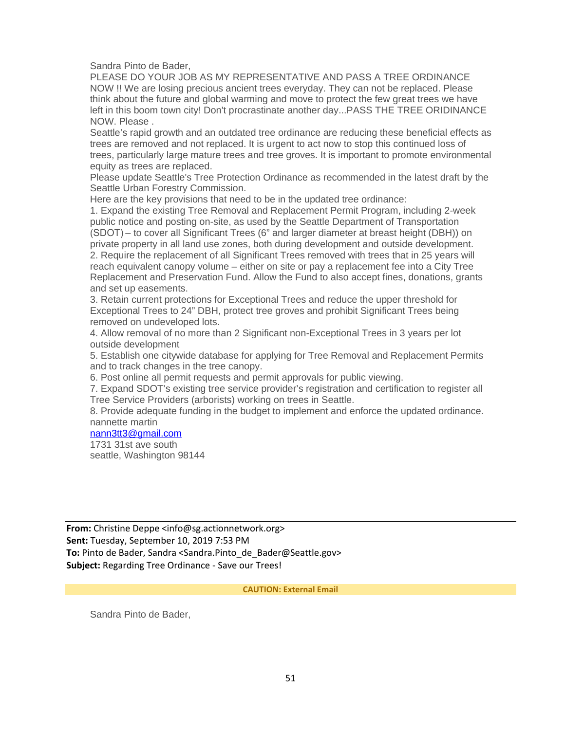Sandra Pinto de Bader,

PLEASE DO YOUR JOB AS MY REPRESENTATIVE AND PASS A TREE ORDINANCE NOW !! We are losing precious ancient trees everyday. They can not be replaced. Please think about the future and global warming and move to protect the few great trees we have left in this boom town city! Don't procrastinate another day...PASS THE TREE ORIDINANCE NOW. Please .

Seattle's rapid growth and an outdated tree ordinance are reducing these beneficial effects as trees are removed and not replaced. It is urgent to act now to stop this continued loss of trees, particularly large mature trees and tree groves. It is important to promote environmental equity as trees are replaced.

Please update Seattle's Tree Protection Ordinance as recommended in the latest draft by the Seattle Urban Forestry Commission.

Here are the key provisions that need to be in the updated tree ordinance:

1. Expand the existing Tree Removal and Replacement Permit Program, including 2-week public notice and posting on-site, as used by the Seattle Department of Transportation (SDOT) – to cover all Significant Trees (6" and larger diameter at breast height (DBH)) on private property in all land use zones, both during development and outside development.
2. Require the replacement of all Significant Trees removed with trees that in 25 years will reach equivalent canopy volume – either on site or pay a replacement fee into a City Tree Replacement and Preservation Fund. Allow the Fund to also accept fines, donations, grants and set up easements.
3. Retain current protections for Exceptional Trees and reduce the upper threshold for Exceptional Trees to 24" DBH, protect tree groves and prohibit Significant Trees being removed on undeveloped lots.
4. Allow removal of no more than 2 Significant non-Exceptional Trees in 3 years per lot outside development
5. Establish one citywide database for applying for Tree Removal and Replacement Permits and to track changes in the tree canopy.
6. Post online all permit requests and permit approvals for public viewing.
7. Expand SDOT's existing tree service provider's registration and certification to register all Tree Service Providers (arborists) working on trees in Seattle.
8. Provide adequate funding in the budget to implement and enforce the updated ordinance.

nannette martin
nann3tt3@gmail.com
1731 31st ave south
seattle, Washington 98144

---

**From:** Christine Deppe <info@sg.actionnetwork.org>
**Sent:** Tuesday, September 10, 2019 7:53 PM
**To:** Pinto de Bader, Sandra <Sandra.Pinto_de_Bader@Seattle.gov>
**Subject:** Regarding Tree Ordinance - Save our Trees!

**CAUTION: External Email**

Sandra Pinto de Bader,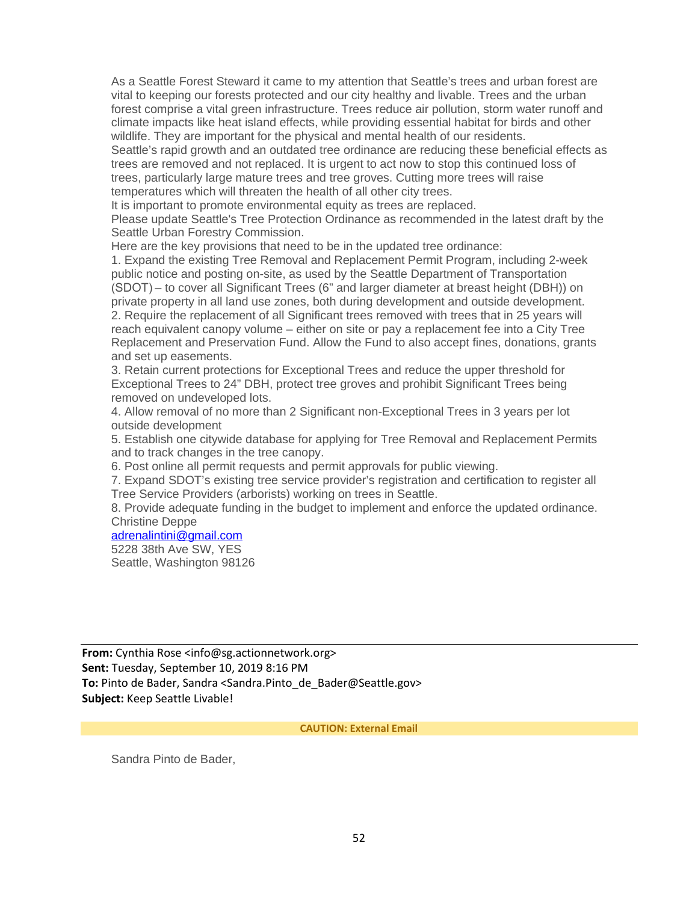As a Seattle Forest Steward it came to my attention that Seattle's trees and urban forest are vital to keeping our forests protected and our city healthy and livable. Trees and the urban forest comprise a vital green infrastructure. Trees reduce air pollution, storm water runoff and climate impacts like heat island effects, while providing essential habitat for birds and other wildlife. They are important for the physical and mental health of our residents.
Seattle's rapid growth and an outdated tree ordinance are reducing these beneficial effects as trees are removed and not replaced. It is urgent to act now to stop this continued loss of trees, particularly large mature trees and tree groves. Cutting more trees will raise temperatures which will threaten the health of all other city trees.
It is important to promote environmental equity as trees are replaced.
Please update Seattle's Tree Protection Ordinance as recommended in the latest draft by the Seattle Urban Forestry Commission.
Here are the key provisions that need to be in the updated tree ordinance:
1. Expand the existing Tree Removal and Replacement Permit Program, including 2-week public notice and posting on-site, as used by the Seattle Department of Transportation (SDOT) – to cover all Significant Trees (6" and larger diameter at breast height (DBH)) on private property in all land use zones, both during development and outside development.
2. Require the replacement of all Significant trees removed with trees that in 25 years will reach equivalent canopy volume – either on site or pay a replacement fee into a City Tree Replacement and Preservation Fund. Allow the Fund to also accept fines, donations, grants and set up easements.
3. Retain current protections for Exceptional Trees and reduce the upper threshold for Exceptional Trees to 24" DBH, protect tree groves and prohibit Significant Trees being removed on undeveloped lots.
4. Allow removal of no more than 2 Significant non-Exceptional Trees in 3 years per lot outside development
5. Establish one citywide database for applying for Tree Removal and Replacement Permits and to track changes in the tree canopy.
6. Post online all permit requests and permit approvals for public viewing.
7. Expand SDOT's existing tree service provider's registration and certification to register all Tree Service Providers (arborists) working on trees in Seattle.
8. Provide adequate funding in the budget to implement and enforce the updated ordinance.
Christine Deppe
adrenalintini@gmail.com
5228 38th Ave SW, YES
Seattle, Washington 98126

---

**From:** Cynthia Rose <info@sg.actionnetwork.org>
**Sent:** Tuesday, September 10, 2019 8:16 PM
**To:** Pinto de Bader, Sandra <Sandra.Pinto_de_Bader@Seattle.gov>
**Subject:** Keep Seattle Livable!

**CAUTION: External Email**

Sandra Pinto de Bader,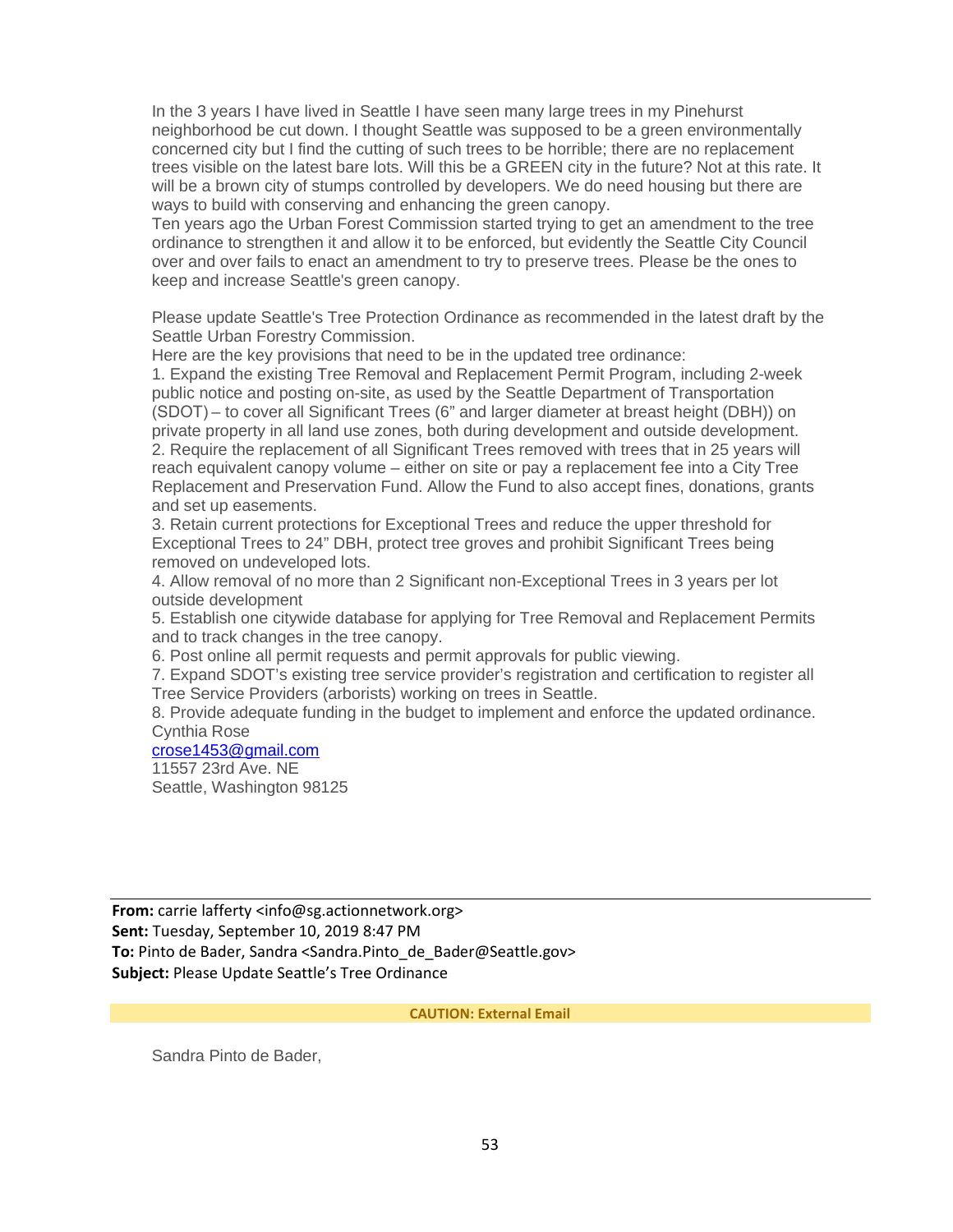In the 3 years I have lived in Seattle I have seen many large trees in my Pinehurst neighborhood be cut down. I thought Seattle was supposed to be a green environmentally concerned city but I find the cutting of such trees to be horrible; there are no replacement trees visible on the latest bare lots. Will this be a GREEN city in the future? Not at this rate. It will be a brown city of stumps controlled by developers. We do need housing but there are ways to build with conserving and enhancing the green canopy.
Ten years ago the Urban Forest Commission started trying to get an amendment to the tree ordinance to strengthen it and allow it to be enforced, but evidently the Seattle City Council over and over fails to enact an amendment to try to preserve trees. Please be the ones to keep and increase Seattle's green canopy.

Please update Seattle's Tree Protection Ordinance as recommended in the latest draft by the Seattle Urban Forestry Commission.
Here are the key provisions that need to be in the updated tree ordinance:
1. Expand the existing Tree Removal and Replacement Permit Program, including 2-week public notice and posting on-site, as used by the Seattle Department of Transportation (SDOT) – to cover all Significant Trees (6" and larger diameter at breast height (DBH)) on private property in all land use zones, both during development and outside development.
2. Require the replacement of all Significant Trees removed with trees that in 25 years will reach equivalent canopy volume – either on site or pay a replacement fee into a City Tree Replacement and Preservation Fund. Allow the Fund to also accept fines, donations, grants and set up easements.
3. Retain current protections for Exceptional Trees and reduce the upper threshold for Exceptional Trees to 24" DBH, protect tree groves and prohibit Significant Trees being removed on undeveloped lots.
4. Allow removal of no more than 2 Significant non-Exceptional Trees in 3 years per lot outside development
5. Establish one citywide database for applying for Tree Removal and Replacement Permits and to track changes in the tree canopy.
6. Post online all permit requests and permit approvals for public viewing.
7. Expand SDOT's existing tree service provider's registration and certification to register all Tree Service Providers (arborists) working on trees in Seattle.
8. Provide adequate funding in the budget to implement and enforce the updated ordinance.
Cynthia Rose
crose1453@gmail.com
11557 23rd Ave. NE
Seattle, Washington 98125

---

**From:** carrie lafferty <info@sg.actionnetwork.org>
**Sent:** Tuesday, September 10, 2019 8:47 PM
**To:** Pinto de Bader, Sandra <Sandra.Pinto_de_Bader@Seattle.gov>
**Subject:** Please Update Seattle's Tree Ordinance

**CAUTION: External Email**

Sandra Pinto de Bader,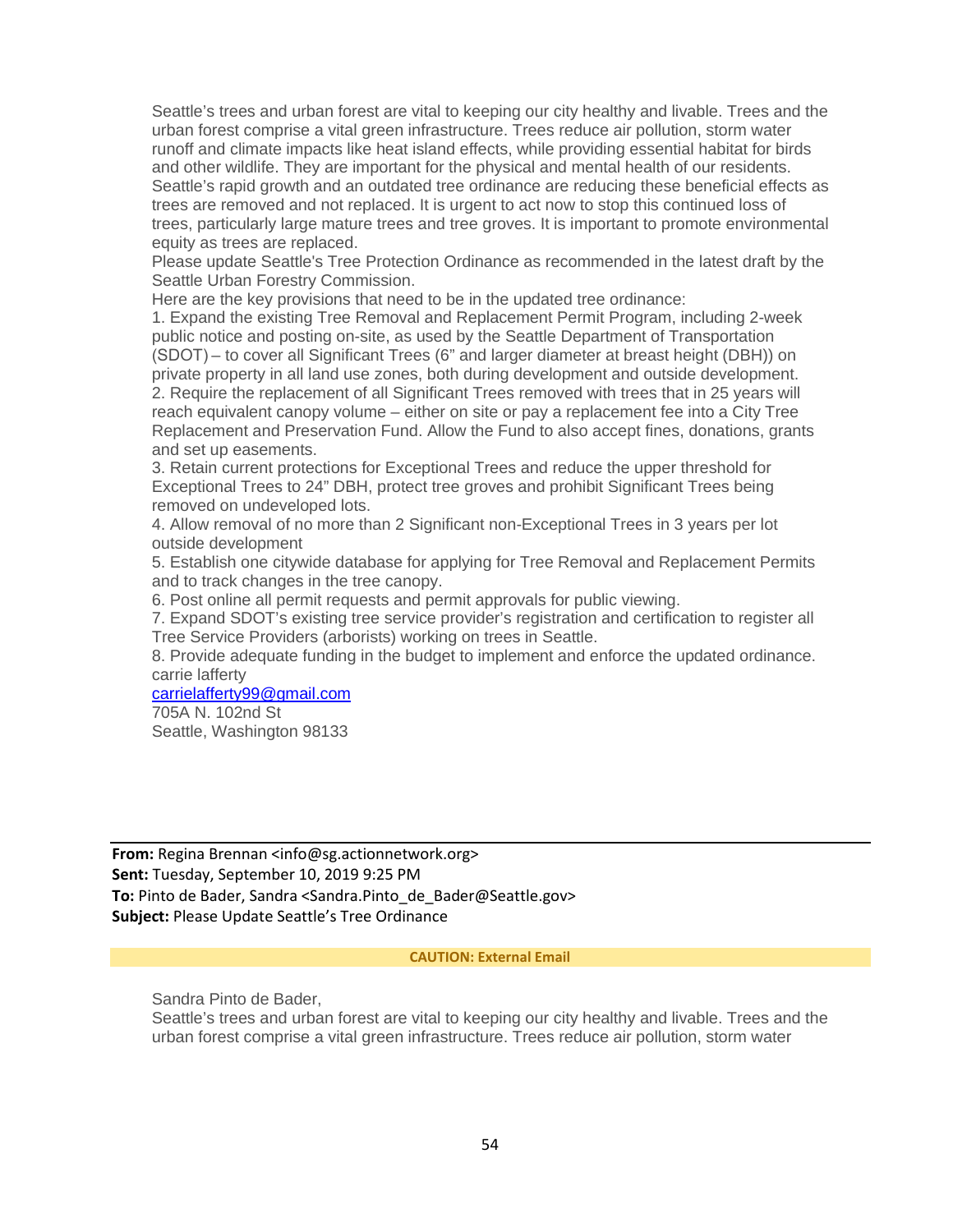Seattle's trees and urban forest are vital to keeping our city healthy and livable. Trees and the urban forest comprise a vital green infrastructure. Trees reduce air pollution, storm water runoff and climate impacts like heat island effects, while providing essential habitat for birds and other wildlife. They are important for the physical and mental health of our residents. Seattle's rapid growth and an outdated tree ordinance are reducing these beneficial effects as trees are removed and not replaced. It is urgent to act now to stop this continued loss of trees, particularly large mature trees and tree groves. It is important to promote environmental equity as trees are replaced.

Please update Seattle's Tree Protection Ordinance as recommended in the latest draft by the Seattle Urban Forestry Commission.

Here are the key provisions that need to be in the updated tree ordinance:

1. Expand the existing Tree Removal and Replacement Permit Program, including 2-week public notice and posting on-site, as used by the Seattle Department of Transportation (SDOT) – to cover all Significant Trees (6" and larger diameter at breast height (DBH)) on private property in all land use zones, both during development and outside development.
2. Require the replacement of all Significant Trees removed with trees that in 25 years will reach equivalent canopy volume – either on site or pay a replacement fee into a City Tree Replacement and Preservation Fund. Allow the Fund to also accept fines, donations, grants and set up easements.
3. Retain current protections for Exceptional Trees and reduce the upper threshold for Exceptional Trees to 24" DBH, protect tree groves and prohibit Significant Trees being removed on undeveloped lots.
4. Allow removal of no more than 2 Significant non-Exceptional Trees in 3 years per lot outside development
5. Establish one citywide database for applying for Tree Removal and Replacement Permits and to track changes in the tree canopy.
6. Post online all permit requests and permit approvals for public viewing.
7. Expand SDOT's existing tree service provider's registration and certification to register all Tree Service Providers (arborists) working on trees in Seattle.
8. Provide adequate funding in the budget to implement and enforce the updated ordinance.

carrie lafferty
carrielafferty99@gmail.com
705A N. 102nd St
Seattle, Washington 98133

---

**From:** Regina Brennan <info@sg.actionnetwork.org>
**Sent:** Tuesday, September 10, 2019 9:25 PM
**To:** Pinto de Bader, Sandra <Sandra.Pinto_de_Bader@Seattle.gov>
**Subject:** Please Update Seattle's Tree Ordinance

**CAUTION: External Email**

Sandra Pinto de Bader,

Seattle's trees and urban forest are vital to keeping our city healthy and livable. Trees and the urban forest comprise a vital green infrastructure. Trees reduce air pollution, storm water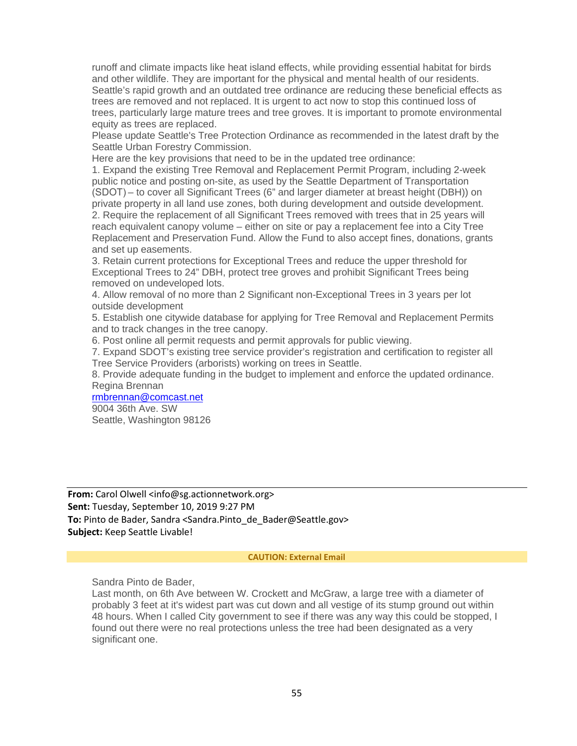runoff and climate impacts like heat island effects, while providing essential habitat for birds and other wildlife. They are important for the physical and mental health of our residents. Seattle's rapid growth and an outdated tree ordinance are reducing these beneficial effects as trees are removed and not replaced. It is urgent to act now to stop this continued loss of trees, particularly large mature trees and tree groves. It is important to promote environmental equity as trees are replaced.

Please update Seattle's Tree Protection Ordinance as recommended in the latest draft by the Seattle Urban Forestry Commission.

Here are the key provisions that need to be in the updated tree ordinance:

1. Expand the existing Tree Removal and Replacement Permit Program, including 2-week public notice and posting on-site, as used by the Seattle Department of Transportation (SDOT) – to cover all Significant Trees (6" and larger diameter at breast height (DBH)) on private property in all land use zones, both during development and outside development.
2. Require the replacement of all Significant Trees removed with trees that in 25 years will reach equivalent canopy volume – either on site or pay a replacement fee into a City Tree Replacement and Preservation Fund. Allow the Fund to also accept fines, donations, grants and set up easements.
3. Retain current protections for Exceptional Trees and reduce the upper threshold for Exceptional Trees to 24" DBH, protect tree groves and prohibit Significant Trees being removed on undeveloped lots.
4. Allow removal of no more than 2 Significant non-Exceptional Trees in 3 years per lot outside development
5. Establish one citywide database for applying for Tree Removal and Replacement Permits and to track changes in the tree canopy.
6. Post online all permit requests and permit approvals for public viewing.
7. Expand SDOT's existing tree service provider's registration and certification to register all Tree Service Providers (arborists) working on trees in Seattle.
8. Provide adequate funding in the budget to implement and enforce the updated ordinance.

Regina Brennan
rmbrennan@comcast.net
9004 36th Ave. SW
Seattle, Washington 98126

---

**From:** Carol Olwell <info@sg.actionnetwork.org>
**Sent:** Tuesday, September 10, 2019 9:27 PM
**To:** Pinto de Bader, Sandra <Sandra.Pinto_de_Bader@Seattle.gov>
**Subject:** Keep Seattle Livable!

**CAUTION: External Email**

Sandra Pinto de Bader,

Last month, on 6th Ave between W. Crockett and McGraw, a large tree with a diameter of probably 3 feet at it's widest part was cut down and all vestige of its stump ground out within 48 hours. When I called City government to see if there was any way this could be stopped, I found out there were no real protections unless the tree had been designated as a very significant one.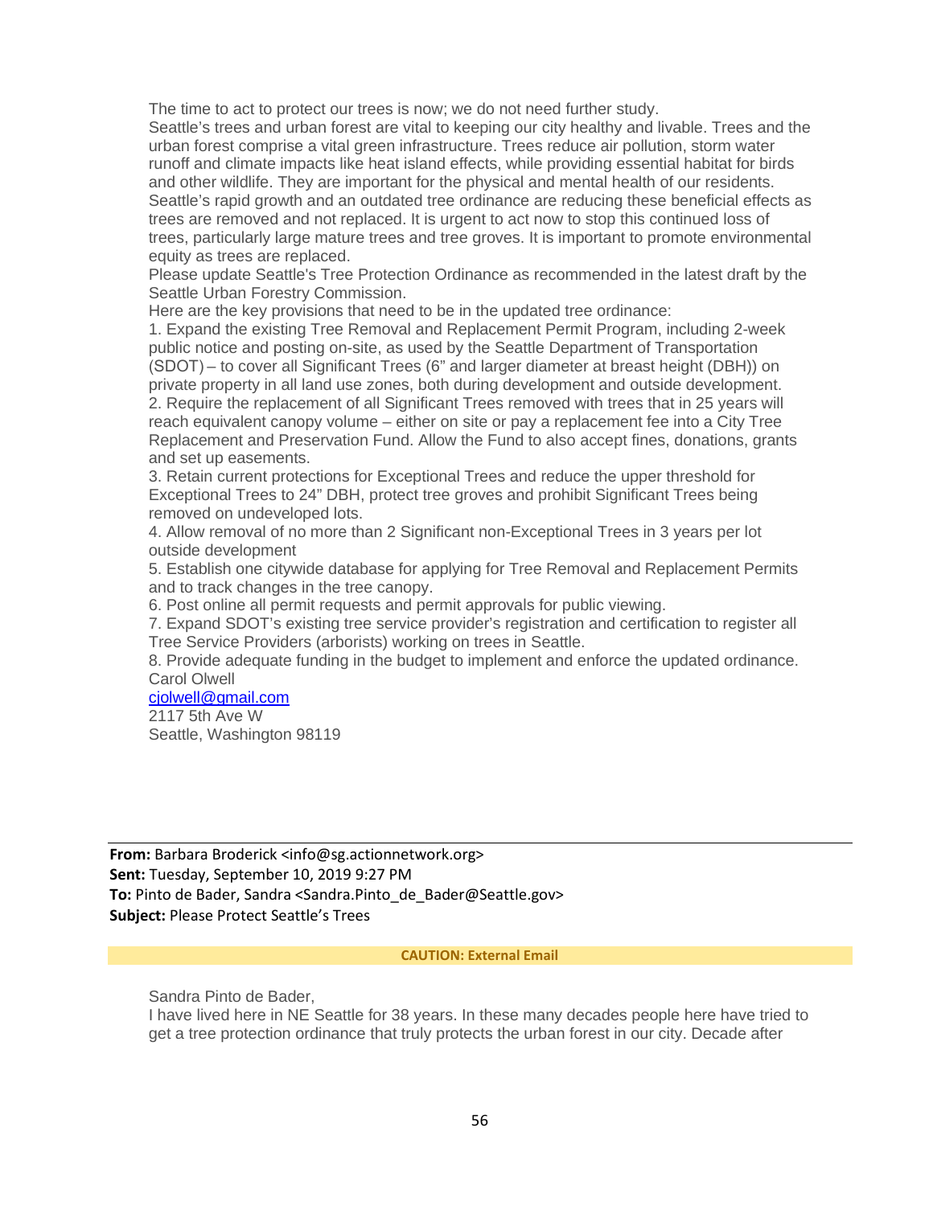The time to act to protect our trees is now; we do not need further study.

Seattle's trees and urban forest are vital to keeping our city healthy and livable. Trees and the urban forest comprise a vital green infrastructure. Trees reduce air pollution, storm water runoff and climate impacts like heat island effects, while providing essential habitat for birds and other wildlife. They are important for the physical and mental health of our residents. Seattle's rapid growth and an outdated tree ordinance are reducing these beneficial effects as trees are removed and not replaced. It is urgent to act now to stop this continued loss of trees, particularly large mature trees and tree groves. It is important to promote environmental equity as trees are replaced.

Please update Seattle's Tree Protection Ordinance as recommended in the latest draft by the Seattle Urban Forestry Commission.

Here are the key provisions that need to be in the updated tree ordinance:

1. Expand the existing Tree Removal and Replacement Permit Program, including 2-week public notice and posting on-site, as used by the Seattle Department of Transportation (SDOT) – to cover all Significant Trees (6" and larger diameter at breast height (DBH)) on private property in all land use zones, both during development and outside development.
2. Require the replacement of all Significant Trees removed with trees that in 25 years will reach equivalent canopy volume – either on site or pay a replacement fee into a City Tree Replacement and Preservation Fund. Allow the Fund to also accept fines, donations, grants and set up easements.
3. Retain current protections for Exceptional Trees and reduce the upper threshold for Exceptional Trees to 24" DBH, protect tree groves and prohibit Significant Trees being removed on undeveloped lots.
4. Allow removal of no more than 2 Significant non-Exceptional Trees in 3 years per lot outside development
5. Establish one citywide database for applying for Tree Removal and Replacement Permits and to track changes in the tree canopy.
6. Post online all permit requests and permit approvals for public viewing.
7. Expand SDOT's existing tree service provider's registration and certification to register all Tree Service Providers (arborists) working on trees in Seattle.
8. Provide adequate funding in the budget to implement and enforce the updated ordinance.

Carol Olwell
cjolwell@gmail.com
2117 5th Ave W
Seattle, Washington 98119

---

**From:** Barbara Broderick <info@sg.actionnetwork.org>
**Sent:** Tuesday, September 10, 2019 9:27 PM
**To:** Pinto de Bader, Sandra <Sandra.Pinto_de_Bader@Seattle.gov>
**Subject:** Please Protect Seattle's Trees

**CAUTION: External Email**

Sandra Pinto de Bader,

I have lived here in NE Seattle for 38 years. In these many decades people here have tried to get a tree protection ordinance that truly protects the urban forest in our city. Decade after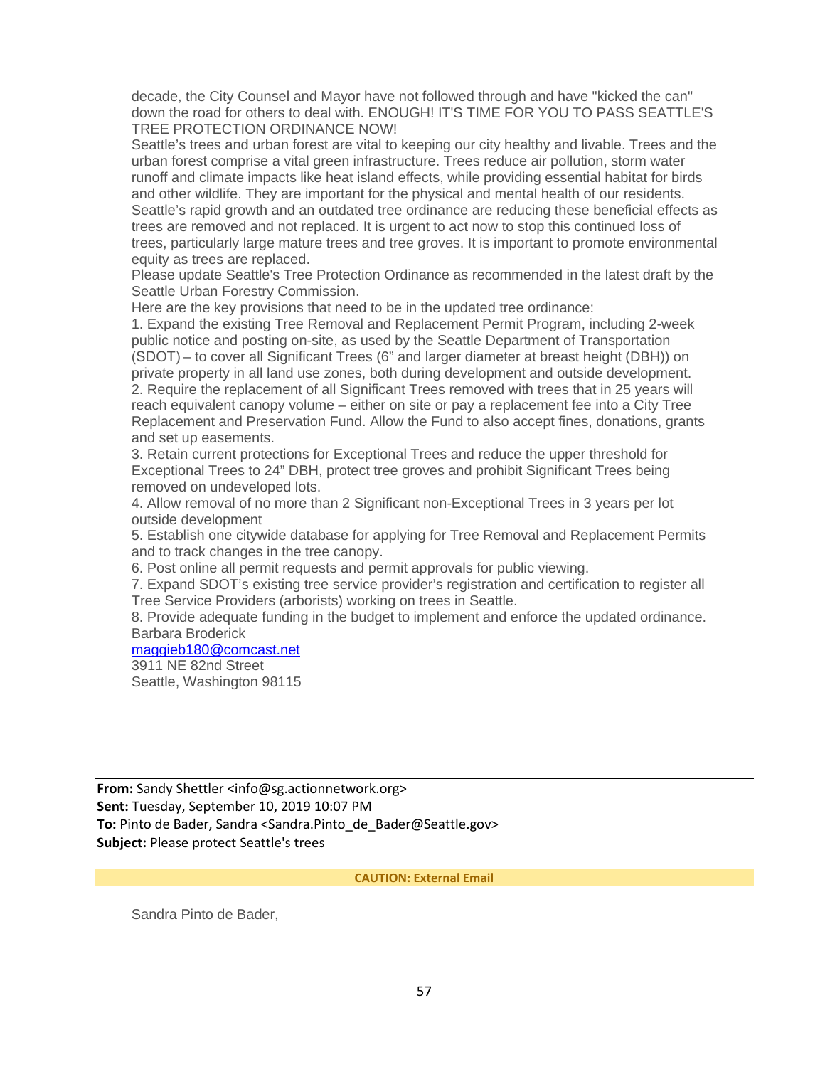decade, the City Counsel and Mayor have not followed through and have "kicked the can" down the road for others to deal with. ENOUGH! IT'S TIME FOR YOU TO PASS SEATTLE'S TREE PROTECTION ORDINANCE NOW!

Seattle's trees and urban forest are vital to keeping our city healthy and livable. Trees and the urban forest comprise a vital green infrastructure. Trees reduce air pollution, storm water runoff and climate impacts like heat island effects, while providing essential habitat for birds and other wildlife. They are important for the physical and mental health of our residents. Seattle's rapid growth and an outdated tree ordinance are reducing these beneficial effects as trees are removed and not replaced. It is urgent to act now to stop this continued loss of trees, particularly large mature trees and tree groves. It is important to promote environmental equity as trees are replaced.

Please update Seattle's Tree Protection Ordinance as recommended in the latest draft by the Seattle Urban Forestry Commission.

Here are the key provisions that need to be in the updated tree ordinance:

1. Expand the existing Tree Removal and Replacement Permit Program, including 2-week public notice and posting on-site, as used by the Seattle Department of Transportation (SDOT) – to cover all Significant Trees (6" and larger diameter at breast height (DBH)) on private property in all land use zones, both during development and outside development.
2. Require the replacement of all Significant Trees removed with trees that in 25 years will reach equivalent canopy volume – either on site or pay a replacement fee into a City Tree Replacement and Preservation Fund. Allow the Fund to also accept fines, donations, grants and set up easements.
3. Retain current protections for Exceptional Trees and reduce the upper threshold for Exceptional Trees to 24" DBH, protect tree groves and prohibit Significant Trees being removed on undeveloped lots.
4. Allow removal of no more than 2 Significant non-Exceptional Trees in 3 years per lot outside development
5. Establish one citywide database for applying for Tree Removal and Replacement Permits and to track changes in the tree canopy.
6. Post online all permit requests and permit approvals for public viewing.
7. Expand SDOT's existing tree service provider's registration and certification to register all Tree Service Providers (arborists) working on trees in Seattle.
8. Provide adequate funding in the budget to implement and enforce the updated ordinance.

Barbara Broderick
maggieb180@comcast.net
3911 NE 82nd Street
Seattle, Washington 98115

---

**From:** Sandy Shettler <info@sg.actionnetwork.org>
**Sent:** Tuesday, September 10, 2019 10:07 PM
**To:** Pinto de Bader, Sandra <Sandra.Pinto_de_Bader@Seattle.gov>
**Subject:** Please protect Seattle's trees

**CAUTION: External Email**

Sandra Pinto de Bader,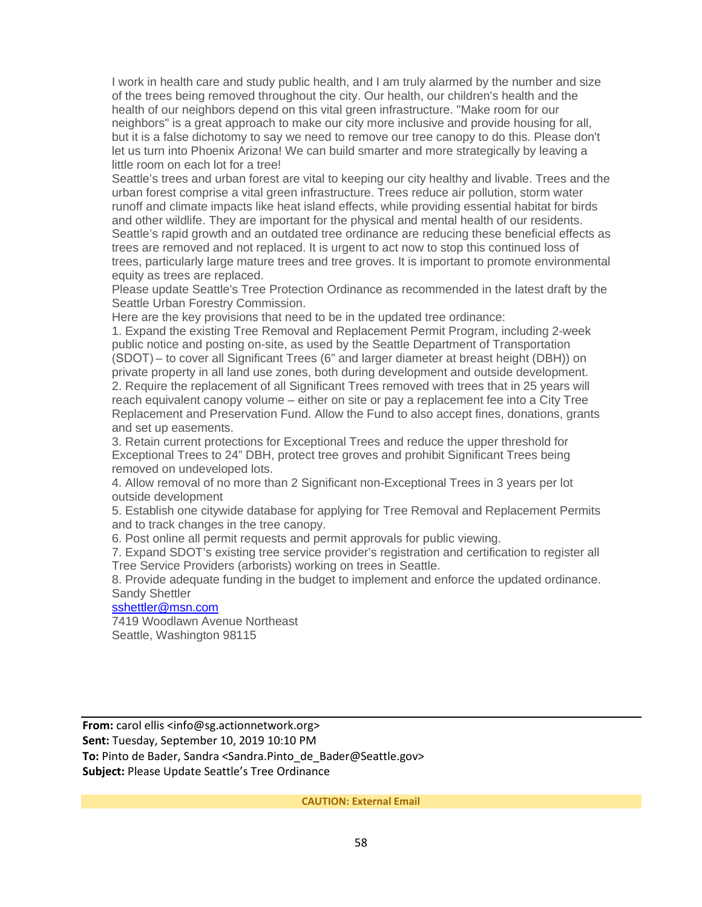I work in health care and study public health, and I am truly alarmed by the number and size of the trees being removed throughout the city. Our health, our children's health and the health of our neighbors depend on this vital green infrastructure. "Make room for our neighbors" is a great approach to make our city more inclusive and provide housing for all, but it is a false dichotomy to say we need to remove our tree canopy to do this. Please don't let us turn into Phoenix Arizona! We can build smarter and more strategically by leaving a little room on each lot for a tree!

Seattle's trees and urban forest are vital to keeping our city healthy and livable. Trees and the urban forest comprise a vital green infrastructure. Trees reduce air pollution, storm water runoff and climate impacts like heat island effects, while providing essential habitat for birds and other wildlife. They are important for the physical and mental health of our residents. Seattle's rapid growth and an outdated tree ordinance are reducing these beneficial effects as trees are removed and not replaced. It is urgent to act now to stop this continued loss of trees, particularly large mature trees and tree groves. It is important to promote environmental equity as trees are replaced.

Please update Seattle's Tree Protection Ordinance as recommended in the latest draft by the Seattle Urban Forestry Commission.

Here are the key provisions that need to be in the updated tree ordinance:

1. Expand the existing Tree Removal and Replacement Permit Program, including 2-week public notice and posting on-site, as used by the Seattle Department of Transportation (SDOT) – to cover all Significant Trees (6" and larger diameter at breast height (DBH)) on private property in all land use zones, both during development and outside development.
2. Require the replacement of all Significant Trees removed with trees that in 25 years will reach equivalent canopy volume – either on site or pay a replacement fee into a City Tree Replacement and Preservation Fund. Allow the Fund to also accept fines, donations, grants and set up easements.
3. Retain current protections for Exceptional Trees and reduce the upper threshold for Exceptional Trees to 24" DBH, protect tree groves and prohibit Significant Trees being removed on undeveloped lots.
4. Allow removal of no more than 2 Significant non-Exceptional Trees in 3 years per lot outside development
5. Establish one citywide database for applying for Tree Removal and Replacement Permits and to track changes in the tree canopy.
6. Post online all permit requests and permit approvals for public viewing.
7. Expand SDOT's existing tree service provider's registration and certification to register all Tree Service Providers (arborists) working on trees in Seattle.
8. Provide adequate funding in the budget to implement and enforce the updated ordinance.

Sandy Shettler
sshettler@msn.com
7419 Woodlawn Avenue Northeast
Seattle, Washington 98115

---

**From:** carol ellis <info@sg.actionnetwork.org>
**Sent:** Tuesday, September 10, 2019 10:10 PM
**To:** Pinto de Bader, Sandra <Sandra.Pinto_de_Bader@Seattle.gov>
**Subject:** Please Update Seattle's Tree Ordinance

**CAUTION: External Email**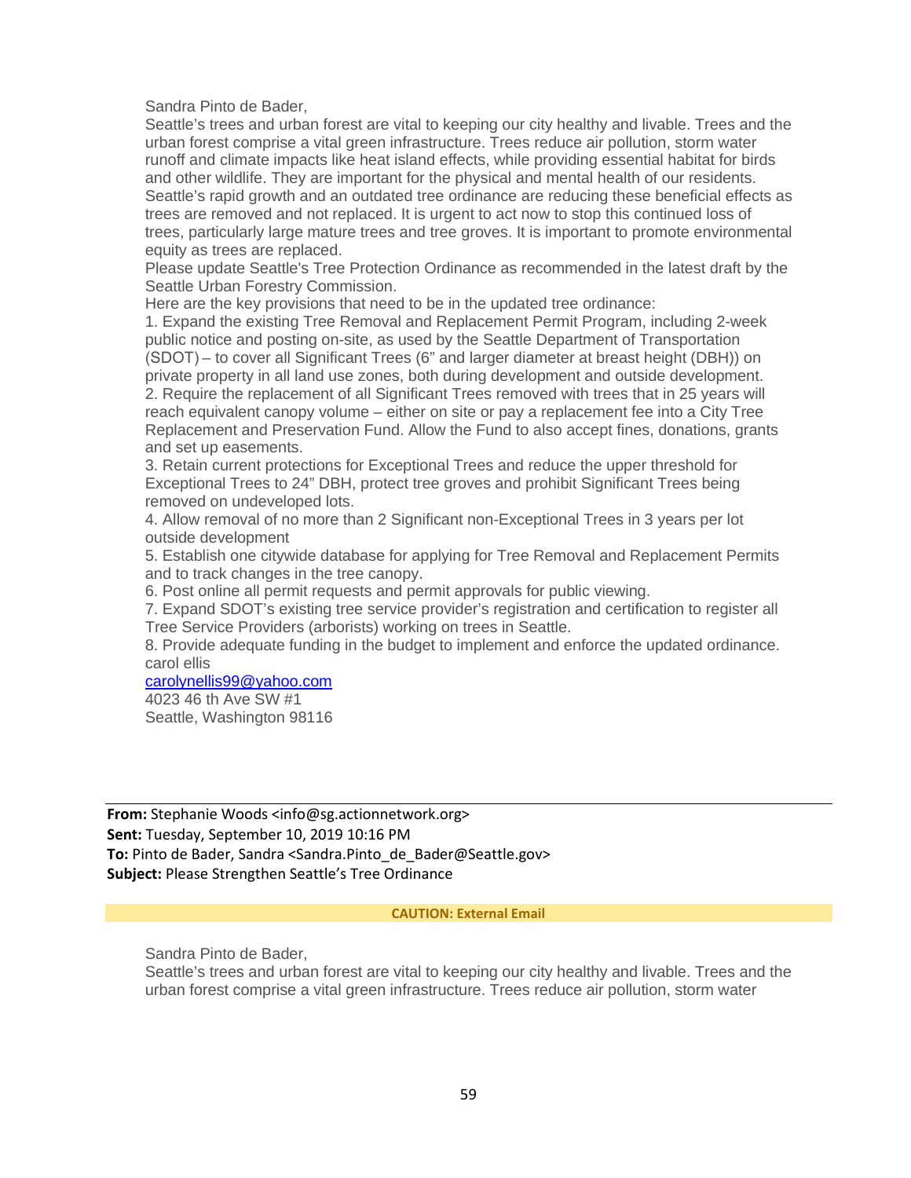Sandra Pinto de Bader,

Seattle's trees and urban forest are vital to keeping our city healthy and livable. Trees and the urban forest comprise a vital green infrastructure. Trees reduce air pollution, storm water runoff and climate impacts like heat island effects, while providing essential habitat for birds and other wildlife. They are important for the physical and mental health of our residents. Seattle's rapid growth and an outdated tree ordinance are reducing these beneficial effects as trees are removed and not replaced. It is urgent to act now to stop this continued loss of trees, particularly large mature trees and tree groves. It is important to promote environmental equity as trees are replaced.

Please update Seattle's Tree Protection Ordinance as recommended in the latest draft by the Seattle Urban Forestry Commission.

Here are the key provisions that need to be in the updated tree ordinance:

1. Expand the existing Tree Removal and Replacement Permit Program, including 2-week public notice and posting on-site, as used by the Seattle Department of Transportation (SDOT) – to cover all Significant Trees (6" and larger diameter at breast height (DBH)) on private property in all land use zones, both during development and outside development.
2. Require the replacement of all Significant Trees removed with trees that in 25 years will reach equivalent canopy volume – either on site or pay a replacement fee into a City Tree Replacement and Preservation Fund. Allow the Fund to also accept fines, donations, grants and set up easements.
3. Retain current protections for Exceptional Trees and reduce the upper threshold for Exceptional Trees to 24" DBH, protect tree groves and prohibit Significant Trees being removed on undeveloped lots.
4. Allow removal of no more than 2 Significant non-Exceptional Trees in 3 years per lot outside development
5. Establish one citywide database for applying for Tree Removal and Replacement Permits and to track changes in the tree canopy.
6. Post online all permit requests and permit approvals for public viewing.
7. Expand SDOT's existing tree service provider's registration and certification to register all Tree Service Providers (arborists) working on trees in Seattle.
8. Provide adequate funding in the budget to implement and enforce the updated ordinance.

carol ellis
carolynellis99@yahoo.com
4023 46 th Ave SW #1
Seattle, Washington 98116

---

**From:** Stephanie Woods <info@sg.actionnetwork.org>
**Sent:** Tuesday, September 10, 2019 10:16 PM
**To:** Pinto de Bader, Sandra <Sandra.Pinto_de_Bader@Seattle.gov>
**Subject:** Please Strengthen Seattle's Tree Ordinance

**CAUTION: External Email**

Sandra Pinto de Bader,

Seattle's trees and urban forest are vital to keeping our city healthy and livable. Trees and the urban forest comprise a vital green infrastructure. Trees reduce air pollution, storm water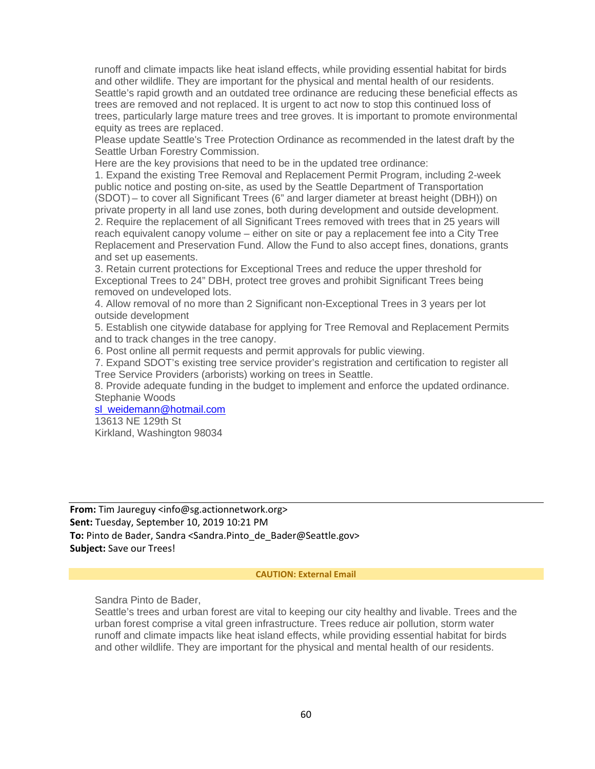runoff and climate impacts like heat island effects, while providing essential habitat for birds and other wildlife. They are important for the physical and mental health of our residents.
Seattle's rapid growth and an outdated tree ordinance are reducing these beneficial effects as trees are removed and not replaced. It is urgent to act now to stop this continued loss of trees, particularly large mature trees and tree groves. It is important to promote environmental equity as trees are replaced.
Please update Seattle's Tree Protection Ordinance as recommended in the latest draft by the Seattle Urban Forestry Commission.
Here are the key provisions that need to be in the updated tree ordinance:

1. Expand the existing Tree Removal and Replacement Permit Program, including 2-week public notice and posting on-site, as used by the Seattle Department of Transportation (SDOT) – to cover all Significant Trees (6" and larger diameter at breast height (DBH)) on private property in all land use zones, both during development and outside development.
2. Require the replacement of all Significant Trees removed with trees that in 25 years will reach equivalent canopy volume – either on site or pay a replacement fee into a City Tree Replacement and Preservation Fund. Allow the Fund to also accept fines, donations, grants and set up easements.
3. Retain current protections for Exceptional Trees and reduce the upper threshold for Exceptional Trees to 24" DBH, protect tree groves and prohibit Significant Trees being removed on undeveloped lots.
4. Allow removal of no more than 2 Significant non-Exceptional Trees in 3 years per lot outside development
5. Establish one citywide database for applying for Tree Removal and Replacement Permits and to track changes in the tree canopy.
6. Post online all permit requests and permit approvals for public viewing.
7. Expand SDOT's existing tree service provider's registration and certification to register all Tree Service Providers (arborists) working on trees in Seattle.
8. Provide adequate funding in the budget to implement and enforce the updated ordinance.

Stephanie Woods
sl_weidemann@hotmail.com
13613 NE 129th St
Kirkland, Washington 98034

---

**From:** Tim Jaureguy <info@sg.actionnetwork.org>
**Sent:** Tuesday, September 10, 2019 10:21 PM
**To:** Pinto de Bader, Sandra <Sandra.Pinto_de_Bader@Seattle.gov>
**Subject:** Save our Trees!

**CAUTION: External Email**

Sandra Pinto de Bader,
Seattle's trees and urban forest are vital to keeping our city healthy and livable. Trees and the urban forest comprise a vital green infrastructure. Trees reduce air pollution, storm water runoff and climate impacts like heat island effects, while providing essential habitat for birds and other wildlife. They are important for the physical and mental health of our residents.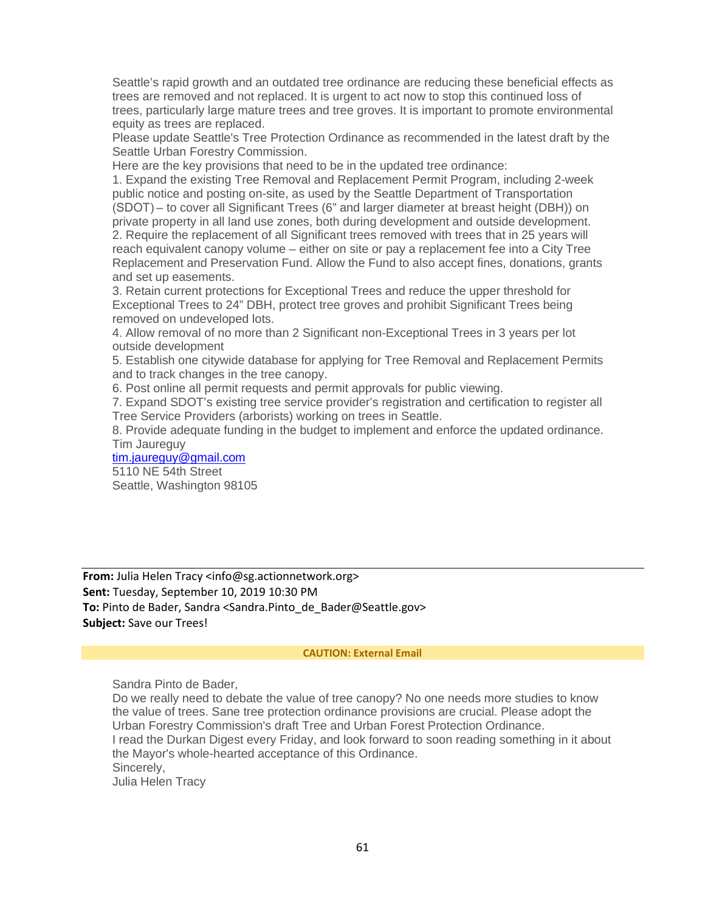Seattle's rapid growth and an outdated tree ordinance are reducing these beneficial effects as trees are removed and not replaced. It is urgent to act now to stop this continued loss of trees, particularly large mature trees and tree groves. It is important to promote environmental equity as trees are replaced.

Please update Seattle's Tree Protection Ordinance as recommended in the latest draft by the Seattle Urban Forestry Commission.

Here are the key provisions that need to be in the updated tree ordinance:

1. Expand the existing Tree Removal and Replacement Permit Program, including 2-week public notice and posting on-site, as used by the Seattle Department of Transportation (SDOT) – to cover all Significant Trees (6" and larger diameter at breast height (DBH)) on private property in all land use zones, both during development and outside development.
2. Require the replacement of all Significant trees removed with trees that in 25 years will reach equivalent canopy volume – either on site or pay a replacement fee into a City Tree Replacement and Preservation Fund. Allow the Fund to also accept fines, donations, grants and set up easements.
3. Retain current protections for Exceptional Trees and reduce the upper threshold for Exceptional Trees to 24" DBH, protect tree groves and prohibit Significant Trees being removed on undeveloped lots.
4. Allow removal of no more than 2 Significant non-Exceptional Trees in 3 years per lot outside development
5. Establish one citywide database for applying for Tree Removal and Replacement Permits and to track changes in the tree canopy.
6. Post online all permit requests and permit approvals for public viewing.
7. Expand SDOT's existing tree service provider's registration and certification to register all Tree Service Providers (arborists) working on trees in Seattle.
8. Provide adequate funding in the budget to implement and enforce the updated ordinance.

Tim Jaureguy
tim.jaureguy@gmail.com
5110 NE 54th Street
Seattle, Washington 98105

---

**From:** Julia Helen Tracy <info@sg.actionnetwork.org>
**Sent:** Tuesday, September 10, 2019 10:30 PM
**To:** Pinto de Bader, Sandra <Sandra.Pinto_de_Bader@Seattle.gov>
**Subject:** Save our Trees!

**CAUTION: External Email**

Sandra Pinto de Bader,

Do we really need to debate the value of tree canopy? No one needs more studies to know the value of trees. Sane tree protection ordinance provisions are crucial. Please adopt the Urban Forestry Commission's draft Tree and Urban Forest Protection Ordinance.

I read the Durkan Digest every Friday, and look forward to soon reading something in it about the Mayor's whole-hearted acceptance of this Ordinance.

Sincerely,
Julia Helen Tracy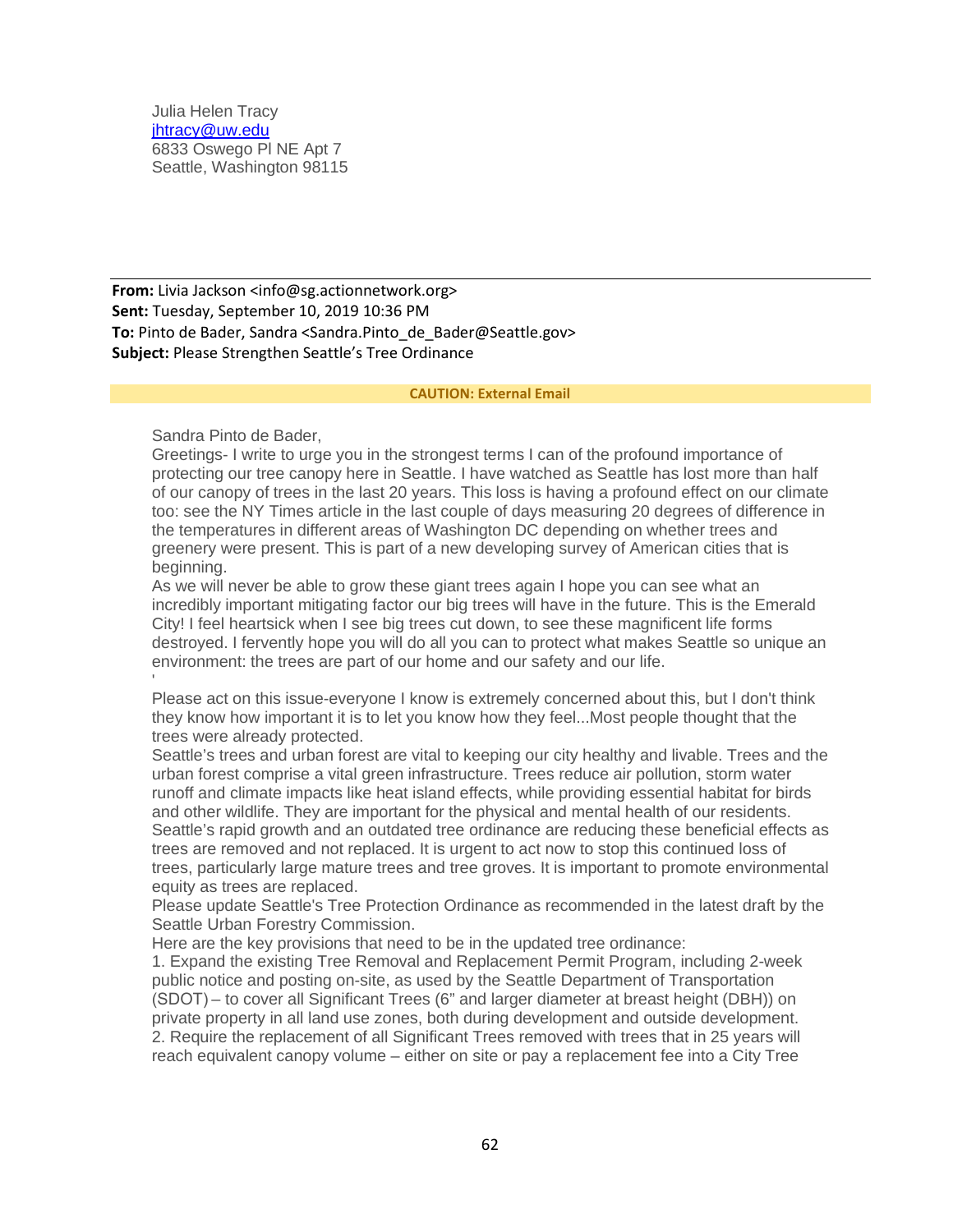Julia Helen Tracy
jhtracy@uw.edu
6833 Oswego Pl NE Apt 7
Seattle, Washington 98115

---

**From:** Livia Jackson <info@sg.actionnetwork.org>
**Sent:** Tuesday, September 10, 2019 10:36 PM
**To:** Pinto de Bader, Sandra <Sandra.Pinto_de_Bader@Seattle.gov>
**Subject:** Please Strengthen Seattle's Tree Ordinance

**CAUTION: External Email**

Sandra Pinto de Bader,

Greetings- I write to urge you in the strongest terms I can of the profound importance of protecting our tree canopy here in Seattle. I have watched as Seattle has lost more than half of our canopy of trees in the last 20 years. This loss is having a profound effect on our climate too: see the NY Times article in the last couple of days measuring 20 degrees of difference in the temperatures in different areas of Washington DC depending on whether trees and greenery were present. This is part of a new developing survey of American cities that is beginning.

As we will never be able to grow these giant trees again I hope you can see what an incredibly important mitigating factor our big trees will have in the future. This is the Emerald City! I feel heartsick when I see big trees cut down, to see these magnificent life forms destroyed. I fervently hope you will do all you can to protect what makes Seattle so unique an environment: the trees are part of our home and our safety and our life.

'

Please act on this issue-everyone I know is extremely concerned about this, but I don't think they know how important it is to let you know how they feel...Most people thought that the trees were already protected.

Seattle's trees and urban forest are vital to keeping our city healthy and livable. Trees and the urban forest comprise a vital green infrastructure. Trees reduce air pollution, storm water runoff and climate impacts like heat island effects, while providing essential habitat for birds and other wildlife. They are important for the physical and mental health of our residents.

Seattle's rapid growth and an outdated tree ordinance are reducing these beneficial effects as trees are removed and not replaced. It is urgent to act now to stop this continued loss of trees, particularly large mature trees and tree groves. It is important to promote environmental equity as trees are replaced.

Please update Seattle's Tree Protection Ordinance as recommended in the latest draft by the Seattle Urban Forestry Commission.

Here are the key provisions that need to be in the updated tree ordinance:

1. Expand the existing Tree Removal and Replacement Permit Program, including 2-week public notice and posting on-site, as used by the Seattle Department of Transportation (SDOT) – to cover all Significant Trees (6" and larger diameter at breast height (DBH)) on private property in all land use zones, both during development and outside development.
2. Require the replacement of all Significant Trees removed with trees that in 25 years will reach equivalent canopy volume – either on site or pay a replacement fee into a City Tree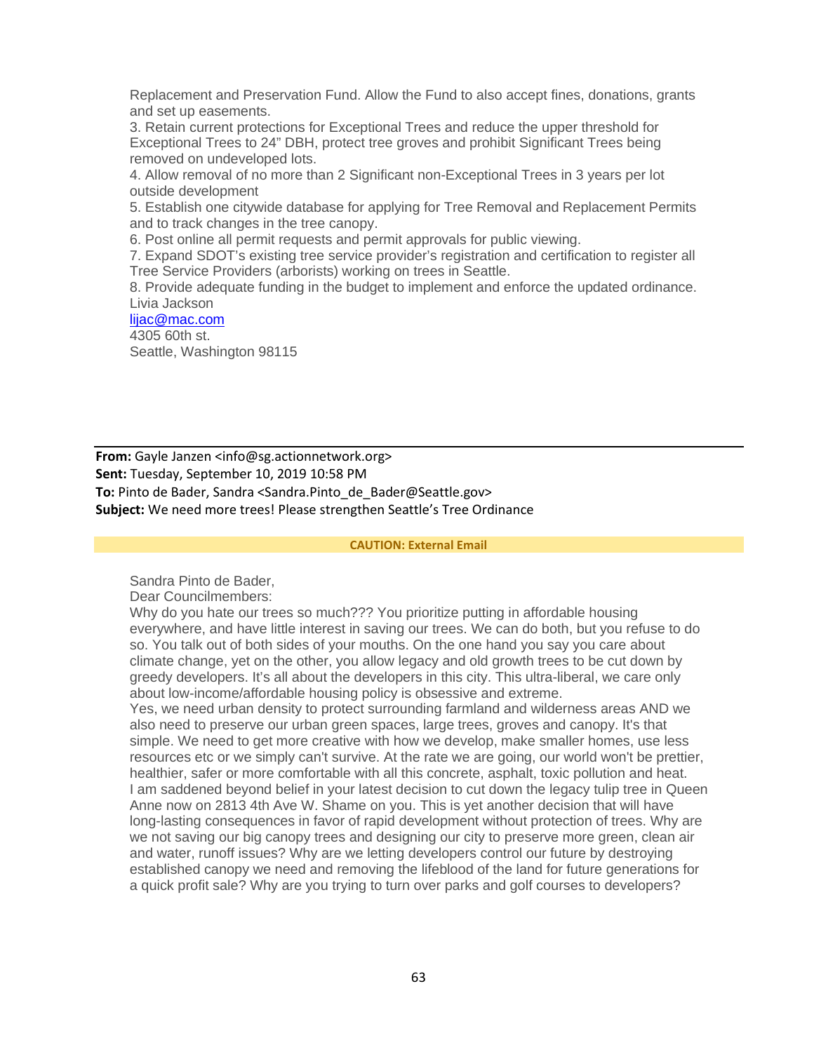Replacement and Preservation Fund. Allow the Fund to also accept fines, donations, grants and set up easements.
3. Retain current protections for Exceptional Trees and reduce the upper threshold for Exceptional Trees to 24" DBH, protect tree groves and prohibit Significant Trees being removed on undeveloped lots.
4. Allow removal of no more than 2 Significant non-Exceptional Trees in 3 years per lot outside development
5. Establish one citywide database for applying for Tree Removal and Replacement Permits and to track changes in the tree canopy.
6. Post online all permit requests and permit approvals for public viewing.
7. Expand SDOT's existing tree service provider's registration and certification to register all Tree Service Providers (arborists) working on trees in Seattle.
8. Provide adequate funding in the budget to implement and enforce the updated ordinance.
Livia Jackson
lijac@mac.com
4305 60th st.
Seattle, Washington 98115

---

**From:** Gayle Janzen <info@sg.actionnetwork.org>
**Sent:** Tuesday, September 10, 2019 10:58 PM
**To:** Pinto de Bader, Sandra <Sandra.Pinto_de_Bader@Seattle.gov>
**Subject:** We need more trees! Please strengthen Seattle's Tree Ordinance

**CAUTION: External Email**

Sandra Pinto de Bader,
Dear Councilmembers:
Why do you hate our trees so much??? You prioritize putting in affordable housing everywhere, and have little interest in saving our trees. We can do both, but you refuse to do so. You talk out of both sides of your mouths. On the one hand you say you care about climate change, yet on the other, you allow legacy and old growth trees to be cut down by greedy developers. It's all about the developers in this city. This ultra-liberal, we care only about low-income/affordable housing policy is obsessive and extreme.
Yes, we need urban density to protect surrounding farmland and wilderness areas AND we also need to preserve our urban green spaces, large trees, groves and canopy. It's that simple. We need to get more creative with how we develop, make smaller homes, use less resources etc or we simply can't survive. At the rate we are going, our world won't be prettier, healthier, safer or more comfortable with all this concrete, asphalt, toxic pollution and heat.
I am saddened beyond belief in your latest decision to cut down the legacy tulip tree in Queen Anne now on 2813 4th Ave W. Shame on you. This is yet another decision that will have long-lasting consequences in favor of rapid development without protection of trees. Why are we not saving our big canopy trees and designing our city to preserve more green, clean air and water, runoff issues? Why are we letting developers control our future by destroying established canopy we need and removing the lifeblood of the land for future generations for a quick profit sale? Why are you trying to turn over parks and golf courses to developers?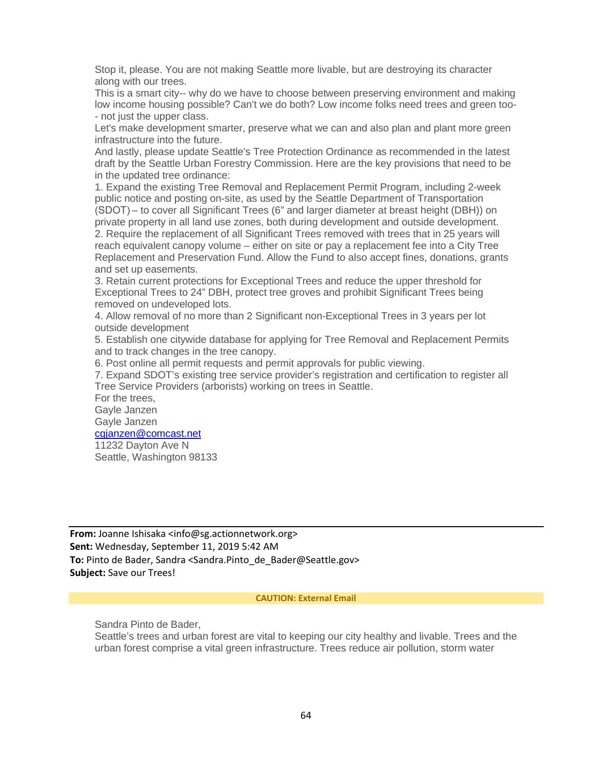Stop it, please. You are not making Seattle more livable, but are destroying its character along with our trees.

This is a smart city-- why do we have to choose between preserving environment and making low income housing possible? Can't we do both? Low income folks need trees and green too-- not just the upper class.

Let's make development smarter, preserve what we can and also plan and plant more green infrastructure into the future.

And lastly, please update Seattle's Tree Protection Ordinance as recommended in the latest draft by the Seattle Urban Forestry Commission. Here are the key provisions that need to be in the updated tree ordinance:

1. Expand the existing Tree Removal and Replacement Permit Program, including 2-week public notice and posting on-site, as used by the Seattle Department of Transportation (SDOT) – to cover all Significant Trees (6" and larger diameter at breast height (DBH)) on private property in all land use zones, both during development and outside development.
2. Require the replacement of all Significant Trees removed with trees that in 25 years will reach equivalent canopy volume – either on site or pay a replacement fee into a City Tree Replacement and Preservation Fund. Allow the Fund to also accept fines, donations, grants and set up easements.
3. Retain current protections for Exceptional Trees and reduce the upper threshold for Exceptional Trees to 24" DBH, protect tree groves and prohibit Significant Trees being removed on undeveloped lots.
4. Allow removal of no more than 2 Significant non-Exceptional Trees in 3 years per lot outside development
5. Establish one citywide database for applying for Tree Removal and Replacement Permits and to track changes in the tree canopy.
6. Post online all permit requests and permit approvals for public viewing.
7. Expand SDOT's existing tree service provider's registration and certification to register all Tree Service Providers (arborists) working on trees in Seattle.

For the trees,
Gayle Janzen
Gayle Janzen
cgjanzen@comcast.net
11232 Dayton Ave N
Seattle, Washington 98133

---

**From:** Joanne Ishisaka <info@sg.actionnetwork.org>
**Sent:** Wednesday, September 11, 2019 5:42 AM
**To:** Pinto de Bader, Sandra <Sandra.Pinto_de_Bader@Seattle.gov>
**Subject:** Save our Trees!

**CAUTION: External Email**

Sandra Pinto de Bader,

Seattle's trees and urban forest are vital to keeping our city healthy and livable. Trees and the urban forest comprise a vital green infrastructure. Trees reduce air pollution, storm water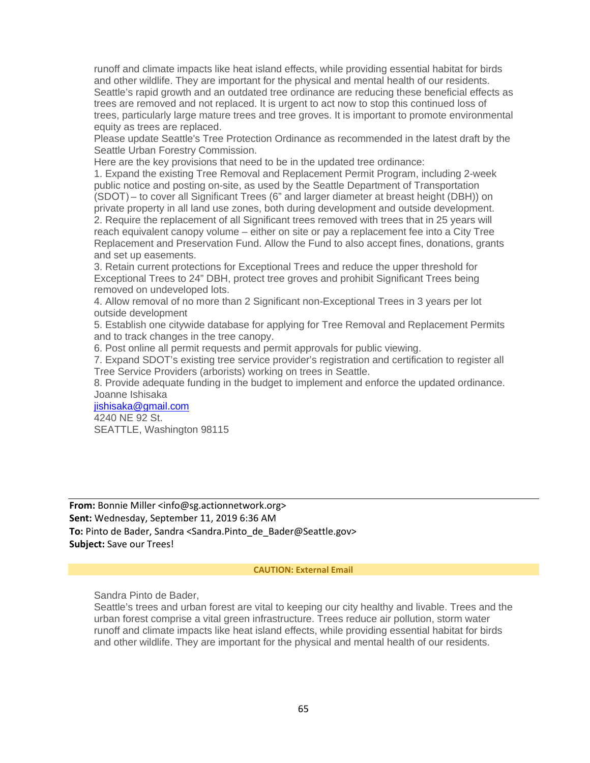runoff and climate impacts like heat island effects, while providing essential habitat for birds and other wildlife. They are important for the physical and mental health of our residents. Seattle's rapid growth and an outdated tree ordinance are reducing these beneficial effects as trees are removed and not replaced. It is urgent to act now to stop this continued loss of trees, particularly large mature trees and tree groves. It is important to promote environmental equity as trees are replaced.

Please update Seattle's Tree Protection Ordinance as recommended in the latest draft by the Seattle Urban Forestry Commission.

Here are the key provisions that need to be in the updated tree ordinance:

1. Expand the existing Tree Removal and Replacement Permit Program, including 2-week public notice and posting on-site, as used by the Seattle Department of Transportation (SDOT) – to cover all Significant Trees (6" and larger diameter at breast height (DBH)) on private property in all land use zones, both during development and outside development.
2. Require the replacement of all Significant trees removed with trees that in 25 years will reach equivalent canopy volume – either on site or pay a replacement fee into a City Tree Replacement and Preservation Fund. Allow the Fund to also accept fines, donations, grants and set up easements.
3. Retain current protections for Exceptional Trees and reduce the upper threshold for Exceptional Trees to 24" DBH, protect tree groves and prohibit Significant Trees being removed on undeveloped lots.
4. Allow removal of no more than 2 Significant non-Exceptional Trees in 3 years per lot outside development
5. Establish one citywide database for applying for Tree Removal and Replacement Permits and to track changes in the tree canopy.
6. Post online all permit requests and permit approvals for public viewing.
7. Expand SDOT's existing tree service provider's registration and certification to register all Tree Service Providers (arborists) working on trees in Seattle.
8. Provide adequate funding in the budget to implement and enforce the updated ordinance.

Joanne Ishisaka
jishisaka@gmail.com
4240 NE 92 St.
SEATTLE, Washington 98115

---

**From:** Bonnie Miller <info@sg.actionnetwork.org>
**Sent:** Wednesday, September 11, 2019 6:36 AM
**To:** Pinto de Bader, Sandra <Sandra.Pinto_de_Bader@Seattle.gov>
**Subject:** Save our Trees!

**CAUTION: External Email**

Sandra Pinto de Bader,

Seattle's trees and urban forest are vital to keeping our city healthy and livable. Trees and the urban forest comprise a vital green infrastructure. Trees reduce air pollution, storm water runoff and climate impacts like heat island effects, while providing essential habitat for birds and other wildlife. They are important for the physical and mental health of our residents.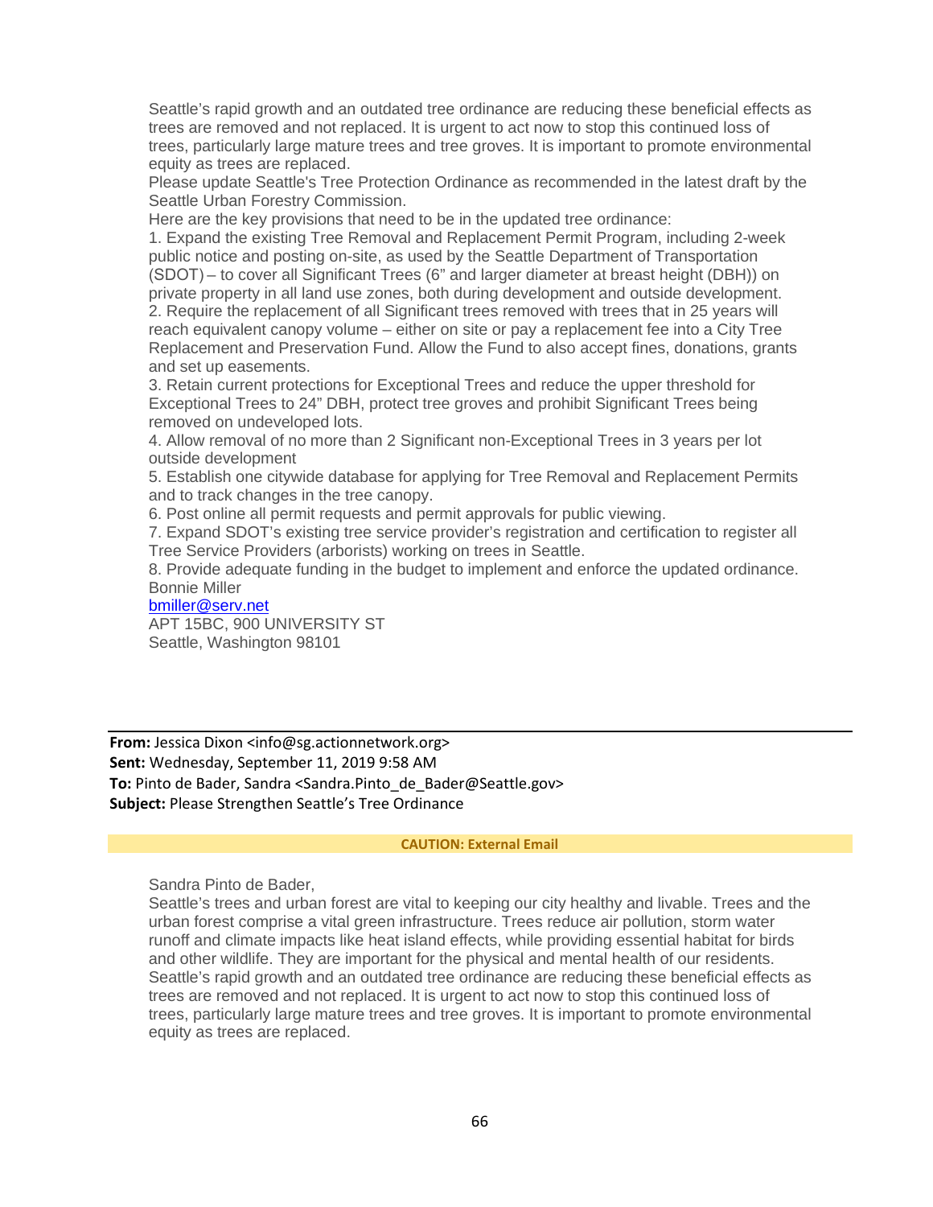Seattle's rapid growth and an outdated tree ordinance are reducing these beneficial effects as trees are removed and not replaced. It is urgent to act now to stop this continued loss of trees, particularly large mature trees and tree groves. It is important to promote environmental equity as trees are replaced.

Please update Seattle's Tree Protection Ordinance as recommended in the latest draft by the Seattle Urban Forestry Commission.

Here are the key provisions that need to be in the updated tree ordinance:

1. Expand the existing Tree Removal and Replacement Permit Program, including 2-week public notice and posting on-site, as used by the Seattle Department of Transportation (SDOT) – to cover all Significant Trees (6" and larger diameter at breast height (DBH)) on private property in all land use zones, both during development and outside development.
2. Require the replacement of all Significant trees removed with trees that in 25 years will reach equivalent canopy volume – either on site or pay a replacement fee into a City Tree Replacement and Preservation Fund. Allow the Fund to also accept fines, donations, grants and set up easements.
3. Retain current protections for Exceptional Trees and reduce the upper threshold for Exceptional Trees to 24" DBH, protect tree groves and prohibit Significant Trees being removed on undeveloped lots.
4. Allow removal of no more than 2 Significant non-Exceptional Trees in 3 years per lot outside development
5. Establish one citywide database for applying for Tree Removal and Replacement Permits and to track changes in the tree canopy.
6. Post online all permit requests and permit approvals for public viewing.
7. Expand SDOT's existing tree service provider's registration and certification to register all Tree Service Providers (arborists) working on trees in Seattle.
8. Provide adequate funding in the budget to implement and enforce the updated ordinance.

Bonnie Miller
bmiller@serv.net
APT 15BC, 900 UNIVERSITY ST
Seattle, Washington 98101

---

**From:** Jessica Dixon <info@sg.actionnetwork.org>
**Sent:** Wednesday, September 11, 2019 9:58 AM
**To:** Pinto de Bader, Sandra <Sandra.Pinto_de_Bader@Seattle.gov>
**Subject:** Please Strengthen Seattle's Tree Ordinance

**CAUTION: External Email**

Sandra Pinto de Bader,

Seattle's trees and urban forest are vital to keeping our city healthy and livable. Trees and the urban forest comprise a vital green infrastructure. Trees reduce air pollution, storm water runoff and climate impacts like heat island effects, while providing essential habitat for birds and other wildlife. They are important for the physical and mental health of our residents. Seattle's rapid growth and an outdated tree ordinance are reducing these beneficial effects as trees are removed and not replaced. It is urgent to act now to stop this continued loss of trees, particularly large mature trees and tree groves. It is important to promote environmental equity as trees are replaced.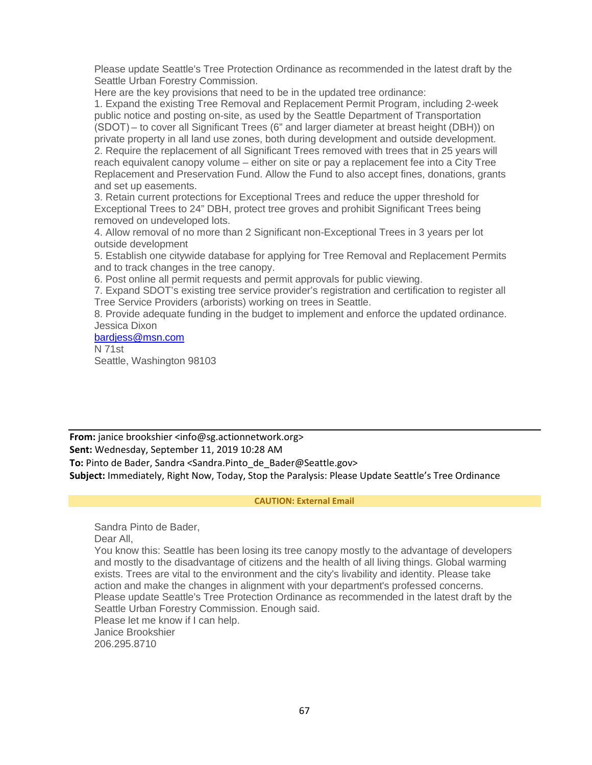Please update Seattle's Tree Protection Ordinance as recommended in the latest draft by the Seattle Urban Forestry Commission.

Here are the key provisions that need to be in the updated tree ordinance:

1. Expand the existing Tree Removal and Replacement Permit Program, including 2-week public notice and posting on-site, as used by the Seattle Department of Transportation (SDOT) – to cover all Significant Trees (6" and larger diameter at breast height (DBH)) on private property in all land use zones, both during development and outside development.
2. Require the replacement of all Significant Trees removed with trees that in 25 years will reach equivalent canopy volume – either on site or pay a replacement fee into a City Tree Replacement and Preservation Fund. Allow the Fund to also accept fines, donations, grants and set up easements.
3. Retain current protections for Exceptional Trees and reduce the upper threshold for Exceptional Trees to 24" DBH, protect tree groves and prohibit Significant Trees being removed on undeveloped lots.
4. Allow removal of no more than 2 Significant non-Exceptional Trees in 3 years per lot outside development
5. Establish one citywide database for applying for Tree Removal and Replacement Permits and to track changes in the tree canopy.
6. Post online all permit requests and permit approvals for public viewing.
7. Expand SDOT's existing tree service provider's registration and certification to register all Tree Service Providers (arborists) working on trees in Seattle.
8. Provide adequate funding in the budget to implement and enforce the updated ordinance.

Jessica Dixon
bardjess@msn.com
N 71st
Seattle, Washington 98103

---

**From:** janice brookshier <info@sg.actionnetwork.org>
**Sent:** Wednesday, September 11, 2019 10:28 AM
**To:** Pinto de Bader, Sandra <Sandra.Pinto_de_Bader@Seattle.gov>
**Subject:** Immediately, Right Now, Today, Stop the Paralysis: Please Update Seattle's Tree Ordinance

**CAUTION: External Email**

Sandra Pinto de Bader,

Dear All,

You know this: Seattle has been losing its tree canopy mostly to the advantage of developers and mostly to the disadvantage of citizens and the health of all living things. Global warming exists. Trees are vital to the environment and the city's livability and identity. Please take action and make the changes in alignment with your department's professed concerns. Please update Seattle's Tree Protection Ordinance as recommended in the latest draft by the Seattle Urban Forestry Commission. Enough said.

Please let me know if I can help.

Janice Brookshier
206.295.8710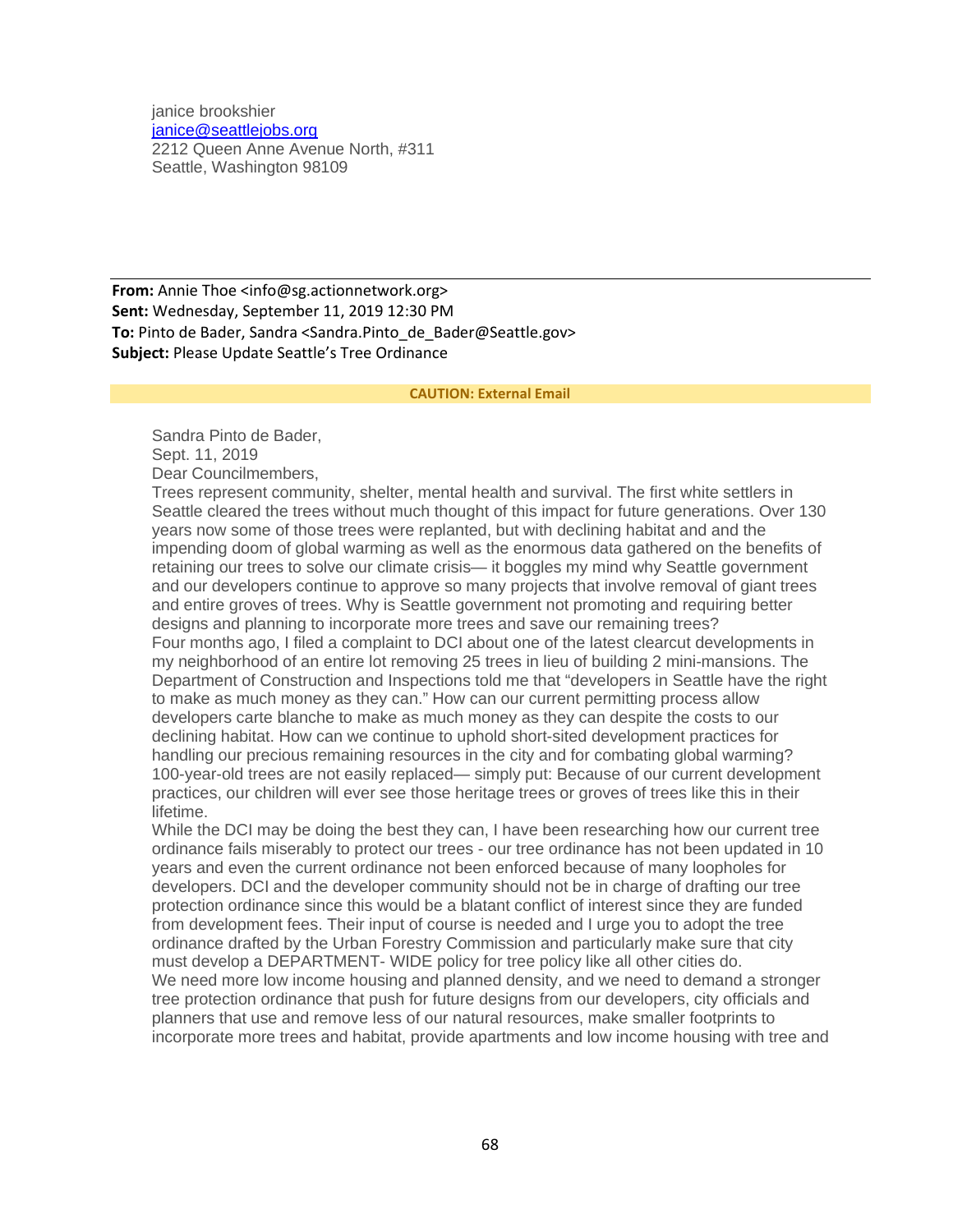janice brookshier
janice@seattlejobs.org
2212 Queen Anne Avenue North, #311
Seattle, Washington 98109

---

**From:** Annie Thoe <info@sg.actionnetwork.org>
**Sent:** Wednesday, September 11, 2019 12:30 PM
**To:** Pinto de Bader, Sandra <Sandra.Pinto_de_Bader@Seattle.gov>
**Subject:** Please Update Seattle's Tree Ordinance

**CAUTION: External Email**

Sandra Pinto de Bader,
Sept. 11, 2019
Dear Councilmembers,
Trees represent community, shelter, mental health and survival. The first white settlers in Seattle cleared the trees without much thought of this impact for future generations. Over 130 years now some of those trees were replanted, but with declining habitat and and the impending doom of global warming as well as the enormous data gathered on the benefits of retaining our trees to solve our climate crisis— it boggles my mind why Seattle government and our developers continue to approve so many projects that involve removal of giant trees and entire groves of trees. Why is Seattle government not promoting and requiring better designs and planning to incorporate more trees and save our remaining trees?
Four months ago, I filed a complaint to DCI about one of the latest clearcut developments in my neighborhood of an entire lot removing 25 trees in lieu of building 2 mini-mansions. The Department of Construction and Inspections told me that "developers in Seattle have the right to make as much money as they can." How can our current permitting process allow developers carte blanche to make as much money as they can despite the costs to our declining habitat. How can we continue to uphold short-sited development practices for handling our precious remaining resources in the city and for combating global warming? 100-year-old trees are not easily replaced— simply put: Because of our current development practices, our children will ever see those heritage trees or groves of trees like this in their lifetime.
While the DCI may be doing the best they can, I have been researching how our current tree ordinance fails miserably to protect our trees - our tree ordinance has not been updated in 10 years and even the current ordinance not been enforced because of many loopholes for developers. DCI and the developer community should not be in charge of drafting our tree protection ordinance since this would be a blatant conflict of interest since they are funded from development fees. Their input of course is needed and I urge you to adopt the tree ordinance drafted by the Urban Forestry Commission and particularly make sure that city must develop a DEPARTMENT- WIDE policy for tree policy like all other cities do.
We need more low income housing and planned density, and we need to demand a stronger tree protection ordinance that push for future designs from our developers, city officials and planners that use and remove less of our natural resources, make smaller footprints to incorporate more trees and habitat, provide apartments and low income housing with tree and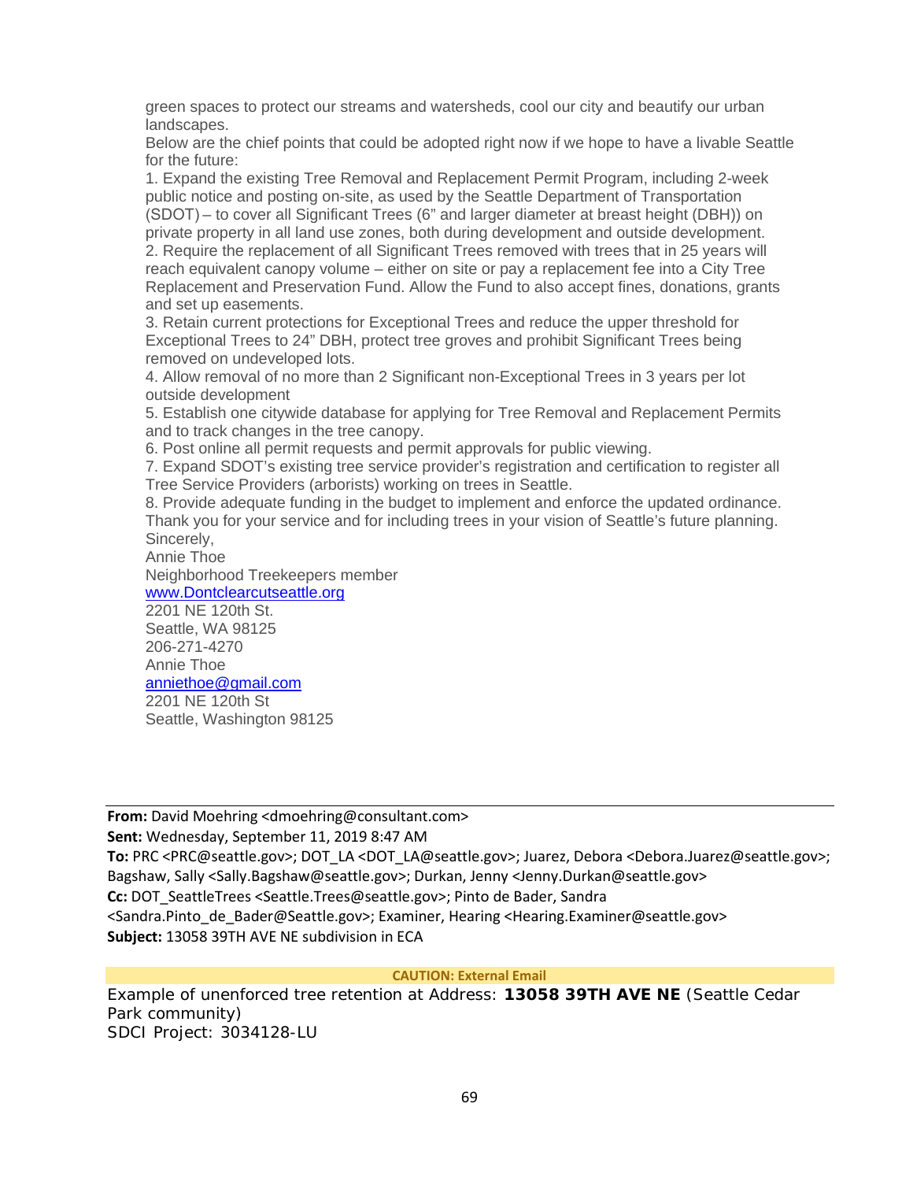green spaces to protect our streams and watersheds, cool our city and beautify our urban landscapes.

Below are the chief points that could be adopted right now if we hope to have a livable Seattle for the future:

1. Expand the existing Tree Removal and Replacement Permit Program, including 2-week public notice and posting on-site, as used by the Seattle Department of Transportation (SDOT) – to cover all Significant Trees (6" and larger diameter at breast height (DBH)) on private property in all land use zones, both during development and outside development.
2. Require the replacement of all Significant Trees removed with trees that in 25 years will reach equivalent canopy volume – either on site or pay a replacement fee into a City Tree Replacement and Preservation Fund. Allow the Fund to also accept fines, donations, grants and set up easements.
3. Retain current protections for Exceptional Trees and reduce the upper threshold for Exceptional Trees to 24" DBH, protect tree groves and prohibit Significant Trees being removed on undeveloped lots.
4. Allow removal of no more than 2 Significant non-Exceptional Trees in 3 years per lot outside development
5. Establish one citywide database for applying for Tree Removal and Replacement Permits and to track changes in the tree canopy.
6. Post online all permit requests and permit approvals for public viewing.
7. Expand SDOT's existing tree service provider's registration and certification to register all Tree Service Providers (arborists) working on trees in Seattle.
8. Provide adequate funding in the budget to implement and enforce the updated ordinance.

Thank you for your service and for including trees in your vision of Seattle's future planning.

Sincerely,

Annie Thoe
Neighborhood Treekeepers member
www.Dontclearcutseattle.org
2201 NE 120th St.
Seattle, WA 98125
206-271-4270
Annie Thoe
anniethoe@gmail.com
2201 NE 120th St
Seattle, Washington 98125

---

**From:** David Moehring <dmoehring@consultant.com>
**Sent:** Wednesday, September 11, 2019 8:47 AM
**To:** PRC <PRC@seattle.gov>; DOT_LA <DOT_LA@seattle.gov>; Juarez, Debora <Debora.Juarez@seattle.gov>; Bagshaw, Sally <Sally.Bagshaw@seattle.gov>; Durkan, Jenny <Jenny.Durkan@seattle.gov>
**Cc:** DOT_SeattleTrees <Seattle.Trees@seattle.gov>; Pinto de Bader, Sandra <Sandra.Pinto_de_Bader@Seattle.gov>; Examiner, Hearing <Hearing.Examiner@seattle.gov>
**Subject:** 13058 39TH AVE NE subdivision in ECA

**CAUTION: External Email**

Example of unenforced tree retention at Address: **13058 39TH AVE NE** (Seattle Cedar Park community)
SDCI Project: 3034128-LU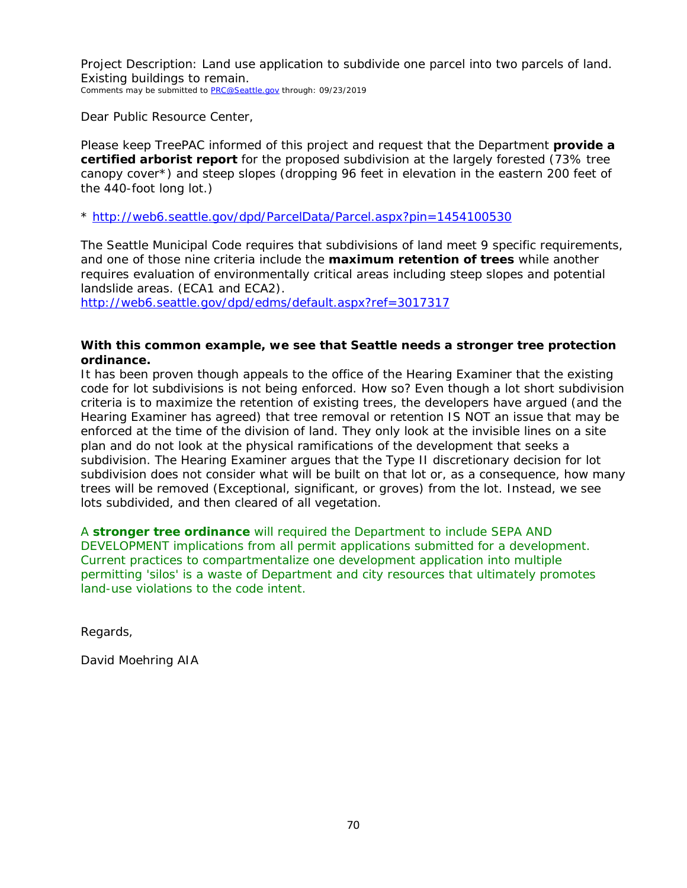Project Description: Land use application to subdivide one parcel into two parcels of land. Existing buildings to remain.
Comments may be submitted to PRC@Seattle.gov through: 09/23/2019

Dear Public Resource Center,

Please keep TreePAC informed of this project and request that the Department **provide a certified arborist report** for the proposed subdivision at the largely forested (73% tree canopy cover*) and steep slopes (dropping 96 feet in elevation in the eastern 200 feet of the 440-foot long lot.)

* http://web6.seattle.gov/dpd/ParcelData/Parcel.aspx?pin=1454100530

The Seattle Municipal Code requires that subdivisions of land meet 9 specific requirements, and one of those nine criteria include the **maximum retention of trees** while another requires evaluation of environmentally critical areas including steep slopes and potential landslide areas. (ECA1 and ECA2).
http://web6.seattle.gov/dpd/edms/default.aspx?ref=3017317

**With this common example, we see that Seattle needs a stronger tree protection ordinance.**
It has been proven though appeals to the office of the Hearing Examiner that the existing code for lot subdivisions is not being enforced. How so? Even though a lot short subdivision criteria is to maximize the retention of existing trees, the developers have argued (and the Hearing Examiner has agreed) that tree removal or retention IS NOT an issue that may be enforced at the time of the division of land. They only look at the invisible lines on a site plan and do not look at the physical ramifications of the development that seeks a subdivision. The Hearing Examiner argues that the Type II discretionary decision for lot subdivision does not consider what will be built on that lot or, as a consequence, how many trees will be removed (Exceptional, significant, or groves) from the lot. Instead, we see lots subdivided, and then cleared of all vegetation.

A **stronger tree ordinance** will required the Department to include SEPA AND DEVELOPMENT implications from all permit applications submitted for a development. Current practices to compartmentalize one development application into multiple permitting 'silos' is a waste of Department and city resources that ultimately promotes land-use violations to the code intent.

Regards,

David Moehring AIA